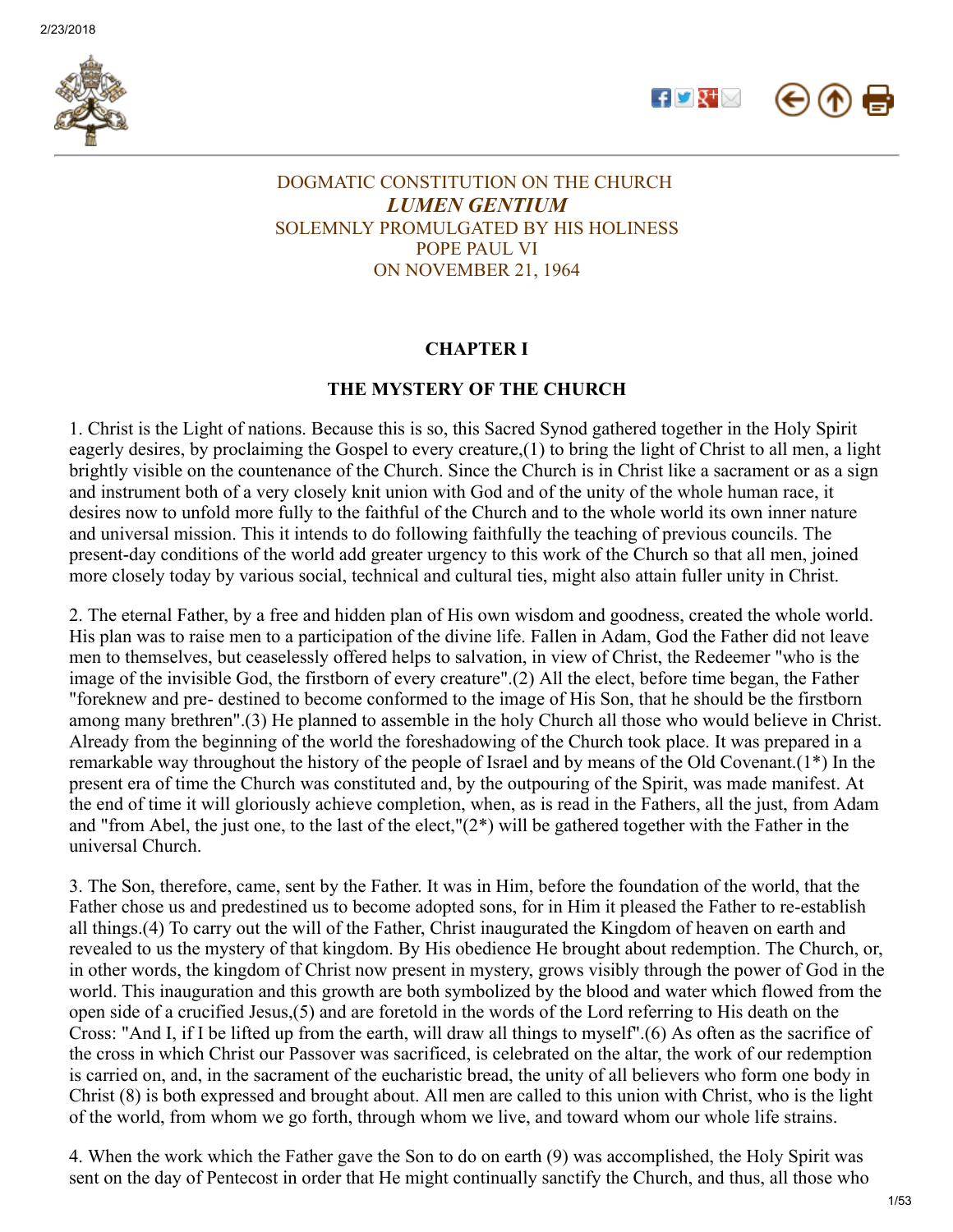DOGMATIC CONSTITUTION ON THE CHURCH

*LUMEN GENTIUM*

SOLEMNLY PROMULGATED BY HIS HOLINESS

POPE PAUL VI

ON NOVEMBER 21, 1964

## CHAPTER I

## THE MYSTERY OF THE CHURCH

1. Christ is the Light of nations. Because this is so, this Sacred Synod gathered together in the Holy Spirit eagerly desires, by proclaiming the Gospel to every creature,(1) to bring the light of Christ to all men, a light brightly visible on the countenance of the Church. Since the Church is in Christ like a sacrament or as a sign and instrument both of a very closely knit union with God and of the unity of the whole human race, it desires now to unfold more fully to the faithful of the Church and to the whole world its own inner nature and universal mission. This it intends to do following faithfully the teaching of previous councils. The present-day conditions of the world add greater urgency to this work of the Church so that all men, joined more closely today by various social, technical and cultural ties, might also attain fuller unity in Christ.

2. The eternal Father, by a free and hidden plan of His own wisdom and goodness, created the whole world. His plan was to raise men to a participation of the divine life. Fallen in Adam, God the Father did not leave men to themselves, but ceaselessly offered helps to salvation, in view of Christ, the Redeemer "who is the image of the invisible God, the firstborn of every creature".(2) All the elect, before time began, the Father "foreknew and pre- destined to become conformed to the image of His Son, that he should be the firstborn among many brethren".(3) He planned to assemble in the holy Church all those who would believe in Christ. Already from the beginning of the world the foreshadowing of the Church took place. It was prepared in a remarkable way throughout the history of the people of Israel and by means of the Old Covenant.(1*) In the present era of time the Church was constituted and, by the outpouring of the Spirit, was made manifest. At the end of time it will gloriously achieve completion, when, as is read in the Fathers, all the just, from Adam and "from Abel, the just one, to the last of the elect,"(2*) will be gathered together with the Father in the universal Church.

3. The Son, therefore, came, sent by the Father. It was in Him, before the foundation of the world, that the Father chose us and predestined us to become adopted sons, for in Him it pleased the Father to re-establish all things.(4) To carry out the will of the Father, Christ inaugurated the Kingdom of heaven on earth and revealed to us the mystery of that kingdom. By His obedience He brought about redemption. The Church, or, in other words, the kingdom of Christ now present in mystery, grows visibly through the power of God in the world. This inauguration and this growth are both symbolized by the blood and water which flowed from the open side of a crucified Jesus,(5) and are foretold in the words of the Lord referring to His death on the Cross: "And I, if I be lifted up from the earth, will draw all things to myself".(6) As often as the sacrifice of the cross in which Christ our Passover was sacrificed, is celebrated on the altar, the work of our redemption is carried on, and, in the sacrament of the eucharistic bread, the unity of all believers who form one body in Christ (8) is both expressed and brought about. All men are called to this union with Christ, who is the light of the world, from whom we go forth, through whom we live, and toward whom our whole life strains.

4. When the work which the Father gave the Son to do on earth (9) was accomplished, the Holy Spirit was sent on the day of Pentecost in order that He might continually sanctify the Church, and thus, all those who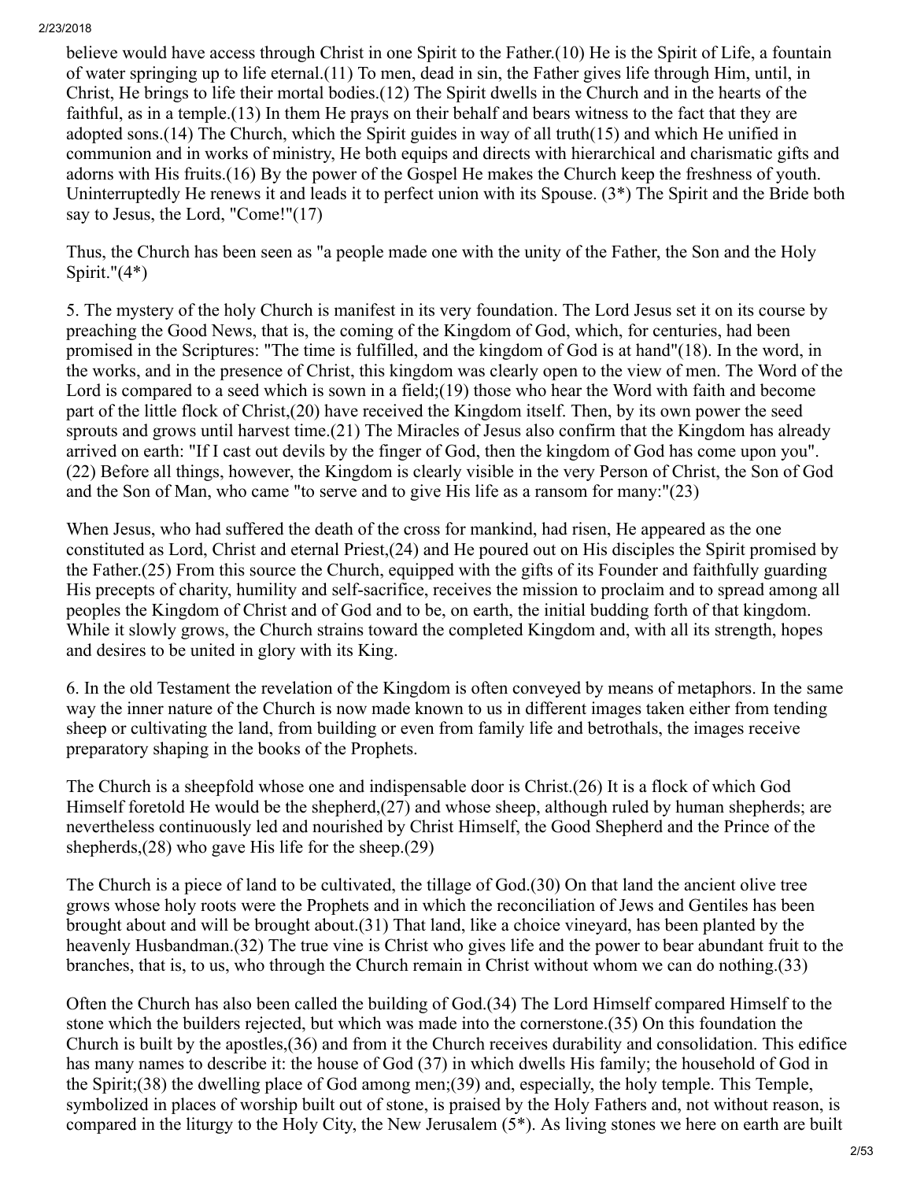believe would have access through Christ in one Spirit to the Father.(10) He is the Spirit of Life, a fountain of water springing up to life eternal.(11) To men, dead in sin, the Father gives life through Him, until, in Christ, He brings to life their mortal bodies.(12) The Spirit dwells in the Church and in the hearts of the faithful, as in a temple.(13) In them He prays on their behalf and bears witness to the fact that they are adopted sons.(14) The Church, which the Spirit guides in way of all truth(15) and which He unified in communion and in works of ministry, He both equips and directs with hierarchical and charismatic gifts and adorns with His fruits.(16) By the power of the Gospel He makes the Church keep the freshness of youth. Uninterruptedly He renews it and leads it to perfect union with its Spouse. (3*) The Spirit and the Bride both say to Jesus, the Lord, "Come!"(17)

Thus, the Church has been seen as "a people made one with the unity of the Father, the Son and the Holy Spirit."(4*)

5. The mystery of the holy Church is manifest in its very foundation. The Lord Jesus set it on its course by preaching the Good News, that is, the coming of the Kingdom of God, which, for centuries, had been promised in the Scriptures: "The time is fulfilled, and the kingdom of God is at hand"(18). In the word, in the works, and in the presence of Christ, this kingdom was clearly open to the view of men. The Word of the Lord is compared to a seed which is sown in a field;(19) those who hear the Word with faith and become part of the little flock of Christ,(20) have received the Kingdom itself. Then, by its own power the seed sprouts and grows until harvest time.(21) The Miracles of Jesus also confirm that the Kingdom has already arrived on earth: "If I cast out devils by the finger of God, then the kingdom of God has come upon you".(22) Before all things, however, the Kingdom is clearly visible in the very Person of Christ, the Son of God and the Son of Man, who came "to serve and to give His life as a ransom for many:"(23)

When Jesus, who had suffered the death of the cross for mankind, had risen, He appeared as the one constituted as Lord, Christ and eternal Priest,(24) and He poured out on His disciples the Spirit promised by the Father.(25) From this source the Church, equipped with the gifts of its Founder and faithfully guarding His precepts of charity, humility and self-sacrifice, receives the mission to proclaim and to spread among all peoples the Kingdom of Christ and of God and to be, on earth, the initial budding forth of that kingdom. While it slowly grows, the Church strains toward the completed Kingdom and, with all its strength, hopes and desires to be united in glory with its King.

6. In the old Testament the revelation of the Kingdom is often conveyed by means of metaphors. In the same way the inner nature of the Church is now made known to us in different images taken either from tending sheep or cultivating the land, from building or even from family life and betrothals, the images receive preparatory shaping in the books of the Prophets.

The Church is a sheepfold whose one and indispensable door is Christ.(26) It is a flock of which God Himself foretold He would be the shepherd,(27) and whose sheep, although ruled by human shepherds; are nevertheless continuously led and nourished by Christ Himself, the Good Shepherd and the Prince of the shepherds,(28) who gave His life for the sheep.(29)

The Church is a piece of land to be cultivated, the tillage of God.(30) On that land the ancient olive tree grows whose holy roots were the Prophets and in which the reconciliation of Jews and Gentiles has been brought about and will be brought about.(31) That land, like a choice vineyard, has been planted by the heavenly Husbandman.(32) The true vine is Christ who gives life and the power to bear abundant fruit to the branches, that is, to us, who through the Church remain in Christ without whom we can do nothing.(33)

Often the Church has also been called the building of God.(34) The Lord Himself compared Himself to the stone which the builders rejected, but which was made into the cornerstone.(35) On this foundation the Church is built by the apostles,(36) and from it the Church receives durability and consolidation. This edifice has many names to describe it: the house of God (37) in which dwells His family; the household of God in the Spirit;(38) the dwelling place of God among men;(39) and, especially, the holy temple. This Temple, symbolized in places of worship built out of stone, is praised by the Holy Fathers and, not without reason, is compared in the liturgy to the Holy City, the New Jerusalem (5*). As living stones we here on earth are built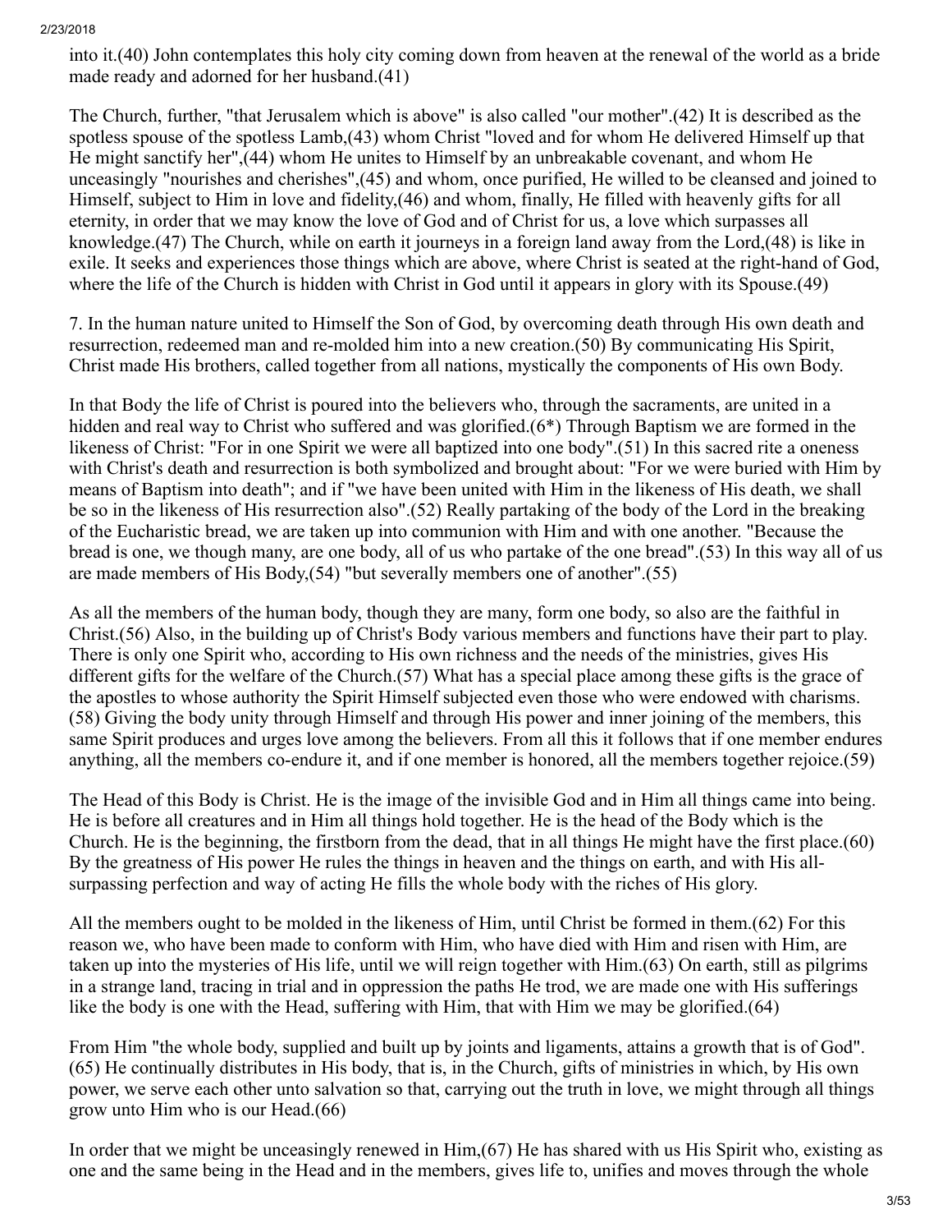into it.(40) John contemplates this holy city coming down from heaven at the renewal of the world as a bride made ready and adorned for her husband.(41)

The Church, further, "that Jerusalem which is above" is also called "our mother".(42) It is described as the spotless spouse of the spotless Lamb,(43) whom Christ "loved and for whom He delivered Himself up that He might sanctify her",(44) whom He unites to Himself by an unbreakable covenant, and whom He unceasingly "nourishes and cherishes",(45) and whom, once purified, He willed to be cleansed and joined to Himself, subject to Him in love and fidelity,(46) and whom, finally, He filled with heavenly gifts for all eternity, in order that we may know the love of God and of Christ for us, a love which surpasses all knowledge.(47) The Church, while on earth it journeys in a foreign land away from the Lord,(48) is like in exile. It seeks and experiences those things which are above, where Christ is seated at the right-hand of God, where the life of the Church is hidden with Christ in God until it appears in glory with its Spouse.(49)

7. In the human nature united to Himself the Son of God, by overcoming death through His own death and resurrection, redeemed man and re-molded him into a new creation.(50) By communicating His Spirit, Christ made His brothers, called together from all nations, mystically the components of His own Body.

In that Body the life of Christ is poured into the believers who, through the sacraments, are united in a hidden and real way to Christ who suffered and was glorified.(6*) Through Baptism we are formed in the likeness of Christ: "For in one Spirit we were all baptized into one body".(51) In this sacred rite a oneness with Christ's death and resurrection is both symbolized and brought about: "For we were buried with Him by means of Baptism into death"; and if "we have been united with Him in the likeness of His death, we shall be so in the likeness of His resurrection also".(52) Really partaking of the body of the Lord in the breaking of the Eucharistic bread, we are taken up into communion with Him and with one another. "Because the bread is one, we though many, are one body, all of us who partake of the one bread".(53) In this way all of us are made members of His Body,(54) "but severally members one of another".(55)

As all the members of the human body, though they are many, form one body, so also are the faithful in Christ.(56) Also, in the building up of Christ's Body various members and functions have their part to play. There is only one Spirit who, according to His own richness and the needs of the ministries, gives His different gifts for the welfare of the Church.(57) What has a special place among these gifts is the grace of the apostles to whose authority the Spirit Himself subjected even those who were endowed with charisms.(58) Giving the body unity through Himself and through His power and inner joining of the members, this same Spirit produces and urges love among the believers. From all this it follows that if one member endures anything, all the members co-endure it, and if one member is honored, all the members together rejoice.(59)

The Head of this Body is Christ. He is the image of the invisible God and in Him all things came into being. He is before all creatures and in Him all things hold together. He is the head of the Body which is the Church. He is the beginning, the firstborn from the dead, that in all things He might have the first place.(60) By the greatness of His power He rules the things in heaven and the things on earth, and with His all-surpassing perfection and way of acting He fills the whole body with the riches of His glory.

All the members ought to be molded in the likeness of Him, until Christ be formed in them.(62) For this reason we, who have been made to conform with Him, who have died with Him and risen with Him, are taken up into the mysteries of His life, until we will reign together with Him.(63) On earth, still as pilgrims in a strange land, tracing in trial and in oppression the paths He trod, we are made one with His sufferings like the body is one with the Head, suffering with Him, that with Him we may be glorified.(64)

From Him "the whole body, supplied and built up by joints and ligaments, attains a growth that is of God".(65) He continually distributes in His body, that is, in the Church, gifts of ministries in which, by His own power, we serve each other unto salvation so that, carrying out the truth in love, we might through all things grow unto Him who is our Head.(66)

In order that we might be unceasingly renewed in Him,(67) He has shared with us His Spirit who, existing as one and the same being in the Head and in the members, gives life to, unifies and moves through the whole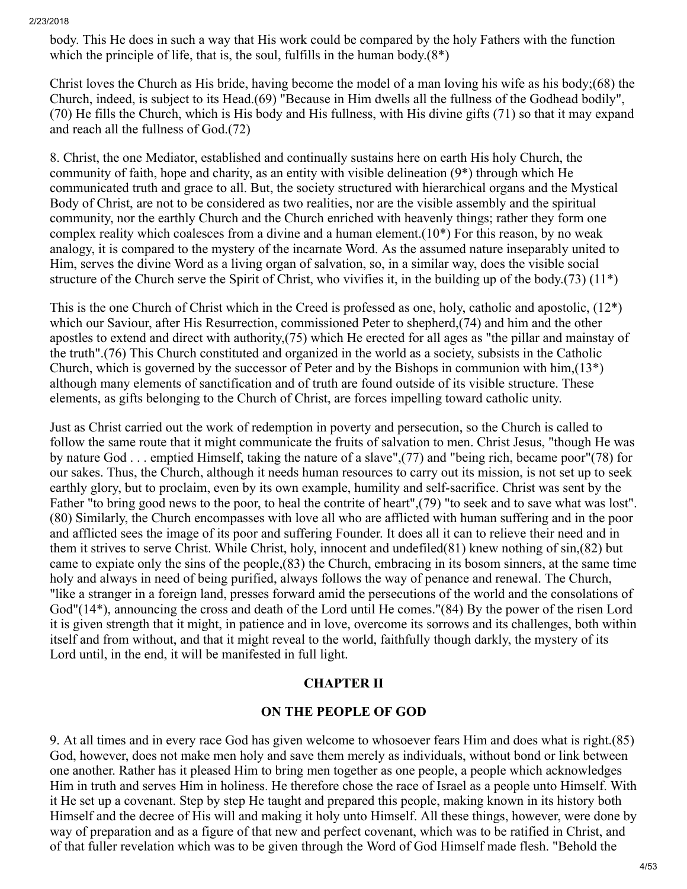body. This He does in such a way that His work could be compared by the holy Fathers with the function which the principle of life, that is, the soul, fulfills in the human body.(8*)

Christ loves the Church as His bride, having become the model of a man loving his wife as his body;(68) the Church, indeed, is subject to its Head.(69) "Because in Him dwells all the fullness of the Godhead bodily", (70) He fills the Church, which is His body and His fullness, with His divine gifts (71) so that it may expand and reach all the fullness of God.(72)

8. Christ, the one Mediator, established and continually sustains here on earth His holy Church, the community of faith, hope and charity, as an entity with visible delineation (9*) through which He communicated truth and grace to all. But, the society structured with hierarchical organs and the Mystical Body of Christ, are not to be considered as two realities, nor are the visible assembly and the spiritual community, nor the earthly Church and the Church enriched with heavenly things; rather they form one complex reality which coalesces from a divine and a human element.(10*) For this reason, by no weak analogy, it is compared to the mystery of the incarnate Word. As the assumed nature inseparably united to Him, serves the divine Word as a living organ of salvation, so, in a similar way, does the visible social structure of the Church serve the Spirit of Christ, who vivifies it, in the building up of the body.(73) (11*)

This is the one Church of Christ which in the Creed is professed as one, holy, catholic and apostolic, (12*) which our Saviour, after His Resurrection, commissioned Peter to shepherd,(74) and him and the other apostles to extend and direct with authority,(75) which He erected for all ages as "the pillar and mainstay of the truth".(76) This Church constituted and organized in the world as a society, subsists in the Catholic Church, which is governed by the successor of Peter and by the Bishops in communion with him,(13*) although many elements of sanctification and of truth are found outside of its visible structure. These elements, as gifts belonging to the Church of Christ, are forces impelling toward catholic unity.

Just as Christ carried out the work of redemption in poverty and persecution, so the Church is called to follow the same route that it might communicate the fruits of salvation to men. Christ Jesus, "though He was by nature God . . . emptied Himself, taking the nature of a slave",(77) and "being rich, became poor"(78) for our sakes. Thus, the Church, although it needs human resources to carry out its mission, is not set up to seek earthly glory, but to proclaim, even by its own example, humility and self-sacrifice. Christ was sent by the Father "to bring good news to the poor, to heal the contrite of heart",(79) "to seek and to save what was lost".(80) Similarly, the Church encompasses with love all who are afflicted with human suffering and in the poor and afflicted sees the image of its poor and suffering Founder. It does all it can to relieve their need and in them it strives to serve Christ. While Christ, holy, innocent and undefiled(81) knew nothing of sin,(82) but came to expiate only the sins of the people,(83) the Church, embracing in its bosom sinners, at the same time holy and always in need of being purified, always follows the way of penance and renewal. The Church, "like a stranger in a foreign land, presses forward amid the persecutions of the world and the consolations of God"(14*), announcing the cross and death of the Lord until He comes."(84) By the power of the risen Lord it is given strength that it might, in patience and in love, overcome its sorrows and its challenges, both within itself and from without, and that it might reveal to the world, faithfully though darkly, the mystery of its Lord until, in the end, it will be manifested in full light.

## CHAPTER II

## ON THE PEOPLE OF GOD

9. At all times and in every race God has given welcome to whosoever fears Him and does what is right.(85) God, however, does not make men holy and save them merely as individuals, without bond or link between one another. Rather has it pleased Him to bring men together as one people, a people which acknowledges Him in truth and serves Him in holiness. He therefore chose the race of Israel as a people unto Himself. With it He set up a covenant. Step by step He taught and prepared this people, making known in its history both Himself and the decree of His will and making it holy unto Himself. All these things, however, were done by way of preparation and as a figure of that new and perfect covenant, which was to be ratified in Christ, and of that fuller revelation which was to be given through the Word of God Himself made flesh. "Behold the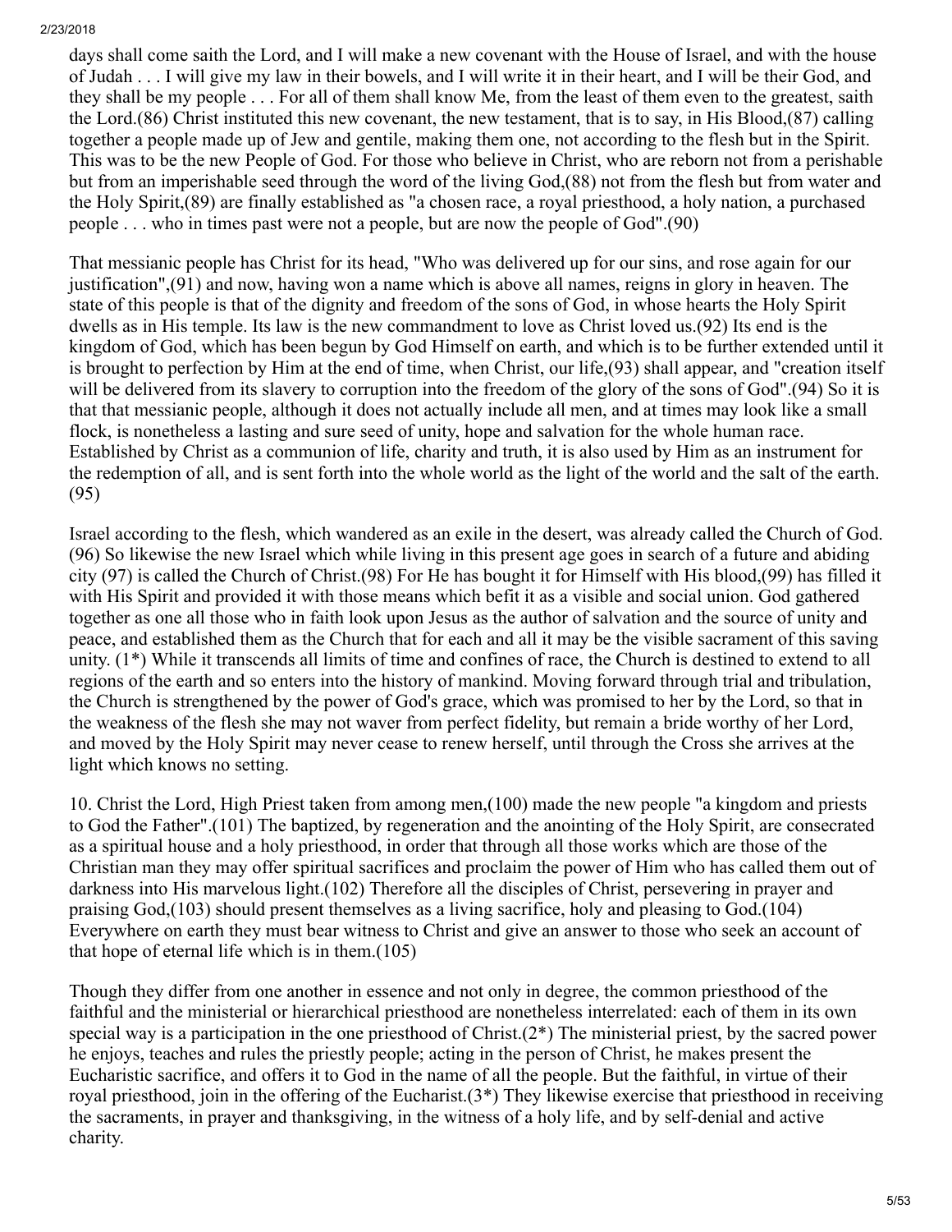days shall come saith the Lord, and I will make a new covenant with the House of Israel, and with the house of Judah . . . I will give my law in their bowels, and I will write it in their heart, and I will be their God, and they shall be my people . . . For all of them shall know Me, from the least of them even to the greatest, saith the Lord.(86) Christ instituted this new covenant, the new testament, that is to say, in His Blood,(87) calling together a people made up of Jew and gentile, making them one, not according to the flesh but in the Spirit. This was to be the new People of God. For those who believe in Christ, who are reborn not from a perishable but from an imperishable seed through the word of the living God,(88) not from the flesh but from water and the Holy Spirit,(89) are finally established as "a chosen race, a royal priesthood, a holy nation, a purchased people . . . who in times past were not a people, but are now the people of God".(90)

That messianic people has Christ for its head, "Who was delivered up for our sins, and rose again for our justification",(91) and now, having won a name which is above all names, reigns in glory in heaven. The state of this people is that of the dignity and freedom of the sons of God, in whose hearts the Holy Spirit dwells as in His temple. Its law is the new commandment to love as Christ loved us.(92) Its end is the kingdom of God, which has been begun by God Himself on earth, and which is to be further extended until it is brought to perfection by Him at the end of time, when Christ, our life,(93) shall appear, and "creation itself will be delivered from its slavery to corruption into the freedom of the glory of the sons of God".(94) So it is that that messianic people, although it does not actually include all men, and at times may look like a small flock, is nonetheless a lasting and sure seed of unity, hope and salvation for the whole human race. Established by Christ as a communion of life, charity and truth, it is also used by Him as an instrument for the redemption of all, and is sent forth into the whole world as the light of the world and the salt of the earth.(95)

Israel according to the flesh, which wandered as an exile in the desert, was already called the Church of God.(96) So likewise the new Israel which while living in this present age goes in search of a future and abiding city (97) is called the Church of Christ.(98) For He has bought it for Himself with His blood,(99) has filled it with His Spirit and provided it with those means which befit it as a visible and social union. God gathered together as one all those who in faith look upon Jesus as the author of salvation and the source of unity and peace, and established them as the Church that for each and all it may be the visible sacrament of this saving unity. (1*) While it transcends all limits of time and confines of race, the Church is destined to extend to all regions of the earth and so enters into the history of mankind. Moving forward through trial and tribulation, the Church is strengthened by the power of God's grace, which was promised to her by the Lord, so that in the weakness of the flesh she may not waver from perfect fidelity, but remain a bride worthy of her Lord, and moved by the Holy Spirit may never cease to renew herself, until through the Cross she arrives at the light which knows no setting.

10. Christ the Lord, High Priest taken from among men,(100) made the new people "a kingdom and priests to God the Father".(101) The baptized, by regeneration and the anointing of the Holy Spirit, are consecrated as a spiritual house and a holy priesthood, in order that through all those works which are those of the Christian man they may offer spiritual sacrifices and proclaim the power of Him who has called them out of darkness into His marvelous light.(102) Therefore all the disciples of Christ, persevering in prayer and praising God,(103) should present themselves as a living sacrifice, holy and pleasing to God.(104) Everywhere on earth they must bear witness to Christ and give an answer to those who seek an account of that hope of eternal life which is in them.(105)

Though they differ from one another in essence and not only in degree, the common priesthood of the faithful and the ministerial or hierarchical priesthood are nonetheless interrelated: each of them in its own special way is a participation in the one priesthood of Christ.(2*) The ministerial priest, by the sacred power he enjoys, teaches and rules the priestly people; acting in the person of Christ, he makes present the Eucharistic sacrifice, and offers it to God in the name of all the people. But the faithful, in virtue of their royal priesthood, join in the offering of the Eucharist.(3*) They likewise exercise that priesthood in receiving the sacraments, in prayer and thanksgiving, in the witness of a holy life, and by self-denial and active charity.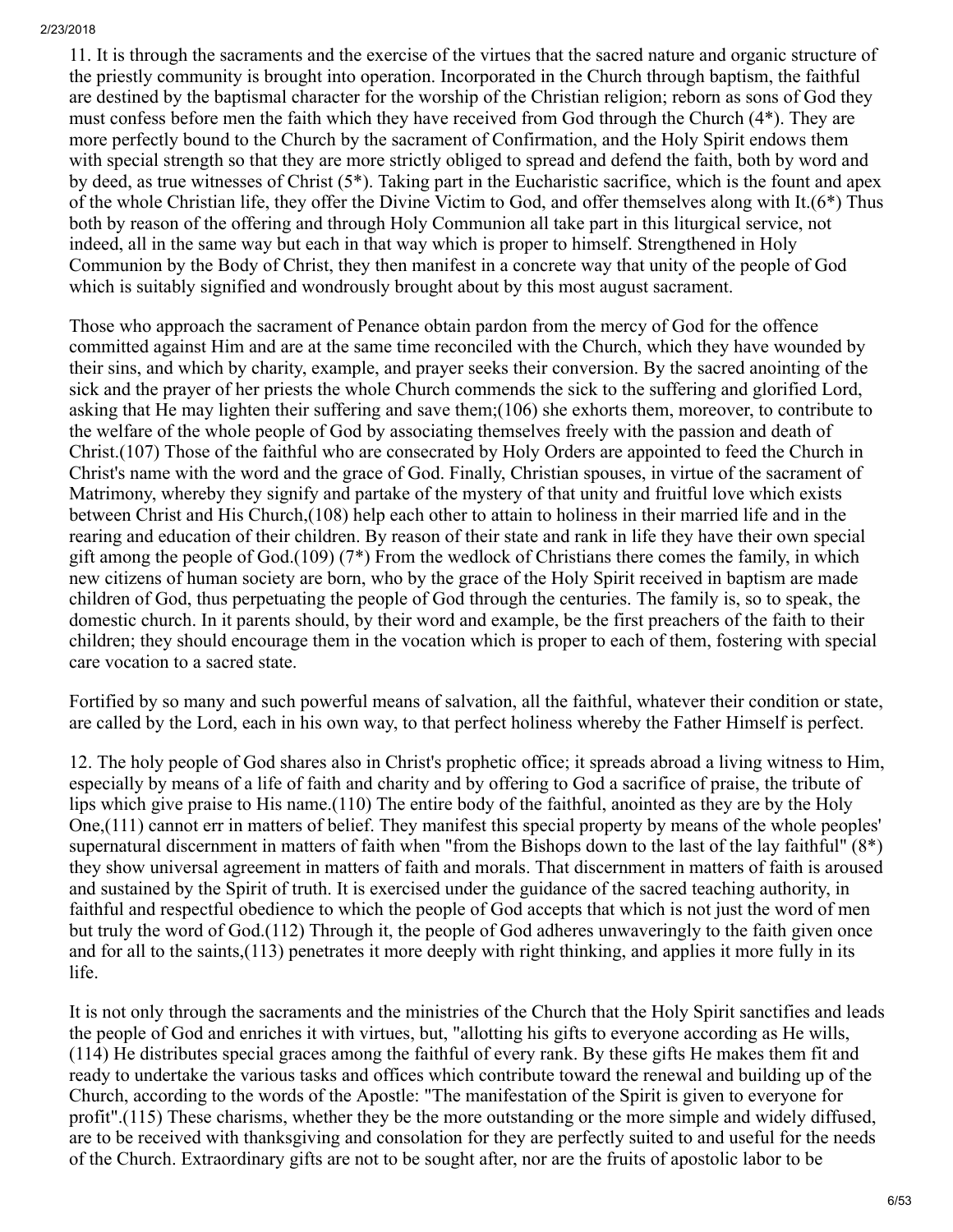11. It is through the sacraments and the exercise of the virtues that the sacred nature and organic structure of the priestly community is brought into operation. Incorporated in the Church through baptism, the faithful are destined by the baptismal character for the worship of the Christian religion; reborn as sons of God they must confess before men the faith which they have received from God through the Church (4*). They are more perfectly bound to the Church by the sacrament of Confirmation, and the Holy Spirit endows them with special strength so that they are more strictly obliged to spread and defend the faith, both by word and by deed, as true witnesses of Christ (5*). Taking part in the Eucharistic sacrifice, which is the fount and apex of the whole Christian life, they offer the Divine Victim to God, and offer themselves along with It.(6*) Thus both by reason of the offering and through Holy Communion all take part in this liturgical service, not indeed, all in the same way but each in that way which is proper to himself. Strengthened in Holy Communion by the Body of Christ, they then manifest in a concrete way that unity of the people of God which is suitably signified and wondrously brought about by this most august sacrament.

Those who approach the sacrament of Penance obtain pardon from the mercy of God for the offence committed against Him and are at the same time reconciled with the Church, which they have wounded by their sins, and which by charity, example, and prayer seeks their conversion. By the sacred anointing of the sick and the prayer of her priests the whole Church commends the sick to the suffering and glorified Lord, asking that He may lighten their suffering and save them;(106) she exhorts them, moreover, to contribute to the welfare of the whole people of God by associating themselves freely with the passion and death of Christ.(107) Those of the faithful who are consecrated by Holy Orders are appointed to feed the Church in Christ's name with the word and the grace of God. Finally, Christian spouses, in virtue of the sacrament of Matrimony, whereby they signify and partake of the mystery of that unity and fruitful love which exists between Christ and His Church,(108) help each other to attain to holiness in their married life and in the rearing and education of their children. By reason of their state and rank in life they have their own special gift among the people of God.(109) (7*) From the wedlock of Christians there comes the family, in which new citizens of human society are born, who by the grace of the Holy Spirit received in baptism are made children of God, thus perpetuating the people of God through the centuries. The family is, so to speak, the domestic church. In it parents should, by their word and example, be the first preachers of the faith to their children; they should encourage them in the vocation which is proper to each of them, fostering with special care vocation to a sacred state.

Fortified by so many and such powerful means of salvation, all the faithful, whatever their condition or state, are called by the Lord, each in his own way, to that perfect holiness whereby the Father Himself is perfect.

12. The holy people of God shares also in Christ's prophetic office; it spreads abroad a living witness to Him, especially by means of a life of faith and charity and by offering to God a sacrifice of praise, the tribute of lips which give praise to His name.(110) The entire body of the faithful, anointed as they are by the Holy One,(111) cannot err in matters of belief. They manifest this special property by means of the whole peoples' supernatural discernment in matters of faith when "from the Bishops down to the last of the lay faithful" (8*) they show universal agreement in matters of faith and morals. That discernment in matters of faith is aroused and sustained by the Spirit of truth. It is exercised under the guidance of the sacred teaching authority, in faithful and respectful obedience to which the people of God accepts that which is not just the word of men but truly the word of God.(112) Through it, the people of God adheres unwaveringly to the faith given once and for all to the saints,(113) penetrates it more deeply with right thinking, and applies it more fully in its life.

It is not only through the sacraments and the ministries of the Church that the Holy Spirit sanctifies and leads the people of God and enriches it with virtues, but, "allotting his gifts to everyone according as He wills, (114) He distributes special graces among the faithful of every rank. By these gifts He makes them fit and ready to undertake the various tasks and offices which contribute toward the renewal and building up of the Church, according to the words of the Apostle: "The manifestation of the Spirit is given to everyone for profit".(115) These charisms, whether they be the more outstanding or the more simple and widely diffused, are to be received with thanksgiving and consolation for they are perfectly suited to and useful for the needs of the Church. Extraordinary gifts are not to be sought after, nor are the fruits of apostolic labor to be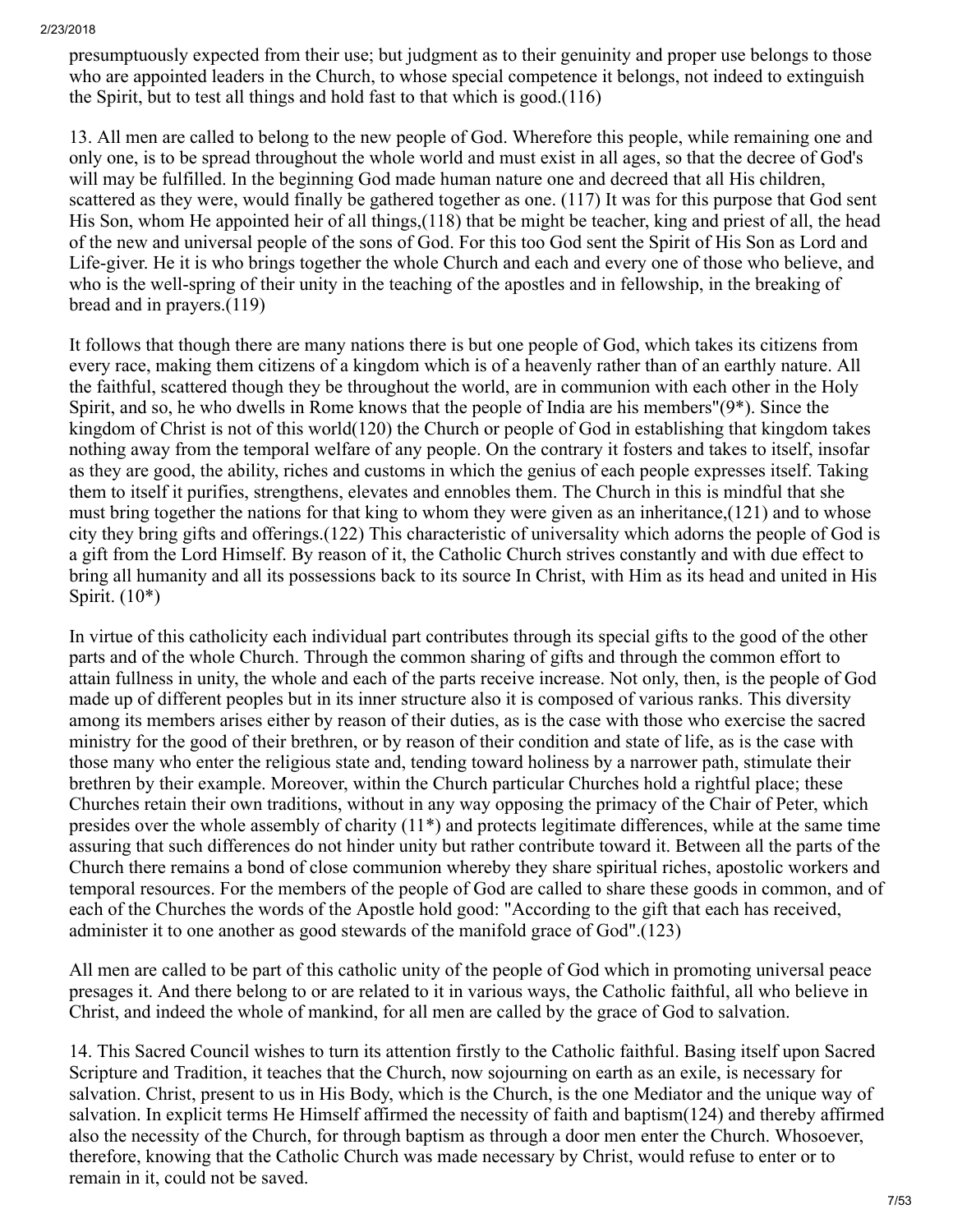presumptuously expected from their use; but judgment as to their genuinity and proper use belongs to those who are appointed leaders in the Church, to whose special competence it belongs, not indeed to extinguish the Spirit, but to test all things and hold fast to that which is good.(116)

13. All men are called to belong to the new people of God. Wherefore this people, while remaining one and only one, is to be spread throughout the whole world and must exist in all ages, so that the decree of God's will may be fulfilled. In the beginning God made human nature one and decreed that all His children, scattered as they were, would finally be gathered together as one. (117) It was for this purpose that God sent His Son, whom He appointed heir of all things,(118) that be might be teacher, king and priest of all, the head of the new and universal people of the sons of God. For this too God sent the Spirit of His Son as Lord and Life-giver. He it is who brings together the whole Church and each and every one of those who believe, and who is the well-spring of their unity in the teaching of the apostles and in fellowship, in the breaking of bread and in prayers.(119)

It follows that though there are many nations there is but one people of God, which takes its citizens from every race, making them citizens of a kingdom which is of a heavenly rather than of an earthly nature. All the faithful, scattered though they be throughout the world, are in communion with each other in the Holy Spirit, and so, he who dwells in Rome knows that the people of India are his members"(9*). Since the kingdom of Christ is not of this world(120) the Church or people of God in establishing that kingdom takes nothing away from the temporal welfare of any people. On the contrary it fosters and takes to itself, insofar as they are good, the ability, riches and customs in which the genius of each people expresses itself. Taking them to itself it purifies, strengthens, elevates and ennobles them. The Church in this is mindful that she must bring together the nations for that king to whom they were given as an inheritance,(121) and to whose city they bring gifts and offerings.(122) This characteristic of universality which adorns the people of God is a gift from the Lord Himself. By reason of it, the Catholic Church strives constantly and with due effect to bring all humanity and all its possessions back to its source In Christ, with Him as its head and united in His Spirit. (10*)

In virtue of this catholicity each individual part contributes through its special gifts to the good of the other parts and of the whole Church. Through the common sharing of gifts and through the common effort to attain fullness in unity, the whole and each of the parts receive increase. Not only, then, is the people of God made up of different peoples but in its inner structure also it is composed of various ranks. This diversity among its members arises either by reason of their duties, as is the case with those who exercise the sacred ministry for the good of their brethren, or by reason of their condition and state of life, as is the case with those many who enter the religious state and, tending toward holiness by a narrower path, stimulate their brethren by their example. Moreover, within the Church particular Churches hold a rightful place; these Churches retain their own traditions, without in any way opposing the primacy of the Chair of Peter, which presides over the whole assembly of charity (11*) and protects legitimate differences, while at the same time assuring that such differences do not hinder unity but rather contribute toward it. Between all the parts of the Church there remains a bond of close communion whereby they share spiritual riches, apostolic workers and temporal resources. For the members of the people of God are called to share these goods in common, and of each of the Churches the words of the Apostle hold good: "According to the gift that each has received, administer it to one another as good stewards of the manifold grace of God".(123)

All men are called to be part of this catholic unity of the people of God which in promoting universal peace presages it. And there belong to or are related to it in various ways, the Catholic faithful, all who believe in Christ, and indeed the whole of mankind, for all men are called by the grace of God to salvation.

14. This Sacred Council wishes to turn its attention firstly to the Catholic faithful. Basing itself upon Sacred Scripture and Tradition, it teaches that the Church, now sojourning on earth as an exile, is necessary for salvation. Christ, present to us in His Body, which is the Church, is the one Mediator and the unique way of salvation. In explicit terms He Himself affirmed the necessity of faith and baptism(124) and thereby affirmed also the necessity of the Church, for through baptism as through a door men enter the Church. Whosoever, therefore, knowing that the Catholic Church was made necessary by Christ, would refuse to enter or to remain in it, could not be saved.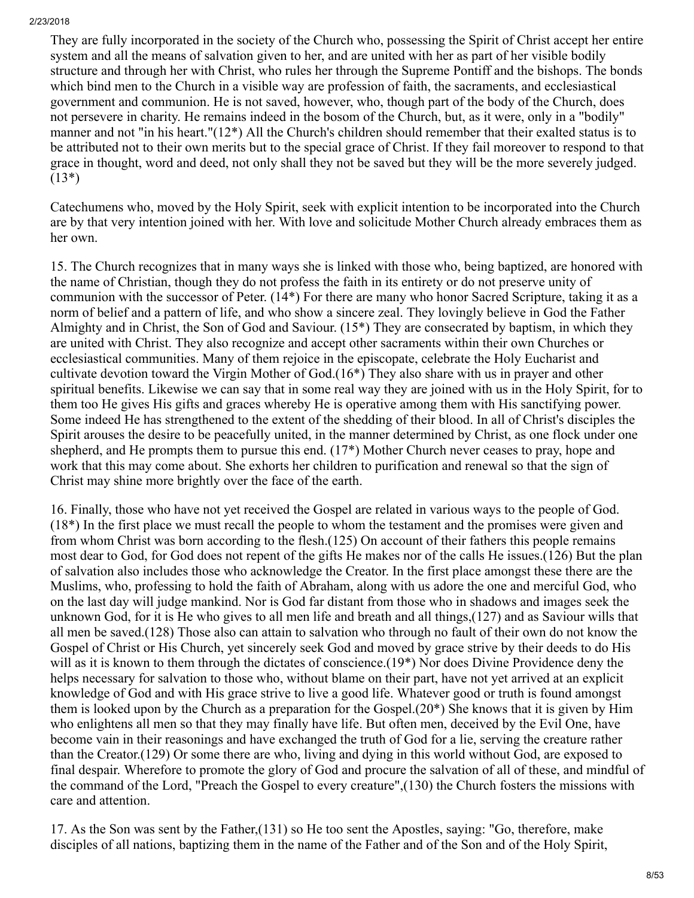They are fully incorporated in the society of the Church who, possessing the Spirit of Christ accept her entire system and all the means of salvation given to her, and are united with her as part of her visible bodily structure and through her with Christ, who rules her through the Supreme Pontiff and the bishops. The bonds which bind men to the Church in a visible way are profession of faith, the sacraments, and ecclesiastical government and communion. He is not saved, however, who, though part of the body of the Church, does not persevere in charity. He remains indeed in the bosom of the Church, but, as it were, only in a "bodily" manner and not "in his heart."(12*) All the Church's children should remember that their exalted status is to be attributed not to their own merits but to the special grace of Christ. If they fail moreover to respond to that grace in thought, word and deed, not only shall they not be saved but they will be the more severely judged.(13*)

Catechumens who, moved by the Holy Spirit, seek with explicit intention to be incorporated into the Church are by that very intention joined with her. With love and solicitude Mother Church already embraces them as her own.

15. The Church recognizes that in many ways she is linked with those who, being baptized, are honored with the name of Christian, though they do not profess the faith in its entirety or do not preserve unity of communion with the successor of Peter. (14*) For there are many who honor Sacred Scripture, taking it as a norm of belief and a pattern of life, and who show a sincere zeal. They lovingly believe in God the Father Almighty and in Christ, the Son of God and Saviour. (15*) They are consecrated by baptism, in which they are united with Christ. They also recognize and accept other sacraments within their own Churches or ecclesiastical communities. Many of them rejoice in the episcopate, celebrate the Holy Eucharist and cultivate devotion toward the Virgin Mother of God.(16*) They also share with us in prayer and other spiritual benefits. Likewise we can say that in some real way they are joined with us in the Holy Spirit, for to them too He gives His gifts and graces whereby He is operative among them with His sanctifying power. Some indeed He has strengthened to the extent of the shedding of their blood. In all of Christ's disciples the Spirit arouses the desire to be peacefully united, in the manner determined by Christ, as one flock under one shepherd, and He prompts them to pursue this end. (17*) Mother Church never ceases to pray, hope and work that this may come about. She exhorts her children to purification and renewal so that the sign of Christ may shine more brightly over the face of the earth.

16. Finally, those who have not yet received the Gospel are related in various ways to the people of God. (18*) In the first place we must recall the people to whom the testament and the promises were given and from whom Christ was born according to the flesh.(125) On account of their fathers this people remains most dear to God, for God does not repent of the gifts He makes nor of the calls He issues.(126) But the plan of salvation also includes those who acknowledge the Creator. In the first place amongst these there are the Muslims, who, professing to hold the faith of Abraham, along with us adore the one and merciful God, who on the last day will judge mankind. Nor is God far distant from those who in shadows and images seek the unknown God, for it is He who gives to all men life and breath and all things,(127) and as Saviour wills that all men be saved.(128) Those also can attain to salvation who through no fault of their own do not know the Gospel of Christ or His Church, yet sincerely seek God and moved by grace strive by their deeds to do His will as it is known to them through the dictates of conscience.(19*) Nor does Divine Providence deny the helps necessary for salvation to those who, without blame on their part, have not yet arrived at an explicit knowledge of God and with His grace strive to live a good life. Whatever good or truth is found amongst them is looked upon by the Church as a preparation for the Gospel.(20*) She knows that it is given by Him who enlightens all men so that they may finally have life. But often men, deceived by the Evil One, have become vain in their reasonings and have exchanged the truth of God for a lie, serving the creature rather than the Creator.(129) Or some there are who, living and dying in this world without God, are exposed to final despair. Wherefore to promote the glory of God and procure the salvation of all of these, and mindful of the command of the Lord, "Preach the Gospel to every creature",(130) the Church fosters the missions with care and attention.

17. As the Son was sent by the Father,(131) so He too sent the Apostles, saying: "Go, therefore, make disciples of all nations, baptizing them in the name of the Father and of the Son and of the Holy Spirit,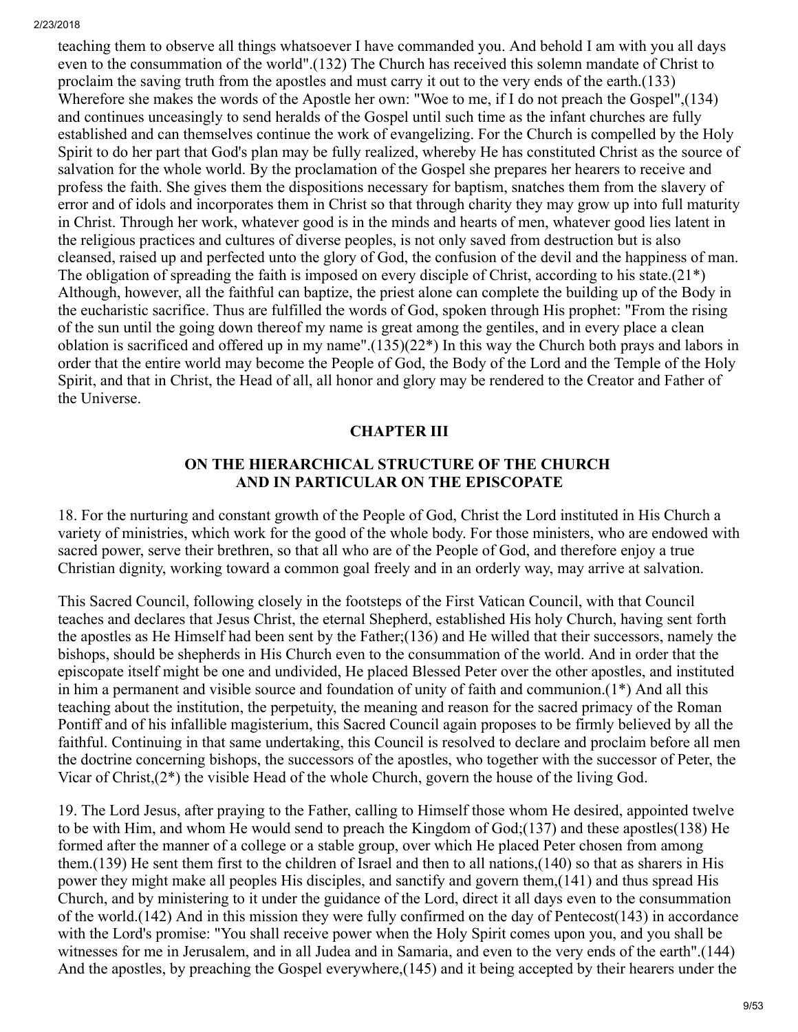teaching them to observe all things whatsoever I have commanded you. And behold I am with you all days even to the consummation of the world".(132) The Church has received this solemn mandate of Christ to proclaim the saving truth from the apostles and must carry it out to the very ends of the earth.(133) Wherefore she makes the words of the Apostle her own: "Woe to me, if I do not preach the Gospel",(134) and continues unceasingly to send heralds of the Gospel until such time as the infant churches are fully established and can themselves continue the work of evangelizing. For the Church is compelled by the Holy Spirit to do her part that God's plan may be fully realized, whereby He has constituted Christ as the source of salvation for the whole world. By the proclamation of the Gospel she prepares her hearers to receive and profess the faith. She gives them the dispositions necessary for baptism, snatches them from the slavery of error and of idols and incorporates them in Christ so that through charity they may grow up into full maturity in Christ. Through her work, whatever good is in the minds and hearts of men, whatever good lies latent in the religious practices and cultures of diverse peoples, is not only saved from destruction but is also cleansed, raised up and perfected unto the glory of God, the confusion of the devil and the happiness of man. The obligation of spreading the faith is imposed on every disciple of Christ, according to his state.(21*) Although, however, all the faithful can baptize, the priest alone can complete the building up of the Body in the eucharistic sacrifice. Thus are fulfilled the words of God, spoken through His prophet: "From the rising of the sun until the going down thereof my name is great among the gentiles, and in every place a clean oblation is sacrificed and offered up in my name".(135)(22*) In this way the Church both prays and labors in order that the entire world may become the People of God, the Body of the Lord and the Temple of the Holy Spirit, and that in Christ, the Head of all, all honor and glory may be rendered to the Creator and Father of the Universe.

## CHAPTER III

## ON THE HIERARCHICAL STRUCTURE OF THE CHURCH AND IN PARTICULAR ON THE EPISCOPATE

18. For the nurturing and constant growth of the People of God, Christ the Lord instituted in His Church a variety of ministries, which work for the good of the whole body. For those ministers, who are endowed with sacred power, serve their brethren, so that all who are of the People of God, and therefore enjoy a true Christian dignity, working toward a common goal freely and in an orderly way, may arrive at salvation.

This Sacred Council, following closely in the footsteps of the First Vatican Council, with that Council teaches and declares that Jesus Christ, the eternal Shepherd, established His holy Church, having sent forth the apostles as He Himself had been sent by the Father;(136) and He willed that their successors, namely the bishops, should be shepherds in His Church even to the consummation of the world. And in order that the episcopate itself might be one and undivided, He placed Blessed Peter over the other apostles, and instituted in him a permanent and visible source and foundation of unity of faith and communion.(1*) And all this teaching about the institution, the perpetuity, the meaning and reason for the sacred primacy of the Roman Pontiff and of his infallible magisterium, this Sacred Council again proposes to be firmly believed by all the faithful. Continuing in that same undertaking, this Council is resolved to declare and proclaim before all men the doctrine concerning bishops, the successors of the apostles, who together with the successor of Peter, the Vicar of Christ,(2*) the visible Head of the whole Church, govern the house of the living God.

19. The Lord Jesus, after praying to the Father, calling to Himself those whom He desired, appointed twelve to be with Him, and whom He would send to preach the Kingdom of God;(137) and these apostles(138) He formed after the manner of a college or a stable group, over which He placed Peter chosen from among them.(139) He sent them first to the children of Israel and then to all nations,(140) so that as sharers in His power they might make all peoples His disciples, and sanctify and govern them,(141) and thus spread His Church, and by ministering to it under the guidance of the Lord, direct it all days even to the consummation of the world.(142) And in this mission they were fully confirmed on the day of Pentecost(143) in accordance with the Lord's promise: "You shall receive power when the Holy Spirit comes upon you, and you shall be witnesses for me in Jerusalem, and in all Judea and in Samaria, and even to the very ends of the earth".(144) And the apostles, by preaching the Gospel everywhere,(145) and it being accepted by their hearers under the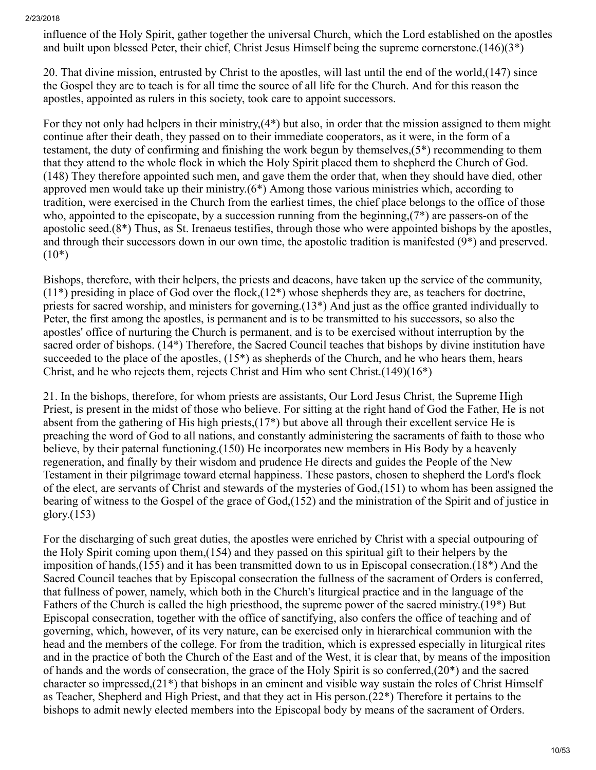influence of the Holy Spirit, gather together the universal Church, which the Lord established on the apostles and built upon blessed Peter, their chief, Christ Jesus Himself being the supreme cornerstone.(146)(3*)

20. That divine mission, entrusted by Christ to the apostles, will last until the end of the world,(147) since the Gospel they are to teach is for all time the source of all life for the Church. And for this reason the apostles, appointed as rulers in this society, took care to appoint successors.

For they not only had helpers in their ministry,(4*) but also, in order that the mission assigned to them might continue after their death, they passed on to their immediate cooperators, as it were, in the form of a testament, the duty of confirming and finishing the work begun by themselves,(5*) recommending to them that they attend to the whole flock in which the Holy Spirit placed them to shepherd the Church of God.(148) They therefore appointed such men, and gave them the order that, when they should have died, other approved men would take up their ministry.(6*) Among those various ministries which, according to tradition, were exercised in the Church from the earliest times, the chief place belongs to the office of those who, appointed to the episcopate, by a succession running from the beginning,(7*) are passers-on of the apostolic seed.(8*) Thus, as St. Irenaeus testifies, through those who were appointed bishops by the apostles, and through their successors down in our own time, the apostolic tradition is manifested (9*) and preserved.(10*)

Bishops, therefore, with their helpers, the priests and deacons, have taken up the service of the community,(11*) presiding in place of God over the flock,(12*) whose shepherds they are, as teachers for doctrine, priests for sacred worship, and ministers for governing.(13*) And just as the office granted individually to Peter, the first among the apostles, is permanent and is to be transmitted to his successors, so also the apostles' office of nurturing the Church is permanent, and is to be exercised without interruption by the sacred order of bishops. (14*) Therefore, the Sacred Council teaches that bishops by divine institution have succeeded to the place of the apostles, (15*) as shepherds of the Church, and he who hears them, hears Christ, and he who rejects them, rejects Christ and Him who sent Christ.(149)(16*)

21. In the bishops, therefore, for whom priests are assistants, Our Lord Jesus Christ, the Supreme High Priest, is present in the midst of those who believe. For sitting at the right hand of God the Father, He is not absent from the gathering of His high priests,(17*) but above all through their excellent service He is preaching the word of God to all nations, and constantly administering the sacraments of faith to those who believe, by their paternal functioning.(150) He incorporates new members in His Body by a heavenly regeneration, and finally by their wisdom and prudence He directs and guides the People of the New Testament in their pilgrimage toward eternal happiness. These pastors, chosen to shepherd the Lord's flock of the elect, are servants of Christ and stewards of the mysteries of God,(151) to whom has been assigned the bearing of witness to the Gospel of the grace of God,(152) and the ministration of the Spirit and of justice in glory.(153)

For the discharging of such great duties, the apostles were enriched by Christ with a special outpouring of the Holy Spirit coming upon them,(154) and they passed on this spiritual gift to their helpers by the imposition of hands,(155) and it has been transmitted down to us in Episcopal consecration.(18*) And the Sacred Council teaches that by Episcopal consecration the fullness of the sacrament of Orders is conferred, that fullness of power, namely, which both in the Church's liturgical practice and in the language of the Fathers of the Church is called the high priesthood, the supreme power of the sacred ministry.(19*) But Episcopal consecration, together with the office of sanctifying, also confers the office of teaching and of governing, which, however, of its very nature, can be exercised only in hierarchical communion with the head and the members of the college. For from the tradition, which is expressed especially in liturgical rites and in the practice of both the Church of the East and of the West, it is clear that, by means of the imposition of hands and the words of consecration, the grace of the Holy Spirit is so conferred,(20*) and the sacred character so impressed,(21*) that bishops in an eminent and visible way sustain the roles of Christ Himself as Teacher, Shepherd and High Priest, and that they act in His person.(22*) Therefore it pertains to the bishops to admit newly elected members into the Episcopal body by means of the sacrament of Orders.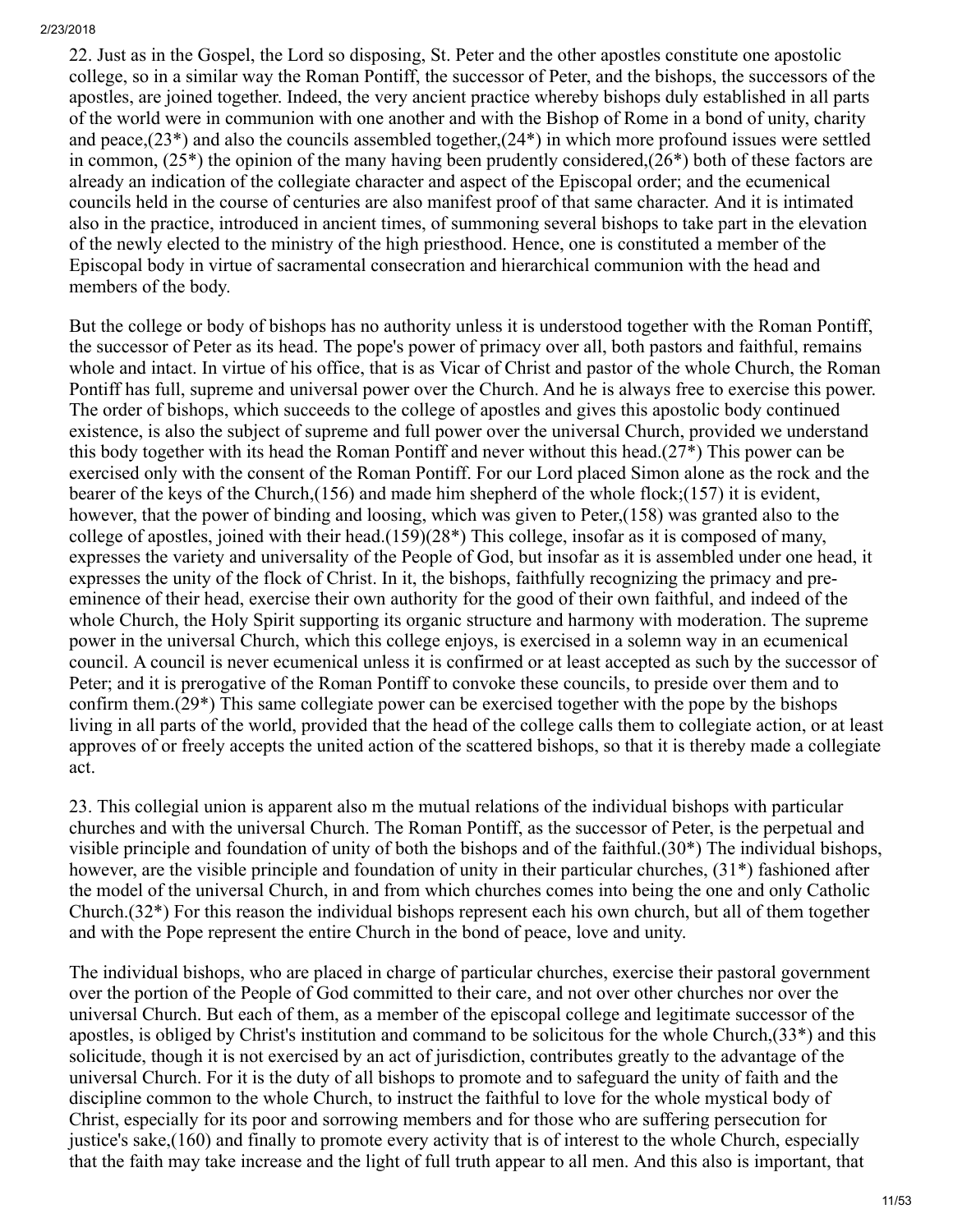22. Just as in the Gospel, the Lord so disposing, St. Peter and the other apostles constitute one apostolic college, so in a similar way the Roman Pontiff, the successor of Peter, and the bishops, the successors of the apostles, are joined together. Indeed, the very ancient practice whereby bishops duly established in all parts of the world were in communion with one another and with the Bishop of Rome in a bond of unity, charity and peace,(23*) and also the councils assembled together,(24*) in which more profound issues were settled in common, (25*) the opinion of the many having been prudently considered,(26*) both of these factors are already an indication of the collegiate character and aspect of the Episcopal order; and the ecumenical councils held in the course of centuries are also manifest proof of that same character. And it is intimated also in the practice, introduced in ancient times, of summoning several bishops to take part in the elevation of the newly elected to the ministry of the high priesthood. Hence, one is constituted a member of the Episcopal body in virtue of sacramental consecration and hierarchical communion with the head and members of the body.

But the college or body of bishops has no authority unless it is understood together with the Roman Pontiff, the successor of Peter as its head. The pope's power of primacy over all, both pastors and faithful, remains whole and intact. In virtue of his office, that is as Vicar of Christ and pastor of the whole Church, the Roman Pontiff has full, supreme and universal power over the Church. And he is always free to exercise this power. The order of bishops, which succeeds to the college of apostles and gives this apostolic body continued existence, is also the subject of supreme and full power over the universal Church, provided we understand this body together with its head the Roman Pontiff and never without this head.(27*) This power can be exercised only with the consent of the Roman Pontiff. For our Lord placed Simon alone as the rock and the bearer of the keys of the Church,(156) and made him shepherd of the whole flock;(157) it is evident, however, that the power of binding and loosing, which was given to Peter,(158) was granted also to the college of apostles, joined with their head.(159)(28*) This college, insofar as it is composed of many, expresses the variety and universality of the People of God, but insofar as it is assembled under one head, it expresses the unity of the flock of Christ. In it, the bishops, faithfully recognizing the primacy and pre-eminence of their head, exercise their own authority for the good of their own faithful, and indeed of the whole Church, the Holy Spirit supporting its organic structure and harmony with moderation. The supreme power in the universal Church, which this college enjoys, is exercised in a solemn way in an ecumenical council. A council is never ecumenical unless it is confirmed or at least accepted as such by the successor of Peter; and it is prerogative of the Roman Pontiff to convoke these councils, to preside over them and to confirm them.(29*) This same collegiate power can be exercised together with the pope by the bishops living in all parts of the world, provided that the head of the college calls them to collegiate action, or at least approves of or freely accepts the united action of the scattered bishops, so that it is thereby made a collegiate act.

23. This collegial union is apparent also m the mutual relations of the individual bishops with particular churches and with the universal Church. The Roman Pontiff, as the successor of Peter, is the perpetual and visible principle and foundation of unity of both the bishops and of the faithful.(30*) The individual bishops, however, are the visible principle and foundation of unity in their particular churches, (31*) fashioned after the model of the universal Church, in and from which churches comes into being the one and only Catholic Church.(32*) For this reason the individual bishops represent each his own church, but all of them together and with the Pope represent the entire Church in the bond of peace, love and unity.

The individual bishops, who are placed in charge of particular churches, exercise their pastoral government over the portion of the People of God committed to their care, and not over other churches nor over the universal Church. But each of them, as a member of the episcopal college and legitimate successor of the apostles, is obliged by Christ's institution and command to be solicitous for the whole Church,(33*) and this solicitude, though it is not exercised by an act of jurisdiction, contributes greatly to the advantage of the universal Church. For it is the duty of all bishops to promote and to safeguard the unity of faith and the discipline common to the whole Church, to instruct the faithful to love for the whole mystical body of Christ, especially for its poor and sorrowing members and for those who are suffering persecution for justice's sake,(160) and finally to promote every activity that is of interest to the whole Church, especially that the faith may take increase and the light of full truth appear to all men. And this also is important, that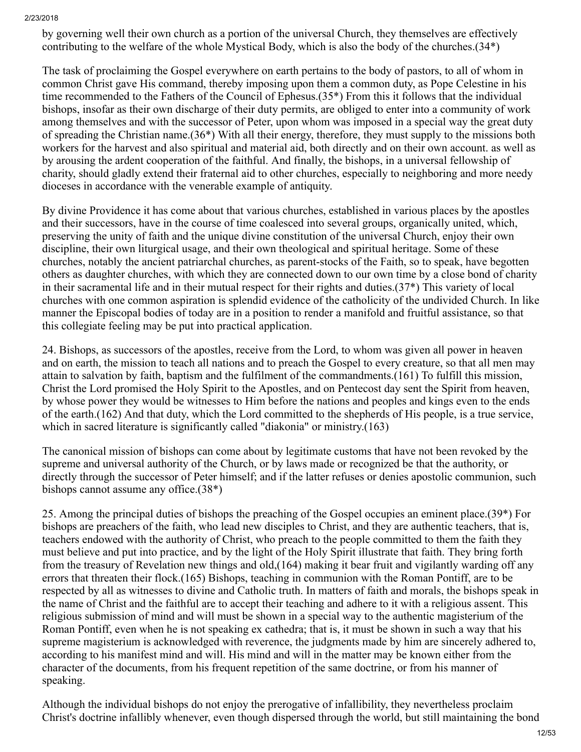by governing well their own church as a portion of the universal Church, they themselves are effectively contributing to the welfare of the whole Mystical Body, which is also the body of the churches.(34*)

The task of proclaiming the Gospel everywhere on earth pertains to the body of pastors, to all of whom in common Christ gave His command, thereby imposing upon them a common duty, as Pope Celestine in his time recommended to the Fathers of the Council of Ephesus.(35*) From this it follows that the individual bishops, insofar as their own discharge of their duty permits, are obliged to enter into a community of work among themselves and with the successor of Peter, upon whom was imposed in a special way the great duty of spreading the Christian name.(36*) With all their energy, therefore, they must supply to the missions both workers for the harvest and also spiritual and material aid, both directly and on their own account. as well as by arousing the ardent cooperation of the faithful. And finally, the bishops, in a universal fellowship of charity, should gladly extend their fraternal aid to other churches, especially to neighboring and more needy dioceses in accordance with the venerable example of antiquity.

By divine Providence it has come about that various churches, established in various places by the apostles and their successors, have in the course of time coalesced into several groups, organically united, which, preserving the unity of faith and the unique divine constitution of the universal Church, enjoy their own discipline, their own liturgical usage, and their own theological and spiritual heritage. Some of these churches, notably the ancient patriarchal churches, as parent-stocks of the Faith, so to speak, have begotten others as daughter churches, with which they are connected down to our own time by a close bond of charity in their sacramental life and in their mutual respect for their rights and duties.(37*) This variety of local churches with one common aspiration is splendid evidence of the catholicity of the undivided Church. In like manner the Episcopal bodies of today are in a position to render a manifold and fruitful assistance, so that this collegiate feeling may be put into practical application.

24. Bishops, as successors of the apostles, receive from the Lord, to whom was given all power in heaven and on earth, the mission to teach all nations and to preach the Gospel to every creature, so that all men may attain to salvation by faith, baptism and the fulfilment of the commandments.(161) To fulfill this mission, Christ the Lord promised the Holy Spirit to the Apostles, and on Pentecost day sent the Spirit from heaven, by whose power they would be witnesses to Him before the nations and peoples and kings even to the ends of the earth.(162) And that duty, which the Lord committed to the shepherds of His people, is a true service, which in sacred literature is significantly called "diakonia" or ministry.(163)

The canonical mission of bishops can come about by legitimate customs that have not been revoked by the supreme and universal authority of the Church, or by laws made or recognized be that the authority, or directly through the successor of Peter himself; and if the latter refuses or denies apostolic communion, such bishops cannot assume any office.(38*)

25. Among the principal duties of bishops the preaching of the Gospel occupies an eminent place.(39*) For bishops are preachers of the faith, who lead new disciples to Christ, and they are authentic teachers, that is, teachers endowed with the authority of Christ, who preach to the people committed to them the faith they must believe and put into practice, and by the light of the Holy Spirit illustrate that faith. They bring forth from the treasury of Revelation new things and old,(164) making it bear fruit and vigilantly warding off any errors that threaten their flock.(165) Bishops, teaching in communion with the Roman Pontiff, are to be respected by all as witnesses to divine and Catholic truth. In matters of faith and morals, the bishops speak in the name of Christ and the faithful are to accept their teaching and adhere to it with a religious assent. This religious submission of mind and will must be shown in a special way to the authentic magisterium of the Roman Pontiff, even when he is not speaking ex cathedra; that is, it must be shown in such a way that his supreme magisterium is acknowledged with reverence, the judgments made by him are sincerely adhered to, according to his manifest mind and will. His mind and will in the matter may be known either from the character of the documents, from his frequent repetition of the same doctrine, or from his manner of speaking.

Although the individual bishops do not enjoy the prerogative of infallibility, they nevertheless proclaim Christ's doctrine infallibly whenever, even though dispersed through the world, but still maintaining the bond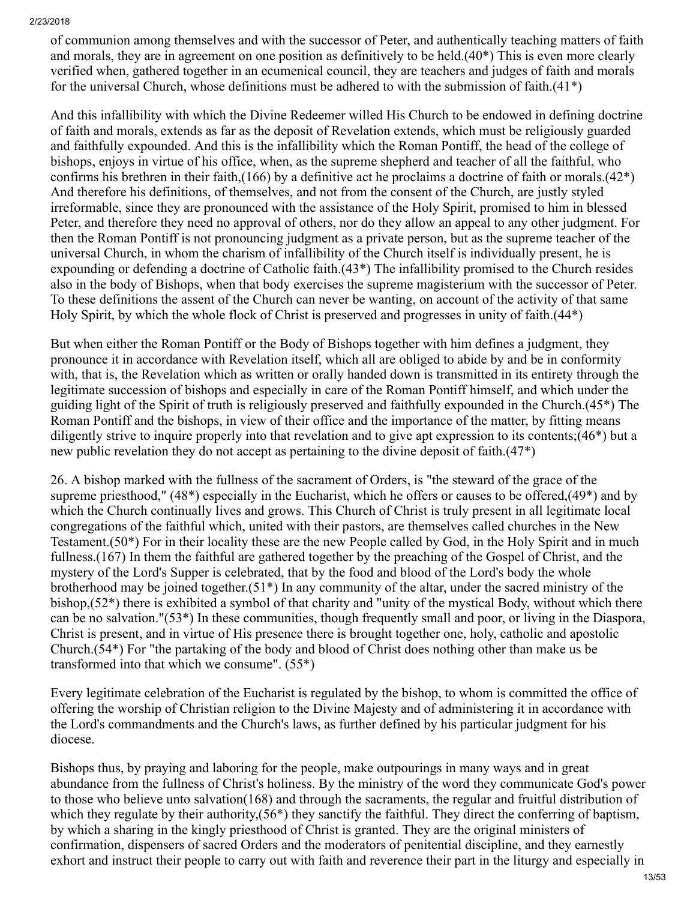of communion among themselves and with the successor of Peter, and authentically teaching matters of faith and morals, they are in agreement on one position as definitively to be held.(40*) This is even more clearly verified when, gathered together in an ecumenical council, they are teachers and judges of faith and morals for the universal Church, whose definitions must be adhered to with the submission of faith.(41*)

And this infallibility with which the Divine Redeemer willed His Church to be endowed in defining doctrine of faith and morals, extends as far as the deposit of Revelation extends, which must be religiously guarded and faithfully expounded. And this is the infallibility which the Roman Pontiff, the head of the college of bishops, enjoys in virtue of his office, when, as the supreme shepherd and teacher of all the faithful, who confirms his brethren in their faith,(166) by a definitive act he proclaims a doctrine of faith or morals.(42*) And therefore his definitions, of themselves, and not from the consent of the Church, are justly styled irreformable, since they are pronounced with the assistance of the Holy Spirit, promised to him in blessed Peter, and therefore they need no approval of others, nor do they allow an appeal to any other judgment. For then the Roman Pontiff is not pronouncing judgment as a private person, but as the supreme teacher of the universal Church, in whom the charism of infallibility of the Church itself is individually present, he is expounding or defending a doctrine of Catholic faith.(43*) The infallibility promised to the Church resides also in the body of Bishops, when that body exercises the supreme magisterium with the successor of Peter. To these definitions the assent of the Church can never be wanting, on account of the activity of that same Holy Spirit, by which the whole flock of Christ is preserved and progresses in unity of faith.(44*)

But when either the Roman Pontiff or the Body of Bishops together with him defines a judgment, they pronounce it in accordance with Revelation itself, which all are obliged to abide by and be in conformity with, that is, the Revelation which as written or orally handed down is transmitted in its entirety through the legitimate succession of bishops and especially in care of the Roman Pontiff himself, and which under the guiding light of the Spirit of truth is religiously preserved and faithfully expounded in the Church.(45*) The Roman Pontiff and the bishops, in view of their office and the importance of the matter, by fitting means diligently strive to inquire properly into that revelation and to give apt expression to its contents;(46*) but a new public revelation they do not accept as pertaining to the divine deposit of faith.(47*)

26. A bishop marked with the fullness of the sacrament of Orders, is "the steward of the grace of the supreme priesthood," (48*) especially in the Eucharist, which he offers or causes to be offered,(49*) and by which the Church continually lives and grows. This Church of Christ is truly present in all legitimate local congregations of the faithful which, united with their pastors, are themselves called churches in the New Testament.(50*) For in their locality these are the new People called by God, in the Holy Spirit and in much fullness.(167) In them the faithful are gathered together by the preaching of the Gospel of Christ, and the mystery of the Lord's Supper is celebrated, that by the food and blood of the Lord's body the whole brotherhood may be joined together.(51*) In any community of the altar, under the sacred ministry of the bishop,(52*) there is exhibited a symbol of that charity and "unity of the mystical Body, without which there can be no salvation."(53*) In these communities, though frequently small and poor, or living in the Diaspora, Christ is present, and in virtue of His presence there is brought together one, holy, catholic and apostolic Church.(54*) For "the partaking of the body and blood of Christ does nothing other than make us be transformed into that which we consume". (55*)

Every legitimate celebration of the Eucharist is regulated by the bishop, to whom is committed the office of offering the worship of Christian religion to the Divine Majesty and of administering it in accordance with the Lord's commandments and the Church's laws, as further defined by his particular judgment for his diocese.

Bishops thus, by praying and laboring for the people, make outpourings in many ways and in great abundance from the fullness of Christ's holiness. By the ministry of the word they communicate God's power to those who believe unto salvation(168) and through the sacraments, the regular and fruitful distribution of which they regulate by their authority,(56*) they sanctify the faithful. They direct the conferring of baptism, by which a sharing in the kingly priesthood of Christ is granted. They are the original ministers of confirmation, dispensers of sacred Orders and the moderators of penitential discipline, and they earnestly exhort and instruct their people to carry out with faith and reverence their part in the liturgy and especially in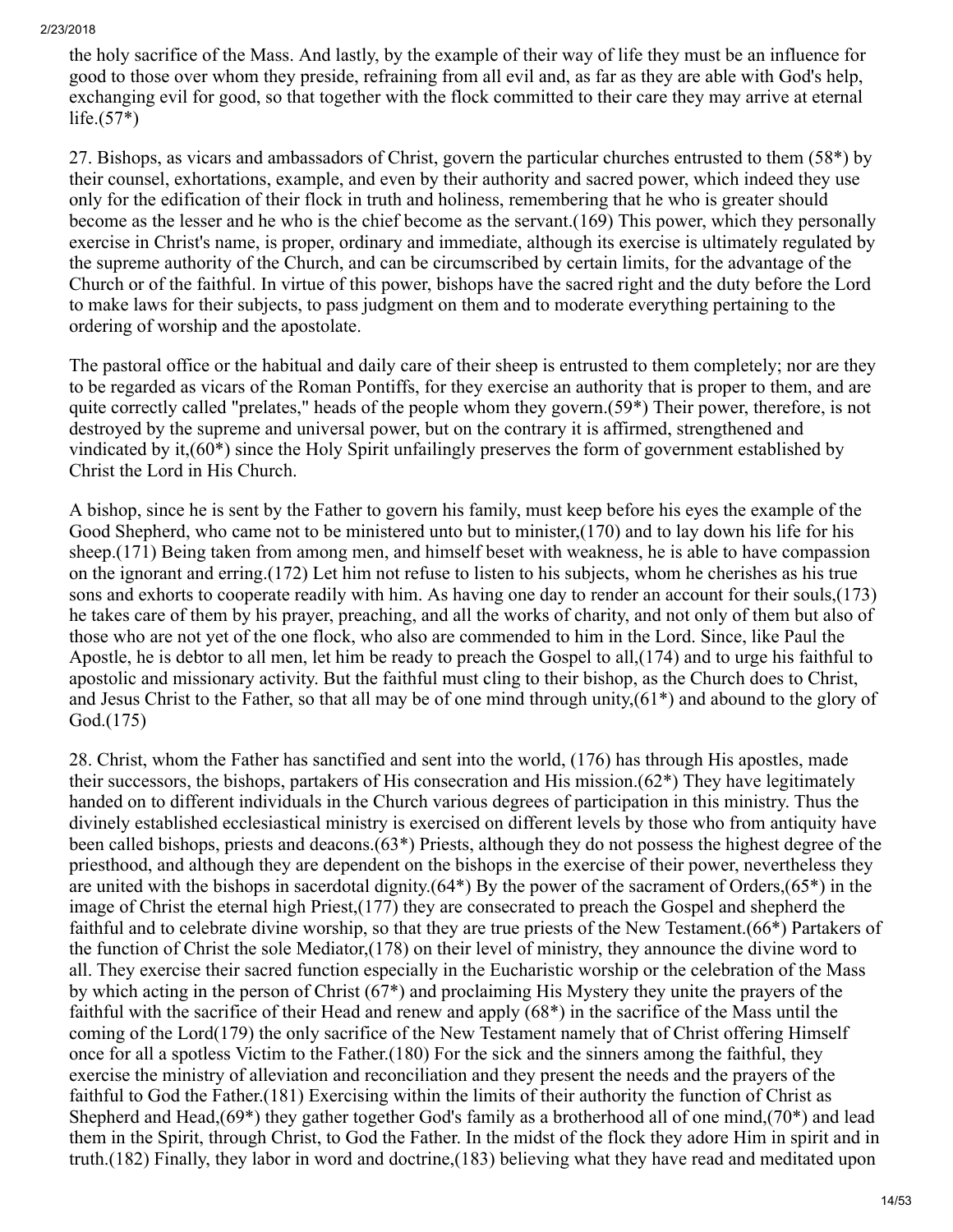the holy sacrifice of the Mass. And lastly, by the example of their way of life they must be an influence for good to those over whom they preside, refraining from all evil and, as far as they are able with God's help, exchanging evil for good, so that together with the flock committed to their care they may arrive at eternal life.(57*)

27. Bishops, as vicars and ambassadors of Christ, govern the particular churches entrusted to them (58*) by their counsel, exhortations, example, and even by their authority and sacred power, which indeed they use only for the edification of their flock in truth and holiness, remembering that he who is greater should become as the lesser and he who is the chief become as the servant.(169) This power, which they personally exercise in Christ's name, is proper, ordinary and immediate, although its exercise is ultimately regulated by the supreme authority of the Church, and can be circumscribed by certain limits, for the advantage of the Church or of the faithful. In virtue of this power, bishops have the sacred right and the duty before the Lord to make laws for their subjects, to pass judgment on them and to moderate everything pertaining to the ordering of worship and the apostolate.

The pastoral office or the habitual and daily care of their sheep is entrusted to them completely; nor are they to be regarded as vicars of the Roman Pontiffs, for they exercise an authority that is proper to them, and are quite correctly called "prelates," heads of the people whom they govern.(59*) Their power, therefore, is not destroyed by the supreme and universal power, but on the contrary it is affirmed, strengthened and vindicated by it,(60*) since the Holy Spirit unfailingly preserves the form of government established by Christ the Lord in His Church.

A bishop, since he is sent by the Father to govern his family, must keep before his eyes the example of the Good Shepherd, who came not to be ministered unto but to minister,(170) and to lay down his life for his sheep.(171) Being taken from among men, and himself beset with weakness, he is able to have compassion on the ignorant and erring.(172) Let him not refuse to listen to his subjects, whom he cherishes as his true sons and exhorts to cooperate readily with him. As having one day to render an account for their souls,(173) he takes care of them by his prayer, preaching, and all the works of charity, and not only of them but also of those who are not yet of the one flock, who also are commended to him in the Lord. Since, like Paul the Apostle, he is debtor to all men, let him be ready to preach the Gospel to all,(174) and to urge his faithful to apostolic and missionary activity. But the faithful must cling to their bishop, as the Church does to Christ, and Jesus Christ to the Father, so that all may be of one mind through unity,(61*) and abound to the glory of God.(175)

28. Christ, whom the Father has sanctified and sent into the world, (176) has through His apostles, made their successors, the bishops, partakers of His consecration and His mission.(62*) They have legitimately handed on to different individuals in the Church various degrees of participation in this ministry. Thus the divinely established ecclesiastical ministry is exercised on different levels by those who from antiquity have been called bishops, priests and deacons.(63*) Priests, although they do not possess the highest degree of the priesthood, and although they are dependent on the bishops in the exercise of their power, nevertheless they are united with the bishops in sacerdotal dignity.(64*) By the power of the sacrament of Orders,(65*) in the image of Christ the eternal high Priest,(177) they are consecrated to preach the Gospel and shepherd the faithful and to celebrate divine worship, so that they are true priests of the New Testament.(66*) Partakers of the function of Christ the sole Mediator,(178) on their level of ministry, they announce the divine word to all. They exercise their sacred function especially in the Eucharistic worship or the celebration of the Mass by which acting in the person of Christ (67*) and proclaiming His Mystery they unite the prayers of the faithful with the sacrifice of their Head and renew and apply (68*) in the sacrifice of the Mass until the coming of the Lord(179) the only sacrifice of the New Testament namely that of Christ offering Himself once for all a spotless Victim to the Father.(180) For the sick and the sinners among the faithful, they exercise the ministry of alleviation and reconciliation and they present the needs and the prayers of the faithful to God the Father.(181) Exercising within the limits of their authority the function of Christ as Shepherd and Head,(69*) they gather together God's family as a brotherhood all of one mind,(70*) and lead them in the Spirit, through Christ, to God the Father. In the midst of the flock they adore Him in spirit and in truth.(182) Finally, they labor in word and doctrine,(183) believing what they have read and meditated upon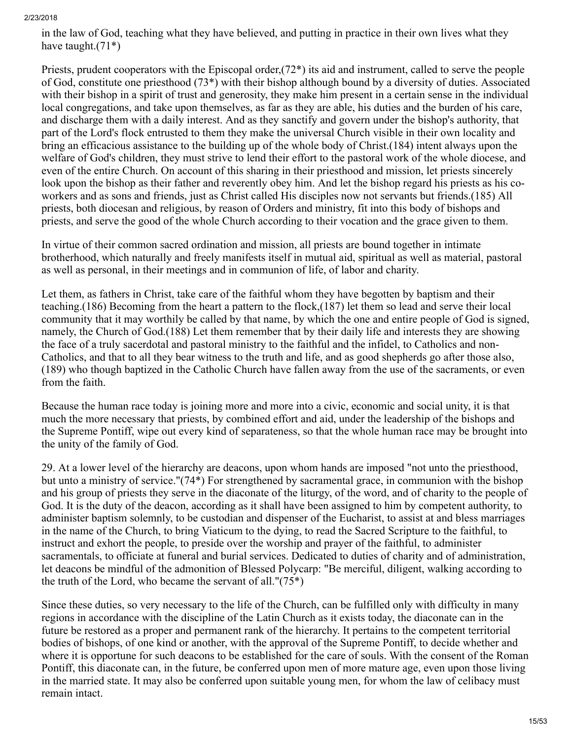in the law of God, teaching what they have believed, and putting in practice in their own lives what they have taught.(71*)

Priests, prudent cooperators with the Episcopal order,(72*) its aid and instrument, called to serve the people of God, constitute one priesthood (73*) with their bishop although bound by a diversity of duties. Associated with their bishop in a spirit of trust and generosity, they make him present in a certain sense in the individual local congregations, and take upon themselves, as far as they are able, his duties and the burden of his care, and discharge them with a daily interest. And as they sanctify and govern under the bishop's authority, that part of the Lord's flock entrusted to them they make the universal Church visible in their own locality and bring an efficacious assistance to the building up of the whole body of Christ.(184) intent always upon the welfare of God's children, they must strive to lend their effort to the pastoral work of the whole diocese, and even of the entire Church. On account of this sharing in their priesthood and mission, let priests sincerely look upon the bishop as their father and reverently obey him. And let the bishop regard his priests as his co-workers and as sons and friends, just as Christ called His disciples now not servants but friends.(185) All priests, both diocesan and religious, by reason of Orders and ministry, fit into this body of bishops and priests, and serve the good of the whole Church according to their vocation and the grace given to them.

In virtue of their common sacred ordination and mission, all priests are bound together in intimate brotherhood, which naturally and freely manifests itself in mutual aid, spiritual as well as material, pastoral as well as personal, in their meetings and in communion of life, of labor and charity.

Let them, as fathers in Christ, take care of the faithful whom they have begotten by baptism and their teaching.(186) Becoming from the heart a pattern to the flock,(187) let them so lead and serve their local community that it may worthily be called by that name, by which the one and entire people of God is signed, namely, the Church of God.(188) Let them remember that by their daily life and interests they are showing the face of a truly sacerdotal and pastoral ministry to the faithful and the infidel, to Catholics and non-Catholics, and that to all they bear witness to the truth and life, and as good shepherds go after those also, (189) who though baptized in the Catholic Church have fallen away from the use of the sacraments, or even from the faith.

Because the human race today is joining more and more into a civic, economic and social unity, it is that much the more necessary that priests, by combined effort and aid, under the leadership of the bishops and the Supreme Pontiff, wipe out every kind of separateness, so that the whole human race may be brought into the unity of the family of God.

29. At a lower level of the hierarchy are deacons, upon whom hands are imposed "not unto the priesthood, but unto a ministry of service."(74*) For strengthened by sacramental grace, in communion with the bishop and his group of priests they serve in the diaconate of the liturgy, of the word, and of charity to the people of God. It is the duty of the deacon, according as it shall have been assigned to him by competent authority, to administer baptism solemnly, to be custodian and dispenser of the Eucharist, to assist at and bless marriages in the name of the Church, to bring Viaticum to the dying, to read the Sacred Scripture to the faithful, to instruct and exhort the people, to preside over the worship and prayer of the faithful, to administer sacramentals, to officiate at funeral and burial services. Dedicated to duties of charity and of administration, let deacons be mindful of the admonition of Blessed Polycarp: "Be merciful, diligent, walking according to the truth of the Lord, who became the servant of all."(75*)

Since these duties, so very necessary to the life of the Church, can be fulfilled only with difficulty in many regions in accordance with the discipline of the Latin Church as it exists today, the diaconate can in the future be restored as a proper and permanent rank of the hierarchy. It pertains to the competent territorial bodies of bishops, of one kind or another, with the approval of the Supreme Pontiff, to decide whether and where it is opportune for such deacons to be established for the care of souls. With the consent of the Roman Pontiff, this diaconate can, in the future, be conferred upon men of more mature age, even upon those living in the married state. It may also be conferred upon suitable young men, for whom the law of celibacy must remain intact.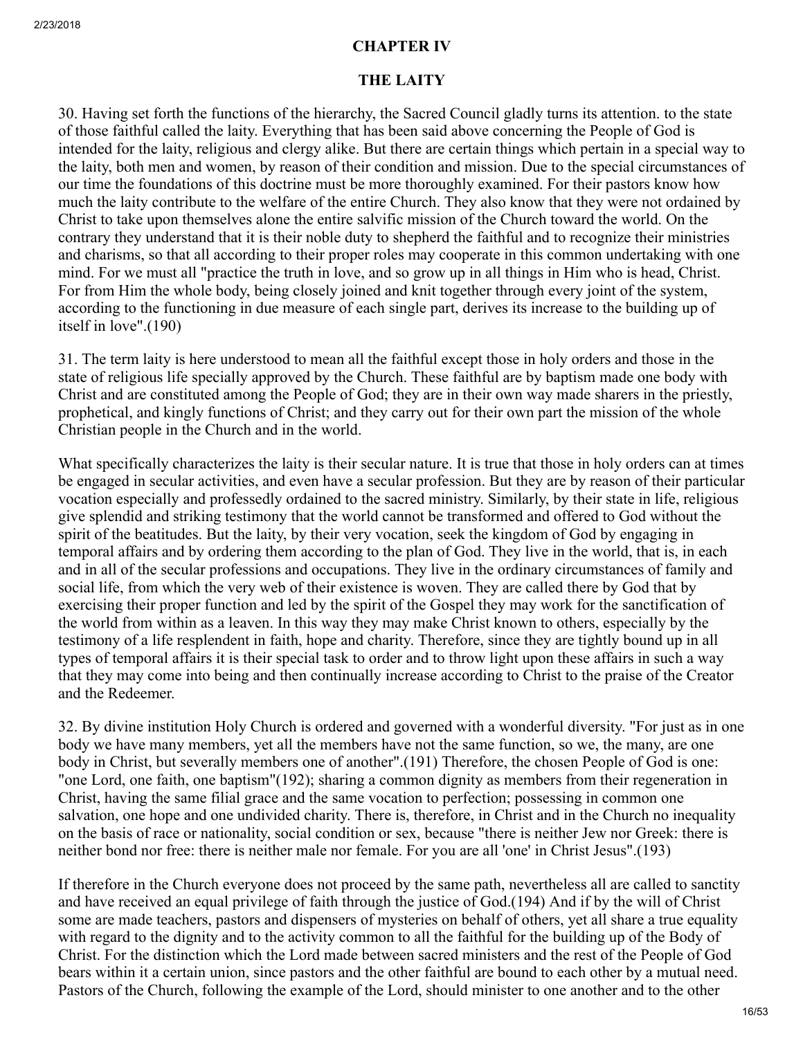## CHAPTER IV

## THE LAITY

30. Having set forth the functions of the hierarchy, the Sacred Council gladly turns its attention. to the state of those faithful called the laity. Everything that has been said above concerning the People of God is intended for the laity, religious and clergy alike. But there are certain things which pertain in a special way to the laity, both men and women, by reason of their condition and mission. Due to the special circumstances of our time the foundations of this doctrine must be more thoroughly examined. For their pastors know how much the laity contribute to the welfare of the entire Church. They also know that they were not ordained by Christ to take upon themselves alone the entire salvific mission of the Church toward the world. On the contrary they understand that it is their noble duty to shepherd the faithful and to recognize their ministries and charisms, so that all according to their proper roles may cooperate in this common undertaking with one mind. For we must all "practice the truth in love, and so grow up in all things in Him who is head, Christ. For from Him the whole body, being closely joined and knit together through every joint of the system, according to the functioning in due measure of each single part, derives its increase to the building up of itself in love".(190)

31. The term laity is here understood to mean all the faithful except those in holy orders and those in the state of religious life specially approved by the Church. These faithful are by baptism made one body with Christ and are constituted among the People of God; they are in their own way made sharers in the priestly, prophetical, and kingly functions of Christ; and they carry out for their own part the mission of the whole Christian people in the Church and in the world.

What specifically characterizes the laity is their secular nature. It is true that those in holy orders can at times be engaged in secular activities, and even have a secular profession. But they are by reason of their particular vocation especially and professedly ordained to the sacred ministry. Similarly, by their state in life, religious give splendid and striking testimony that the world cannot be transformed and offered to God without the spirit of the beatitudes. But the laity, by their very vocation, seek the kingdom of God by engaging in temporal affairs and by ordering them according to the plan of God. They live in the world, that is, in each and in all of the secular professions and occupations. They live in the ordinary circumstances of family and social life, from which the very web of their existence is woven. They are called there by God that by exercising their proper function and led by the spirit of the Gospel they may work for the sanctification of the world from within as a leaven. In this way they may make Christ known to others, especially by the testimony of a life resplendent in faith, hope and charity. Therefore, since they are tightly bound up in all types of temporal affairs it is their special task to order and to throw light upon these affairs in such a way that they may come into being and then continually increase according to Christ to the praise of the Creator and the Redeemer.

32. By divine institution Holy Church is ordered and governed with a wonderful diversity. "For just as in one body we have many members, yet all the members have not the same function, so we, the many, are one body in Christ, but severally members one of another".(191) Therefore, the chosen People of God is one: "one Lord, one faith, one baptism"(192); sharing a common dignity as members from their regeneration in Christ, having the same filial grace and the same vocation to perfection; possessing in common one salvation, one hope and one undivided charity. There is, therefore, in Christ and in the Church no inequality on the basis of race or nationality, social condition or sex, because "there is neither Jew nor Greek: there is neither bond nor free: there is neither male nor female. For you are all 'one' in Christ Jesus".(193)

If therefore in the Church everyone does not proceed by the same path, nevertheless all are called to sanctity and have received an equal privilege of faith through the justice of God.(194) And if by the will of Christ some are made teachers, pastors and dispensers of mysteries on behalf of others, yet all share a true equality with regard to the dignity and to the activity common to all the faithful for the building up of the Body of Christ. For the distinction which the Lord made between sacred ministers and the rest of the People of God bears within it a certain union, since pastors and the other faithful are bound to each other by a mutual need. Pastors of the Church, following the example of the Lord, should minister to one another and to the other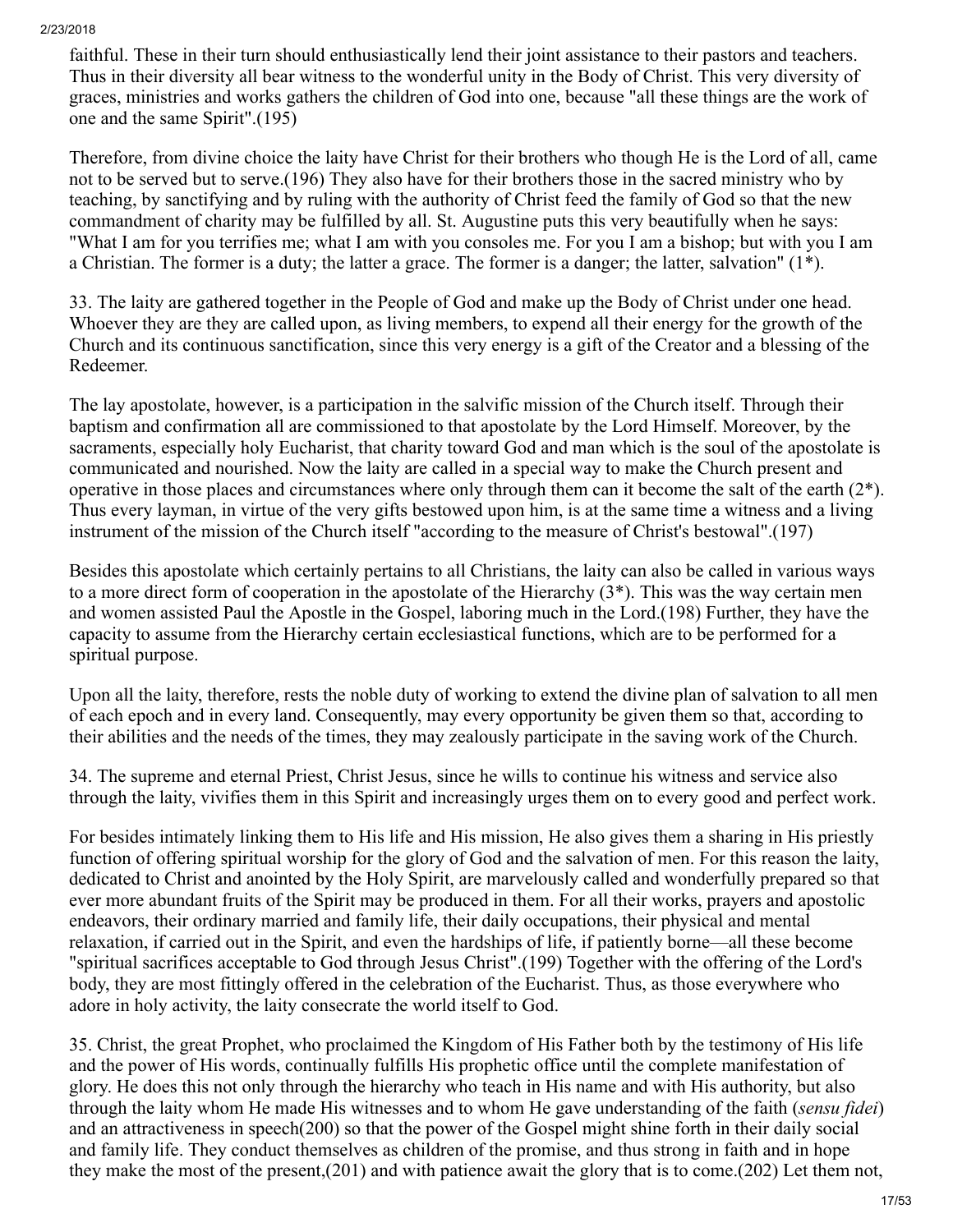faithful. These in their turn should enthusiastically lend their joint assistance to their pastors and teachers. Thus in their diversity all bear witness to the wonderful unity in the Body of Christ. This very diversity of graces, ministries and works gathers the children of God into one, because "all these things are the work of one and the same Spirit".(195)

Therefore, from divine choice the laity have Christ for their brothers who though He is the Lord of all, came not to be served but to serve.(196) They also have for their brothers those in the sacred ministry who by teaching, by sanctifying and by ruling with the authority of Christ feed the family of God so that the new commandment of charity may be fulfilled by all. St. Augustine puts this very beautifully when he says: "What I am for you terrifies me; what I am with you consoles me. For you I am a bishop; but with you I am a Christian. The former is a duty; the latter a grace. The former is a danger; the latter, salvation" (1*).

33. The laity are gathered together in the People of God and make up the Body of Christ under one head. Whoever they are they are called upon, as living members, to expend all their energy for the growth of the Church and its continuous sanctification, since this very energy is a gift of the Creator and a blessing of the Redeemer.

The lay apostolate, however, is a participation in the salvific mission of the Church itself. Through their baptism and confirmation all are commissioned to that apostolate by the Lord Himself. Moreover, by the sacraments, especially holy Eucharist, that charity toward God and man which is the soul of the apostolate is communicated and nourished. Now the laity are called in a special way to make the Church present and operative in those places and circumstances where only through them can it become the salt of the earth (2*). Thus every layman, in virtue of the very gifts bestowed upon him, is at the same time a witness and a living instrument of the mission of the Church itself "according to the measure of Christ's bestowal".(197)

Besides this apostolate which certainly pertains to all Christians, the laity can also be called in various ways to a more direct form of cooperation in the apostolate of the Hierarchy (3*). This was the way certain men and women assisted Paul the Apostle in the Gospel, laboring much in the Lord.(198) Further, they have the capacity to assume from the Hierarchy certain ecclesiastical functions, which are to be performed for a spiritual purpose.

Upon all the laity, therefore, rests the noble duty of working to extend the divine plan of salvation to all men of each epoch and in every land. Consequently, may every opportunity be given them so that, according to their abilities and the needs of the times, they may zealously participate in the saving work of the Church.

34. The supreme and eternal Priest, Christ Jesus, since he wills to continue his witness and service also through the laity, vivifies them in this Spirit and increasingly urges them on to every good and perfect work.

For besides intimately linking them to His life and His mission, He also gives them a sharing in His priestly function of offering spiritual worship for the glory of God and the salvation of men. For this reason the laity, dedicated to Christ and anointed by the Holy Spirit, are marvelously called and wonderfully prepared so that ever more abundant fruits of the Spirit may be produced in them. For all their works, prayers and apostolic endeavors, their ordinary married and family life, their daily occupations, their physical and mental relaxation, if carried out in the Spirit, and even the hardships of life, if patiently borne—all these become "spiritual sacrifices acceptable to God through Jesus Christ".(199) Together with the offering of the Lord's body, they are most fittingly offered in the celebration of the Eucharist. Thus, as those everywhere who adore in holy activity, the laity consecrate the world itself to God.

35. Christ, the great Prophet, who proclaimed the Kingdom of His Father both by the testimony of His life and the power of His words, continually fulfills His prophetic office until the complete manifestation of glory. He does this not only through the hierarchy who teach in His name and with His authority, but also through the laity whom He made His witnesses and to whom He gave understanding of the faith (*sensu fidei*) and an attractiveness in speech(200) so that the power of the Gospel might shine forth in their daily social and family life. They conduct themselves as children of the promise, and thus strong in faith and in hope they make the most of the present,(201) and with patience await the glory that is to come.(202) Let them not,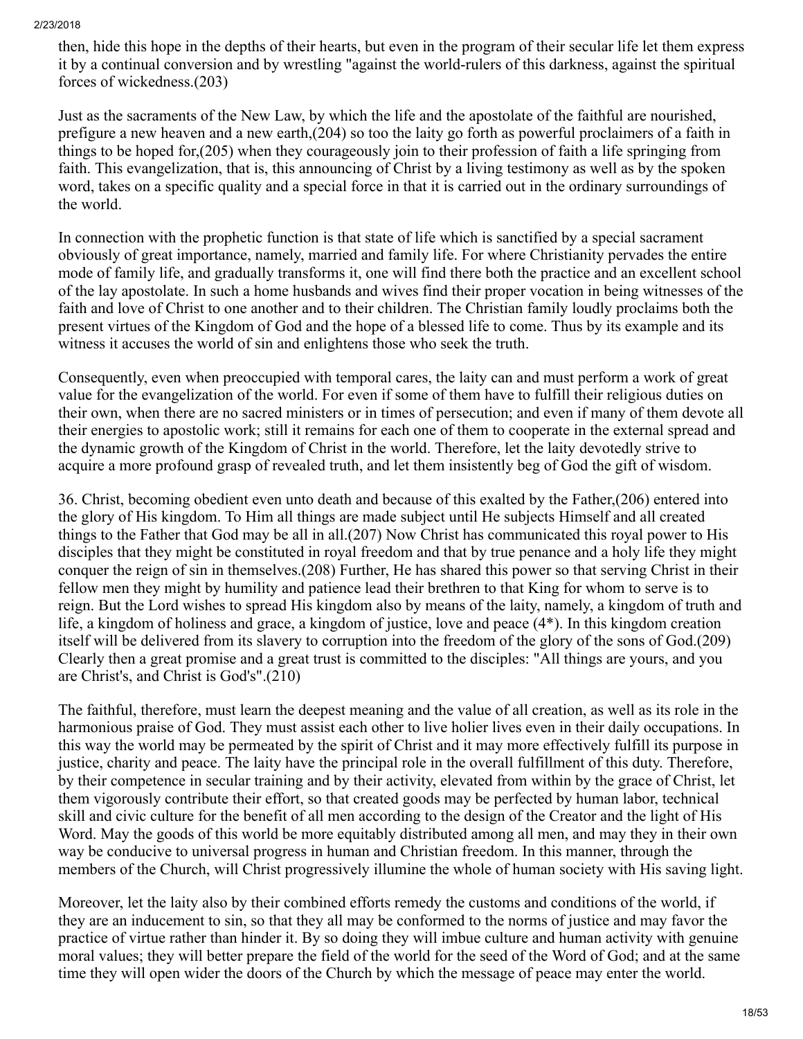then, hide this hope in the depths of their hearts, but even in the program of their secular life let them express it by a continual conversion and by wrestling "against the world-rulers of this darkness, against the spiritual forces of wickedness.(203)

Just as the sacraments of the New Law, by which the life and the apostolate of the faithful are nourished, prefigure a new heaven and a new earth,(204) so too the laity go forth as powerful proclaimers of a faith in things to be hoped for,(205) when they courageously join to their profession of faith a life springing from faith. This evangelization, that is, this announcing of Christ by a living testimony as well as by the spoken word, takes on a specific quality and a special force in that it is carried out in the ordinary surroundings of the world.

In connection with the prophetic function is that state of life which is sanctified by a special sacrament obviously of great importance, namely, married and family life. For where Christianity pervades the entire mode of family life, and gradually transforms it, one will find there both the practice and an excellent school of the lay apostolate. In such a home husbands and wives find their proper vocation in being witnesses of the faith and love of Christ to one another and to their children. The Christian family loudly proclaims both the present virtues of the Kingdom of God and the hope of a blessed life to come. Thus by its example and its witness it accuses the world of sin and enlightens those who seek the truth.

Consequently, even when preoccupied with temporal cares, the laity can and must perform a work of great value for the evangelization of the world. For even if some of them have to fulfill their religious duties on their own, when there are no sacred ministers or in times of persecution; and even if many of them devote all their energies to apostolic work; still it remains for each one of them to cooperate in the external spread and the dynamic growth of the Kingdom of Christ in the world. Therefore, let the laity devotedly strive to acquire a more profound grasp of revealed truth, and let them insistently beg of God the gift of wisdom.

36. Christ, becoming obedient even unto death and because of this exalted by the Father,(206) entered into the glory of His kingdom. To Him all things are made subject until He subjects Himself and all created things to the Father that God may be all in all.(207) Now Christ has communicated this royal power to His disciples that they might be constituted in royal freedom and that by true penance and a holy life they might conquer the reign of sin in themselves.(208) Further, He has shared this power so that serving Christ in their fellow men they might by humility and patience lead their brethren to that King for whom to serve is to reign. But the Lord wishes to spread His kingdom also by means of the laity, namely, a kingdom of truth and life, a kingdom of holiness and grace, a kingdom of justice, love and peace (4*). In this kingdom creation itself will be delivered from its slavery to corruption into the freedom of the glory of the sons of God.(209) Clearly then a great promise and a great trust is committed to the disciples: "All things are yours, and you are Christ's, and Christ is God's".(210)

The faithful, therefore, must learn the deepest meaning and the value of all creation, as well as its role in the harmonious praise of God. They must assist each other to live holier lives even in their daily occupations. In this way the world may be permeated by the spirit of Christ and it may more effectively fulfill its purpose in justice, charity and peace. The laity have the principal role in the overall fulfillment of this duty. Therefore, by their competence in secular training and by their activity, elevated from within by the grace of Christ, let them vigorously contribute their effort, so that created goods may be perfected by human labor, technical skill and civic culture for the benefit of all men according to the design of the Creator and the light of His Word. May the goods of this world be more equitably distributed among all men, and may they in their own way be conducive to universal progress in human and Christian freedom. In this manner, through the members of the Church, will Christ progressively illumine the whole of human society with His saving light.

Moreover, let the laity also by their combined efforts remedy the customs and conditions of the world, if they are an inducement to sin, so that they all may be conformed to the norms of justice and may favor the practice of virtue rather than hinder it. By so doing they will imbue culture and human activity with genuine moral values; they will better prepare the field of the world for the seed of the Word of God; and at the same time they will open wider the doors of the Church by which the message of peace may enter the world.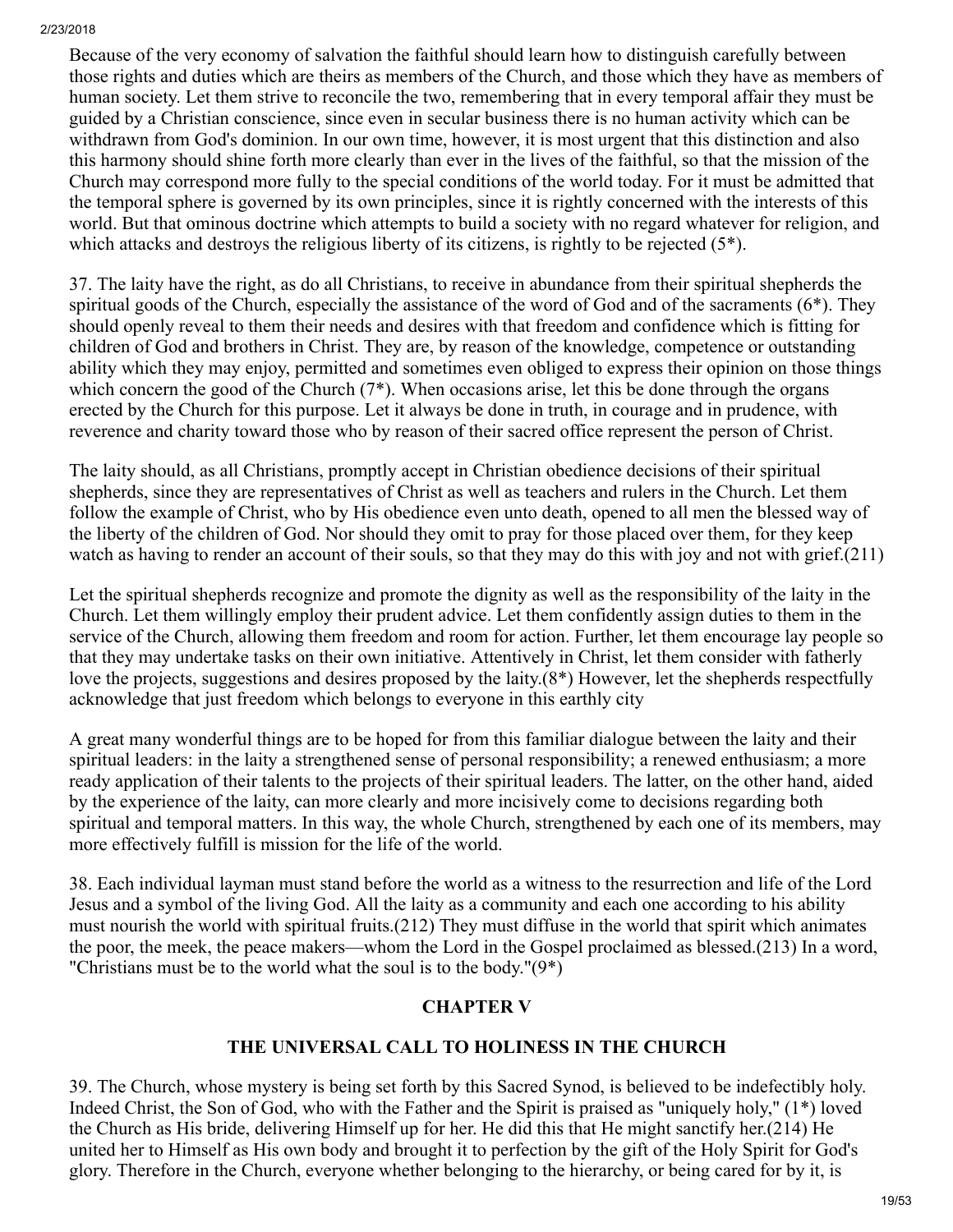Because of the very economy of salvation the faithful should learn how to distinguish carefully between those rights and duties which are theirs as members of the Church, and those which they have as members of human society. Let them strive to reconcile the two, remembering that in every temporal affair they must be guided by a Christian conscience, since even in secular business there is no human activity which can be withdrawn from God's dominion. In our own time, however, it is most urgent that this distinction and also this harmony should shine forth more clearly than ever in the lives of the faithful, so that the mission of the Church may correspond more fully to the special conditions of the world today. For it must be admitted that the temporal sphere is governed by its own principles, since it is rightly concerned with the interests of this world. But that ominous doctrine which attempts to build a society with no regard whatever for religion, and which attacks and destroys the religious liberty of its citizens, is rightly to be rejected (5*).

37. The laity have the right, as do all Christians, to receive in abundance from their spiritual shepherds the spiritual goods of the Church, especially the assistance of the word of God and of the sacraments (6*). They should openly reveal to them their needs and desires with that freedom and confidence which is fitting for children of God and brothers in Christ. They are, by reason of the knowledge, competence or outstanding ability which they may enjoy, permitted and sometimes even obliged to express their opinion on those things which concern the good of the Church (7*). When occasions arise, let this be done through the organs erected by the Church for this purpose. Let it always be done in truth, in courage and in prudence, with reverence and charity toward those who by reason of their sacred office represent the person of Christ.

The laity should, as all Christians, promptly accept in Christian obedience decisions of their spiritual shepherds, since they are representatives of Christ as well as teachers and rulers in the Church. Let them follow the example of Christ, who by His obedience even unto death, opened to all men the blessed way of the liberty of the children of God. Nor should they omit to pray for those placed over them, for they keep watch as having to render an account of their souls, so that they may do this with joy and not with grief.(211)

Let the spiritual shepherds recognize and promote the dignity as well as the responsibility of the laity in the Church. Let them willingly employ their prudent advice. Let them confidently assign duties to them in the service of the Church, allowing them freedom and room for action. Further, let them encourage lay people so that they may undertake tasks on their own initiative. Attentively in Christ, let them consider with fatherly love the projects, suggestions and desires proposed by the laity.(8*) However, let the shepherds respectfully acknowledge that just freedom which belongs to everyone in this earthly city

A great many wonderful things are to be hoped for from this familiar dialogue between the laity and their spiritual leaders: in the laity a strengthened sense of personal responsibility; a renewed enthusiasm; a more ready application of their talents to the projects of their spiritual leaders. The latter, on the other hand, aided by the experience of the laity, can more clearly and more incisively come to decisions regarding both spiritual and temporal matters. In this way, the whole Church, strengthened by each one of its members, may more effectively fulfill is mission for the life of the world.

38. Each individual layman must stand before the world as a witness to the resurrection and life of the Lord Jesus and a symbol of the living God. All the laity as a community and each one according to his ability must nourish the world with spiritual fruits.(212) They must diffuse in the world that spirit which animates the poor, the meek, the peace makers—whom the Lord in the Gospel proclaimed as blessed.(213) In a word, "Christians must be to the world what the soul is to the body."(9*)

## CHAPTER V

## THE UNIVERSAL CALL TO HOLINESS IN THE CHURCH

39. The Church, whose mystery is being set forth by this Sacred Synod, is believed to be indefectibly holy. Indeed Christ, the Son of God, who with the Father and the Spirit is praised as "uniquely holy," (1*) loved the Church as His bride, delivering Himself up for her. He did this that He might sanctify her.(214) He united her to Himself as His own body and brought it to perfection by the gift of the Holy Spirit for God's glory. Therefore in the Church, everyone whether belonging to the hierarchy, or being cared for by it, is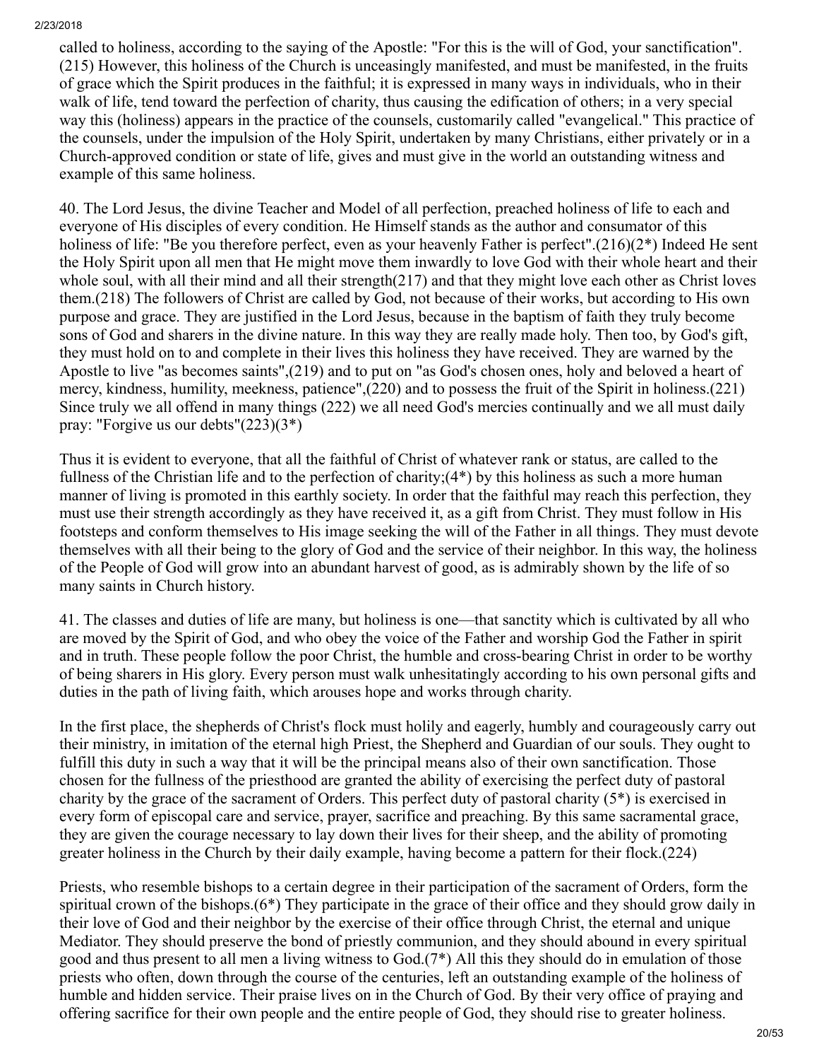called to holiness, according to the saying of the Apostle: "For this is the will of God, your sanctification". (215) However, this holiness of the Church is unceasingly manifested, and must be manifested, in the fruits of grace which the Spirit produces in the faithful; it is expressed in many ways in individuals, who in their walk of life, tend toward the perfection of charity, thus causing the edification of others; in a very special way this (holiness) appears in the practice of the counsels, customarily called "evangelical." This practice of the counsels, under the impulsion of the Holy Spirit, undertaken by many Christians, either privately or in a Church-approved condition or state of life, gives and must give in the world an outstanding witness and example of this same holiness.

40. The Lord Jesus, the divine Teacher and Model of all perfection, preached holiness of life to each and everyone of His disciples of every condition. He Himself stands as the author and consumator of this holiness of life: "Be you therefore perfect, even as your heavenly Father is perfect".(216)(2*) Indeed He sent the Holy Spirit upon all men that He might move them inwardly to love God with their whole heart and their whole soul, with all their mind and all their strength(217) and that they might love each other as Christ loves them.(218) The followers of Christ are called by God, not because of their works, but according to His own purpose and grace. They are justified in the Lord Jesus, because in the baptism of faith they truly become sons of God and sharers in the divine nature. In this way they are really made holy. Then too, by God's gift, they must hold on to and complete in their lives this holiness they have received. They are warned by the Apostle to live "as becomes saints",(219) and to put on "as God's chosen ones, holy and beloved a heart of mercy, kindness, humility, meekness, patience",(220) and to possess the fruit of the Spirit in holiness.(221) Since truly we all offend in many things (222) we all need God's mercies continually and we all must daily pray: "Forgive us our debts"(223)(3*)

Thus it is evident to everyone, that all the faithful of Christ of whatever rank or status, are called to the fullness of the Christian life and to the perfection of charity;(4*) by this holiness as such a more human manner of living is promoted in this earthly society. In order that the faithful may reach this perfection, they must use their strength accordingly as they have received it, as a gift from Christ. They must follow in His footsteps and conform themselves to His image seeking the will of the Father in all things. They must devote themselves with all their being to the glory of God and the service of their neighbor. In this way, the holiness of the People of God will grow into an abundant harvest of good, as is admirably shown by the life of so many saints in Church history.

41. The classes and duties of life are many, but holiness is one—that sanctity which is cultivated by all who are moved by the Spirit of God, and who obey the voice of the Father and worship God the Father in spirit and in truth. These people follow the poor Christ, the humble and cross-bearing Christ in order to be worthy of being sharers in His glory. Every person must walk unhesitatingly according to his own personal gifts and duties in the path of living faith, which arouses hope and works through charity.

In the first place, the shepherds of Christ's flock must holily and eagerly, humbly and courageously carry out their ministry, in imitation of the eternal high Priest, the Shepherd and Guardian of our souls. They ought to fulfill this duty in such a way that it will be the principal means also of their own sanctification. Those chosen for the fullness of the priesthood are granted the ability of exercising the perfect duty of pastoral charity by the grace of the sacrament of Orders. This perfect duty of pastoral charity (5*) is exercised in every form of episcopal care and service, prayer, sacrifice and preaching. By this same sacramental grace, they are given the courage necessary to lay down their lives for their sheep, and the ability of promoting greater holiness in the Church by their daily example, having become a pattern for their flock.(224)

Priests, who resemble bishops to a certain degree in their participation of the sacrament of Orders, form the spiritual crown of the bishops.(6*) They participate in the grace of their office and they should grow daily in their love of God and their neighbor by the exercise of their office through Christ, the eternal and unique Mediator. They should preserve the bond of priestly communion, and they should abound in every spiritual good and thus present to all men a living witness to God.(7*) All this they should do in emulation of those priests who often, down through the course of the centuries, left an outstanding example of the holiness of humble and hidden service. Their praise lives on in the Church of God. By their very office of praying and offering sacrifice for their own people and the entire people of God, they should rise to greater holiness.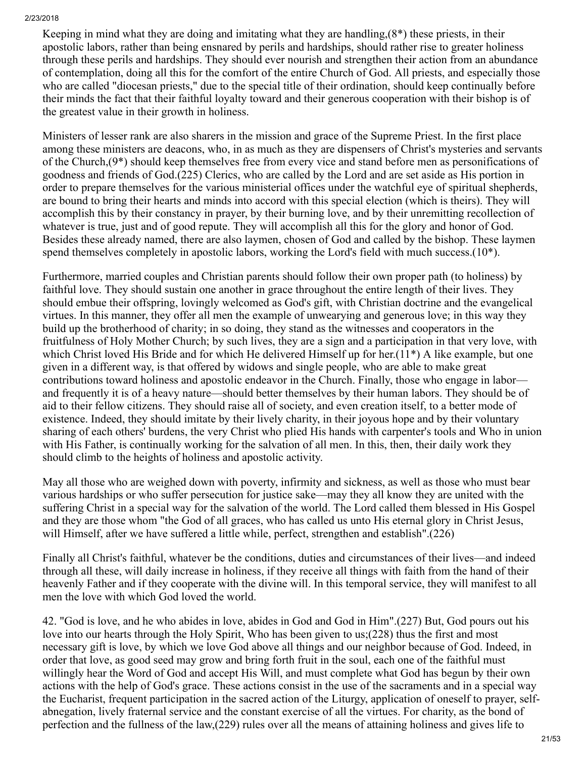Keeping in mind what they are doing and imitating what they are handling,(8*) these priests, in their apostolic labors, rather than being ensnared by perils and hardships, should rather rise to greater holiness through these perils and hardships. They should ever nourish and strengthen their action from an abundance of contemplation, doing all this for the comfort of the entire Church of God. All priests, and especially those who are called "diocesan priests," due to the special title of their ordination, should keep continually before their minds the fact that their faithful loyalty toward and their generous cooperation with their bishop is of the greatest value in their growth in holiness.

Ministers of lesser rank are also sharers in the mission and grace of the Supreme Priest. In the first place among these ministers are deacons, who, in as much as they are dispensers of Christ's mysteries and servants of the Church,(9*) should keep themselves free from every vice and stand before men as personifications of goodness and friends of God.(225) Clerics, who are called by the Lord and are set aside as His portion in order to prepare themselves for the various ministerial offices under the watchful eye of spiritual shepherds, are bound to bring their hearts and minds into accord with this special election (which is theirs). They will accomplish this by their constancy in prayer, by their burning love, and by their unremitting recollection of whatever is true, just and of good repute. They will accomplish all this for the glory and honor of God. Besides these already named, there are also laymen, chosen of God and called by the bishop. These laymen spend themselves completely in apostolic labors, working the Lord's field with much success.(10*).

Furthermore, married couples and Christian parents should follow their own proper path (to holiness) by faithful love. They should sustain one another in grace throughout the entire length of their lives. They should embue their offspring, lovingly welcomed as God's gift, with Christian doctrine and the evangelical virtues. In this manner, they offer all men the example of unwearying and generous love; in this way they build up the brotherhood of charity; in so doing, they stand as the witnesses and cooperators in the fruitfulness of Holy Mother Church; by such lives, they are a sign and a participation in that very love, with which Christ loved His Bride and for which He delivered Himself up for her.(11*) A like example, but one given in a different way, is that offered by widows and single people, who are able to make great contributions toward holiness and apostolic endeavor in the Church. Finally, those who engage in labor—and frequently it is of a heavy nature—should better themselves by their human labors. They should be of aid to their fellow citizens. They should raise all of society, and even creation itself, to a better mode of existence. Indeed, they should imitate by their lively charity, in their joyous hope and by their voluntary sharing of each others' burdens, the very Christ who plied His hands with carpenter's tools and Who in union with His Father, is continually working for the salvation of all men. In this, then, their daily work they should climb to the heights of holiness and apostolic activity.

May all those who are weighed down with poverty, infirmity and sickness, as well as those who must bear various hardships or who suffer persecution for justice sake—may they all know they are united with the suffering Christ in a special way for the salvation of the world. The Lord called them blessed in His Gospel and they are those whom "the God of all graces, who has called us unto His eternal glory in Christ Jesus, will Himself, after we have suffered a little while, perfect, strengthen and establish".(226)

Finally all Christ's faithful, whatever be the conditions, duties and circumstances of their lives—and indeed through all these, will daily increase in holiness, if they receive all things with faith from the hand of their heavenly Father and if they cooperate with the divine will. In this temporal service, they will manifest to all men the love with which God loved the world.

42. "God is love, and he who abides in love, abides in God and God in Him".(227) But, God pours out his love into our hearts through the Holy Spirit, Who has been given to us;(228) thus the first and most necessary gift is love, by which we love God above all things and our neighbor because of God. Indeed, in order that love, as good seed may grow and bring forth fruit in the soul, each one of the faithful must willingly hear the Word of God and accept His Will, and must complete what God has begun by their own actions with the help of God's grace. These actions consist in the use of the sacraments and in a special way the Eucharist, frequent participation in the sacred action of the Liturgy, application of oneself to prayer, self-abnegation, lively fraternal service and the constant exercise of all the virtues. For charity, as the bond of perfection and the fullness of the law,(229) rules over all the means of attaining holiness and gives life to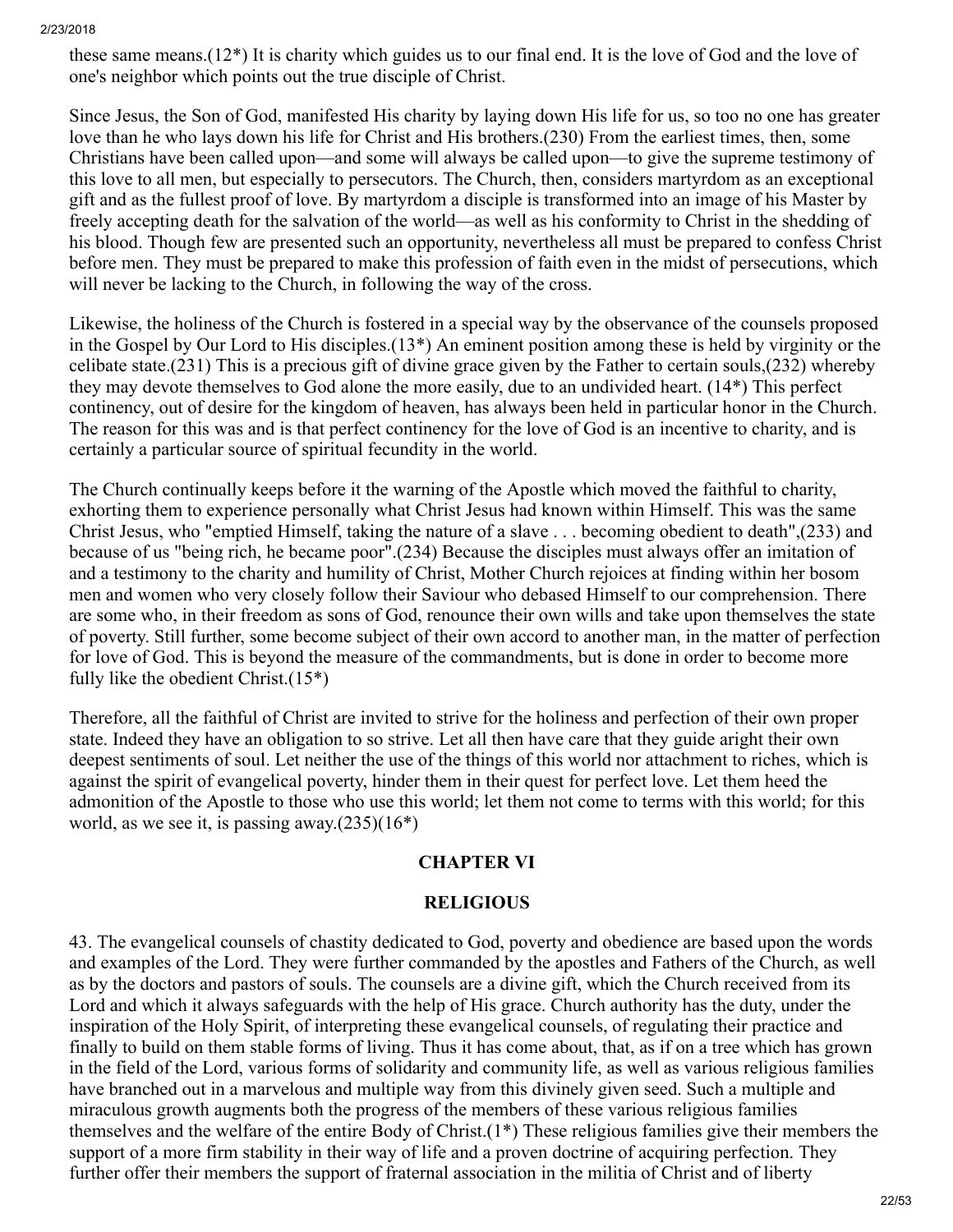these same means.(12*) It is charity which guides us to our final end. It is the love of God and the love of one's neighbor which points out the true disciple of Christ.

Since Jesus, the Son of God, manifested His charity by laying down His life for us, so too no one has greater love than he who lays down his life for Christ and His brothers.(230) From the earliest times, then, some Christians have been called upon—and some will always be called upon—to give the supreme testimony of this love to all men, but especially to persecutors. The Church, then, considers martyrdom as an exceptional gift and as the fullest proof of love. By martyrdom a disciple is transformed into an image of his Master by freely accepting death for the salvation of the world—as well as his conformity to Christ in the shedding of his blood. Though few are presented such an opportunity, nevertheless all must be prepared to confess Christ before men. They must be prepared to make this profession of faith even in the midst of persecutions, which will never be lacking to the Church, in following the way of the cross.

Likewise, the holiness of the Church is fostered in a special way by the observance of the counsels proposed in the Gospel by Our Lord to His disciples.(13*) An eminent position among these is held by virginity or the celibate state.(231) This is a precious gift of divine grace given by the Father to certain souls,(232) whereby they may devote themselves to God alone the more easily, due to an undivided heart. (14*) This perfect continency, out of desire for the kingdom of heaven, has always been held in particular honor in the Church. The reason for this was and is that perfect continency for the love of God is an incentive to charity, and is certainly a particular source of spiritual fecundity in the world.

The Church continually keeps before it the warning of the Apostle which moved the faithful to charity, exhorting them to experience personally what Christ Jesus had known within Himself. This was the same Christ Jesus, who "emptied Himself, taking the nature of a slave . . . becoming obedient to death",(233) and because of us "being rich, he became poor".(234) Because the disciples must always offer an imitation of and a testimony to the charity and humility of Christ, Mother Church rejoices at finding within her bosom men and women who very closely follow their Saviour who debased Himself to our comprehension. There are some who, in their freedom as sons of God, renounce their own wills and take upon themselves the state of poverty. Still further, some become subject of their own accord to another man, in the matter of perfection for love of God. This is beyond the measure of the commandments, but is done in order to become more fully like the obedient Christ.(15*)

Therefore, all the faithful of Christ are invited to strive for the holiness and perfection of their own proper state. Indeed they have an obligation to so strive. Let all then have care that they guide aright their own deepest sentiments of soul. Let neither the use of the things of this world nor attachment to riches, which is against the spirit of evangelical poverty, hinder them in their quest for perfect love. Let them heed the admonition of the Apostle to those who use this world; let them not come to terms with this world; for this world, as we see it, is passing away.(235)(16*)

## CHAPTER VI

## RELIGIOUS

43. The evangelical counsels of chastity dedicated to God, poverty and obedience are based upon the words and examples of the Lord. They were further commanded by the apostles and Fathers of the Church, as well as by the doctors and pastors of souls. The counsels are a divine gift, which the Church received from its Lord and which it always safeguards with the help of His grace. Church authority has the duty, under the inspiration of the Holy Spirit, of interpreting these evangelical counsels, of regulating their practice and finally to build on them stable forms of living. Thus it has come about, that, as if on a tree which has grown in the field of the Lord, various forms of solidarity and community life, as well as various religious families have branched out in a marvelous and multiple way from this divinely given seed. Such a multiple and miraculous growth augments both the progress of the members of these various religious families themselves and the welfare of the entire Body of Christ.(1*) These religious families give their members the support of a more firm stability in their way of life and a proven doctrine of acquiring perfection. They further offer their members the support of fraternal association in the militia of Christ and of liberty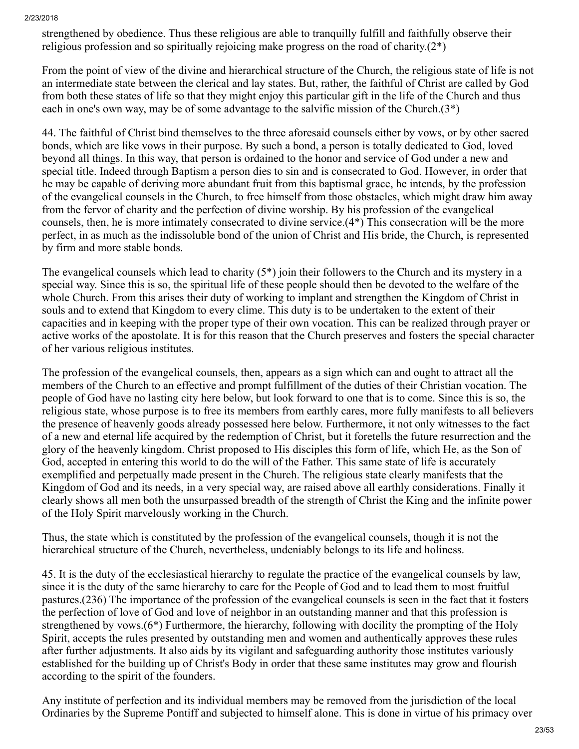strengthened by obedience. Thus these religious are able to tranquilly fulfill and faithfully observe their religious profession and so spiritually rejoicing make progress on the road of charity.(2*)

From the point of view of the divine and hierarchical structure of the Church, the religious state of life is not an intermediate state between the clerical and lay states. But, rather, the faithful of Christ are called by God from both these states of life so that they might enjoy this particular gift in the life of the Church and thus each in one's own way, may be of some advantage to the salvific mission of the Church.(3*)

44. The faithful of Christ bind themselves to the three aforesaid counsels either by vows, or by other sacred bonds, which are like vows in their purpose. By such a bond, a person is totally dedicated to God, loved beyond all things. In this way, that person is ordained to the honor and service of God under a new and special title. Indeed through Baptism a person dies to sin and is consecrated to God. However, in order that he may be capable of deriving more abundant fruit from this baptismal grace, he intends, by the profession of the evangelical counsels in the Church, to free himself from those obstacles, which might draw him away from the fervor of charity and the perfection of divine worship. By his profession of the evangelical counsels, then, he is more intimately consecrated to divine service.(4*) This consecration will be the more perfect, in as much as the indissoluble bond of the union of Christ and His bride, the Church, is represented by firm and more stable bonds.

The evangelical counsels which lead to charity (5*) join their followers to the Church and its mystery in a special way. Since this is so, the spiritual life of these people should then be devoted to the welfare of the whole Church. From this arises their duty of working to implant and strengthen the Kingdom of Christ in souls and to extend that Kingdom to every clime. This duty is to be undertaken to the extent of their capacities and in keeping with the proper type of their own vocation. This can be realized through prayer or active works of the apostolate. It is for this reason that the Church preserves and fosters the special character of her various religious institutes.

The profession of the evangelical counsels, then, appears as a sign which can and ought to attract all the members of the Church to an effective and prompt fulfillment of the duties of their Christian vocation. The people of God have no lasting city here below, but look forward to one that is to come. Since this is so, the religious state, whose purpose is to free its members from earthly cares, more fully manifests to all believers the presence of heavenly goods already possessed here below. Furthermore, it not only witnesses to the fact of a new and eternal life acquired by the redemption of Christ, but it foretells the future resurrection and the glory of the heavenly kingdom. Christ proposed to His disciples this form of life, which He, as the Son of God, accepted in entering this world to do the will of the Father. This same state of life is accurately exemplified and perpetually made present in the Church. The religious state clearly manifests that the Kingdom of God and its needs, in a very special way, are raised above all earthly considerations. Finally it clearly shows all men both the unsurpassed breadth of the strength of Christ the King and the infinite power of the Holy Spirit marvelously working in the Church.

Thus, the state which is constituted by the profession of the evangelical counsels, though it is not the hierarchical structure of the Church, nevertheless, undeniably belongs to its life and holiness.

45. It is the duty of the ecclesiastical hierarchy to regulate the practice of the evangelical counsels by law, since it is the duty of the same hierarchy to care for the People of God and to lead them to most fruitful pastures.(236) The importance of the profession of the evangelical counsels is seen in the fact that it fosters the perfection of love of God and love of neighbor in an outstanding manner and that this profession is strengthened by vows.(6*) Furthermore, the hierarchy, following with docility the prompting of the Holy Spirit, accepts the rules presented by outstanding men and women and authentically approves these rules after further adjustments. It also aids by its vigilant and safeguarding authority those institutes variously established for the building up of Christ's Body in order that these same institutes may grow and flourish according to the spirit of the founders.

Any institute of perfection and its individual members may be removed from the jurisdiction of the local Ordinaries by the Supreme Pontiff and subjected to himself alone. This is done in virtue of his primacy over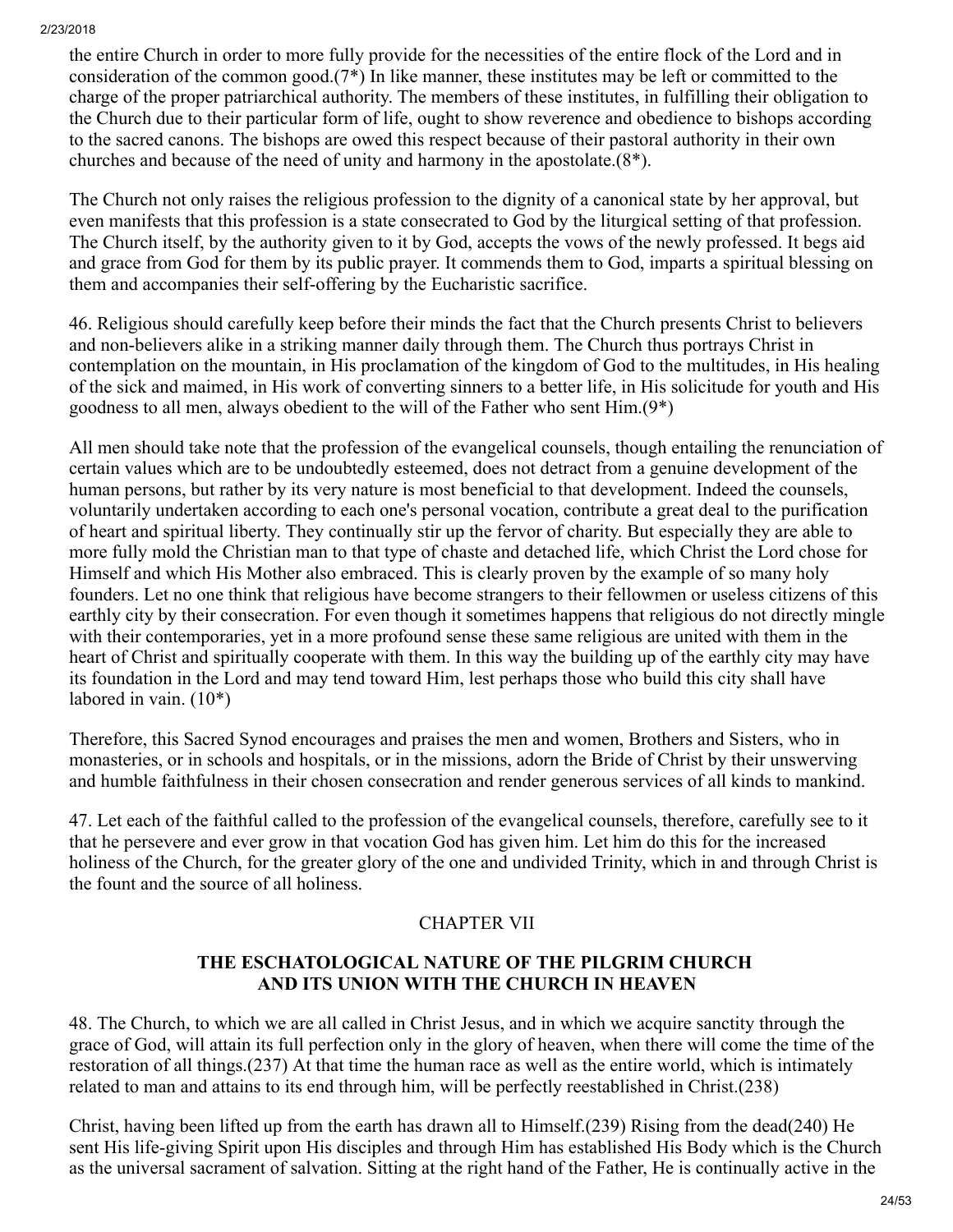the entire Church in order to more fully provide for the necessities of the entire flock of the Lord and in consideration of the common good.(7*) In like manner, these institutes may be left or committed to the charge of the proper patriarchical authority. The members of these institutes, in fulfilling their obligation to the Church due to their particular form of life, ought to show reverence and obedience to bishops according to the sacred canons. The bishops are owed this respect because of their pastoral authority in their own churches and because of the need of unity and harmony in the apostolate.(8*).

The Church not only raises the religious profession to the dignity of a canonical state by her approval, but even manifests that this profession is a state consecrated to God by the liturgical setting of that profession. The Church itself, by the authority given to it by God, accepts the vows of the newly professed. It begs aid and grace from God for them by its public prayer. It commends them to God, imparts a spiritual blessing on them and accompanies their self-offering by the Eucharistic sacrifice.

46. Religious should carefully keep before their minds the fact that the Church presents Christ to believers and non-believers alike in a striking manner daily through them. The Church thus portrays Christ in contemplation on the mountain, in His proclamation of the kingdom of God to the multitudes, in His healing of the sick and maimed, in His work of converting sinners to a better life, in His solicitude for youth and His goodness to all men, always obedient to the will of the Father who sent Him.(9*)

All men should take note that the profession of the evangelical counsels, though entailing the renunciation of certain values which are to be undoubtedly esteemed, does not detract from a genuine development of the human persons, but rather by its very nature is most beneficial to that development. Indeed the counsels, voluntarily undertaken according to each one's personal vocation, contribute a great deal to the purification of heart and spiritual liberty. They continually stir up the fervor of charity. But especially they are able to more fully mold the Christian man to that type of chaste and detached life, which Christ the Lord chose for Himself and which His Mother also embraced. This is clearly proven by the example of so many holy founders. Let no one think that religious have become strangers to their fellowmen or useless citizens of this earthly city by their consecration. For even though it sometimes happens that religious do not directly mingle with their contemporaries, yet in a more profound sense these same religious are united with them in the heart of Christ and spiritually cooperate with them. In this way the building up of the earthly city may have its foundation in the Lord and may tend toward Him, lest perhaps those who build this city shall have labored in vain. (10*)

Therefore, this Sacred Synod encourages and praises the men and women, Brothers and Sisters, who in monasteries, or in schools and hospitals, or in the missions, adorn the Bride of Christ by their unswerving and humble faithfulness in their chosen consecration and render generous services of all kinds to mankind.

47. Let each of the faithful called to the profession of the evangelical counsels, therefore, carefully see to it that he persevere and ever grow in that vocation God has given him. Let him do this for the increased holiness of the Church, for the greater glory of the one and undivided Trinity, which in and through Christ is the fount and the source of all holiness.

## CHAPTER VII

### THE ESCHATOLOGICAL NATURE OF THE PILGRIM CHURCH AND ITS UNION WITH THE CHURCH IN HEAVEN

48. The Church, to which we are all called in Christ Jesus, and in which we acquire sanctity through the grace of God, will attain its full perfection only in the glory of heaven, when there will come the time of the restoration of all things.(237) At that time the human race as well as the entire world, which is intimately related to man and attains to its end through him, will be perfectly reestablished in Christ.(238)

Christ, having been lifted up from the earth has drawn all to Himself.(239) Rising from the dead(240) He sent His life-giving Spirit upon His disciples and through Him has established His Body which is the Church as the universal sacrament of salvation. Sitting at the right hand of the Father, He is continually active in the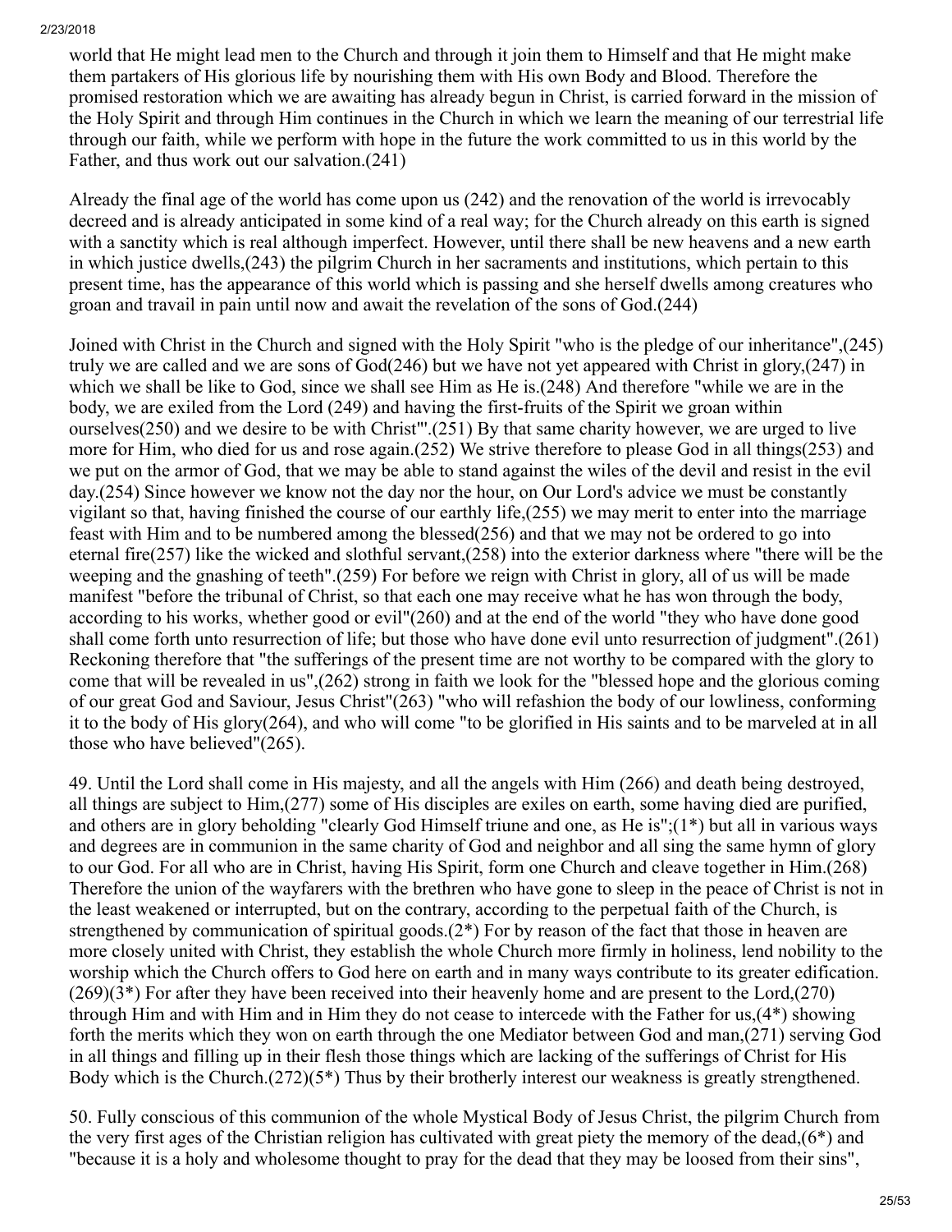world that He might lead men to the Church and through it join them to Himself and that He might make them partakers of His glorious life by nourishing them with His own Body and Blood. Therefore the promised restoration which we are awaiting has already begun in Christ, is carried forward in the mission of the Holy Spirit and through Him continues in the Church in which we learn the meaning of our terrestrial life through our faith, while we perform with hope in the future the work committed to us in this world by the Father, and thus work out our salvation.(241)

Already the final age of the world has come upon us (242) and the renovation of the world is irrevocably decreed and is already anticipated in some kind of a real way; for the Church already on this earth is signed with a sanctity which is real although imperfect. However, until there shall be new heavens and a new earth in which justice dwells,(243) the pilgrim Church in her sacraments and institutions, which pertain to this present time, has the appearance of this world which is passing and she herself dwells among creatures who groan and travail in pain until now and await the revelation of the sons of God.(244)

Joined with Christ in the Church and signed with the Holy Spirit "who is the pledge of our inheritance",(245) truly we are called and we are sons of God(246) but we have not yet appeared with Christ in glory,(247) in which we shall be like to God, since we shall see Him as He is.(248) And therefore "while we are in the body, we are exiled from the Lord (249) and having the first-fruits of the Spirit we groan within ourselves(250) and we desire to be with Christ"'.(251) By that same charity however, we are urged to live more for Him, who died for us and rose again.(252) We strive therefore to please God in all things(253) and we put on the armor of God, that we may be able to stand against the wiles of the devil and resist in the evil day.(254) Since however we know not the day nor the hour, on Our Lord's advice we must be constantly vigilant so that, having finished the course of our earthly life,(255) we may merit to enter into the marriage feast with Him and to be numbered among the blessed(256) and that we may not be ordered to go into eternal fire(257) like the wicked and slothful servant,(258) into the exterior darkness where "there will be the weeping and the gnashing of teeth".(259) For before we reign with Christ in glory, all of us will be made manifest "before the tribunal of Christ, so that each one may receive what he has won through the body, according to his works, whether good or evil"(260) and at the end of the world "they who have done good shall come forth unto resurrection of life; but those who have done evil unto resurrection of judgment".(261) Reckoning therefore that "the sufferings of the present time are not worthy to be compared with the glory to come that will be revealed in us",(262) strong in faith we look for the "blessed hope and the glorious coming of our great God and Saviour, Jesus Christ"(263) "who will refashion the body of our lowliness, conforming it to the body of His glory(264), and who will come "to be glorified in His saints and to be marveled at in all those who have believed"(265).

49. Until the Lord shall come in His majesty, and all the angels with Him (266) and death being destroyed, all things are subject to Him,(277) some of His disciples are exiles on earth, some having died are purified, and others are in glory beholding "clearly God Himself triune and one, as He is";(1*) but all in various ways and degrees are in communion in the same charity of God and neighbor and all sing the same hymn of glory to our God. For all who are in Christ, having His Spirit, form one Church and cleave together in Him.(268) Therefore the union of the wayfarers with the brethren who have gone to sleep in the peace of Christ is not in the least weakened or interrupted, but on the contrary, according to the perpetual faith of the Church, is strengthened by communication of spiritual goods.(2*) For by reason of the fact that those in heaven are more closely united with Christ, they establish the whole Church more firmly in holiness, lend nobility to the worship which the Church offers to God here on earth and in many ways contribute to its greater edification.(269)(3*) For after they have been received into their heavenly home and are present to the Lord,(270) through Him and with Him and in Him they do not cease to intercede with the Father for us,(4*) showing forth the merits which they won on earth through the one Mediator between God and man,(271) serving God in all things and filling up in their flesh those things which are lacking of the sufferings of Christ for His Body which is the Church.(272)(5*) Thus by their brotherly interest our weakness is greatly strengthened.

50. Fully conscious of this communion of the whole Mystical Body of Jesus Christ, the pilgrim Church from the very first ages of the Christian religion has cultivated with great piety the memory of the dead,(6*) and "because it is a holy and wholesome thought to pray for the dead that they may be loosed from their sins",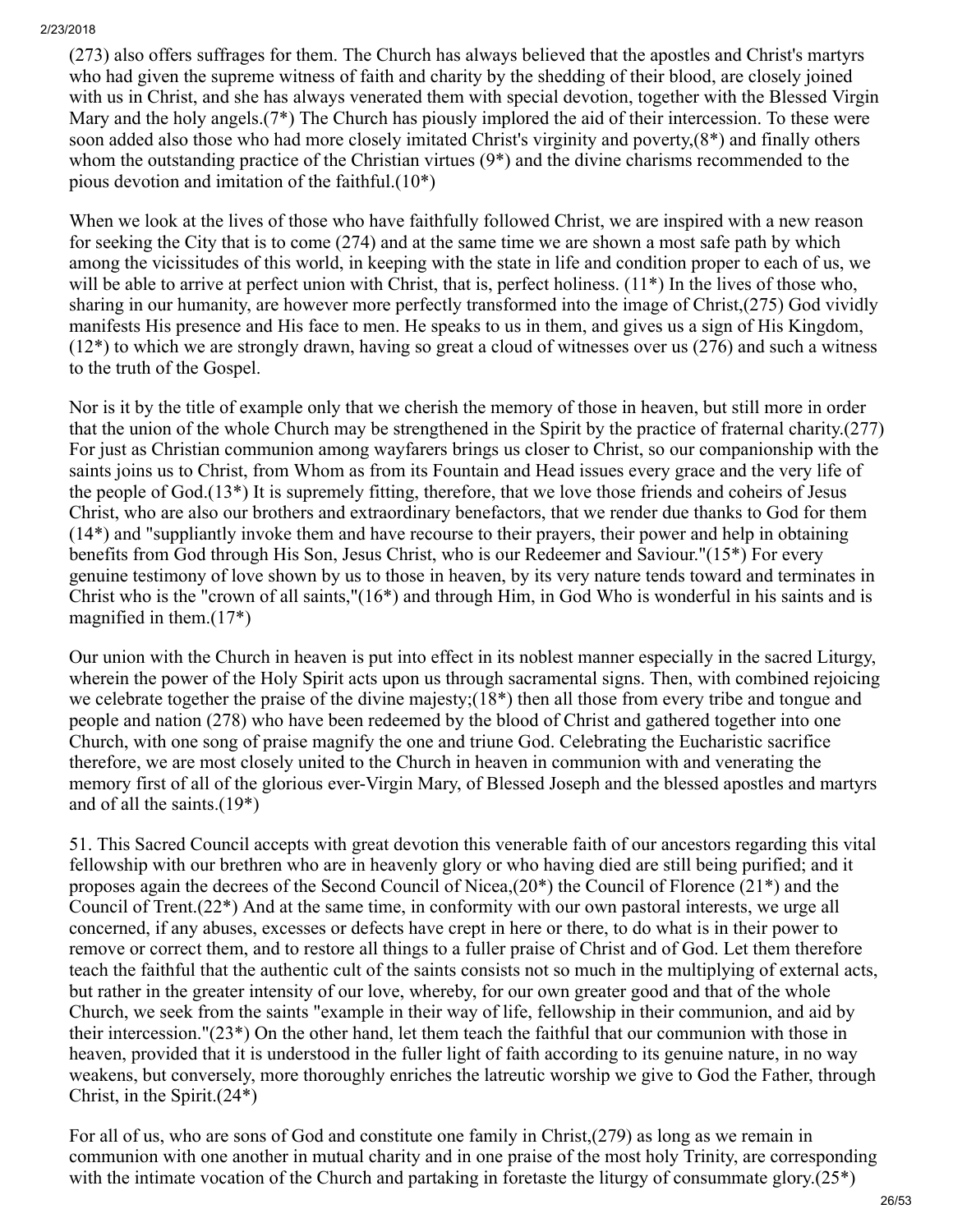(273) also offers suffrages for them. The Church has always believed that the apostles and Christ's martyrs who had given the supreme witness of faith and charity by the shedding of their blood, are closely joined with us in Christ, and she has always venerated them with special devotion, together with the Blessed Virgin Mary and the holy angels.(7*) The Church has piously implored the aid of their intercession. To these were soon added also those who had more closely imitated Christ's virginity and poverty,(8*) and finally others whom the outstanding practice of the Christian virtues (9*) and the divine charisms recommended to the pious devotion and imitation of the faithful.(10*)

When we look at the lives of those who have faithfully followed Christ, we are inspired with a new reason for seeking the City that is to come (274) and at the same time we are shown a most safe path by which among the vicissitudes of this world, in keeping with the state in life and condition proper to each of us, we will be able to arrive at perfect union with Christ, that is, perfect holiness. (11*) In the lives of those who, sharing in our humanity, are however more perfectly transformed into the image of Christ,(275) God vividly manifests His presence and His face to men. He speaks to us in them, and gives us a sign of His Kingdom, (12*) to which we are strongly drawn, having so great a cloud of witnesses over us (276) and such a witness to the truth of the Gospel.

Nor is it by the title of example only that we cherish the memory of those in heaven, but still more in order that the union of the whole Church may be strengthened in the Spirit by the practice of fraternal charity.(277) For just as Christian communion among wayfarers brings us closer to Christ, so our companionship with the saints joins us to Christ, from Whom as from its Fountain and Head issues every grace and the very life of the people of God.(13*) It is supremely fitting, therefore, that we love those friends and coheirs of Jesus Christ, who are also our brothers and extraordinary benefactors, that we render due thanks to God for them (14*) and "suppliantly invoke them and have recourse to their prayers, their power and help in obtaining benefits from God through His Son, Jesus Christ, who is our Redeemer and Saviour."(15*) For every genuine testimony of love shown by us to those in heaven, by its very nature tends toward and terminates in Christ who is the "crown of all saints,"(16*) and through Him, in God Who is wonderful in his saints and is magnified in them.(17*)

Our union with the Church in heaven is put into effect in its noblest manner especially in the sacred Liturgy, wherein the power of the Holy Spirit acts upon us through sacramental signs. Then, with combined rejoicing we celebrate together the praise of the divine majesty;(18*) then all those from every tribe and tongue and people and nation (278) who have been redeemed by the blood of Christ and gathered together into one Church, with one song of praise magnify the one and triune God. Celebrating the Eucharistic sacrifice therefore, we are most closely united to the Church in heaven in communion with and venerating the memory first of all of the glorious ever-Virgin Mary, of Blessed Joseph and the blessed apostles and martyrs and of all the saints.(19*)

51. This Sacred Council accepts with great devotion this venerable faith of our ancestors regarding this vital fellowship with our brethren who are in heavenly glory or who having died are still being purified; and it proposes again the decrees of the Second Council of Nicea,(20*) the Council of Florence (21*) and the Council of Trent.(22*) And at the same time, in conformity with our own pastoral interests, we urge all concerned, if any abuses, excesses or defects have crept in here or there, to do what is in their power to remove or correct them, and to restore all things to a fuller praise of Christ and of God. Let them therefore teach the faithful that the authentic cult of the saints consists not so much in the multiplying of external acts, but rather in the greater intensity of our love, whereby, for our own greater good and that of the whole Church, we seek from the saints "example in their way of life, fellowship in their communion, and aid by their intercession."(23*) On the other hand, let them teach the faithful that our communion with those in heaven, provided that it is understood in the fuller light of faith according to its genuine nature, in no way weakens, but conversely, more thoroughly enriches the latreutic worship we give to God the Father, through Christ, in the Spirit.(24*)

For all of us, who are sons of God and constitute one family in Christ,(279) as long as we remain in communion with one another in mutual charity and in one praise of the most holy Trinity, are corresponding with the intimate vocation of the Church and partaking in foretaste the liturgy of consummate glory.(25*)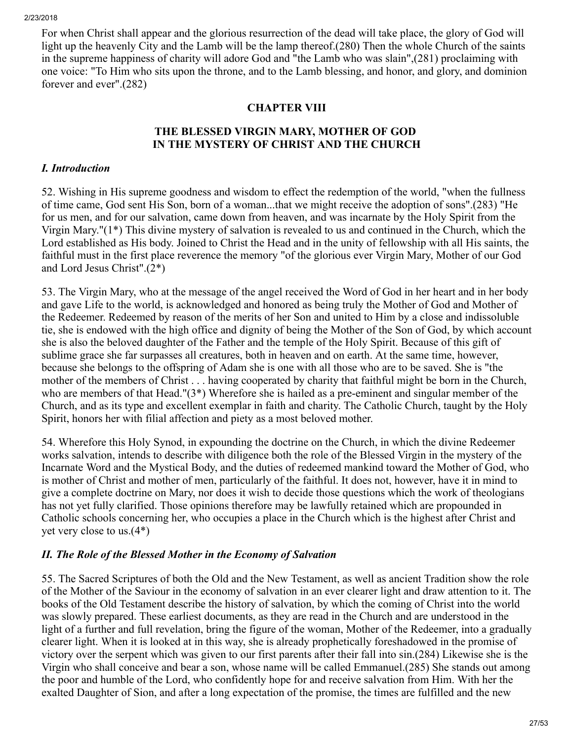For when Christ shall appear and the glorious resurrection of the dead will take place, the glory of God will light up the heavenly City and the Lamb will be the lamp thereof.(280) Then the whole Church of the saints in the supreme happiness of charity will adore God and "the Lamb who was slain",(281) proclaiming with one voice: "To Him who sits upon the throne, and to the Lamb blessing, and honor, and glory, and dominion forever and ever".(282)

## CHAPTER VIII

## THE BLESSED VIRGIN MARY, MOTHER OF GOD IN THE MYSTERY OF CHRIST AND THE CHURCH

### *I. Introduction*

52. Wishing in His supreme goodness and wisdom to effect the redemption of the world, "when the fullness of time came, God sent His Son, born of a woman...that we might receive the adoption of sons".(283) "He for us men, and for our salvation, came down from heaven, and was incarnate by the Holy Spirit from the Virgin Mary."(1*) This divine mystery of salvation is revealed to us and continued in the Church, which the Lord established as His body. Joined to Christ the Head and in the unity of fellowship with all His saints, the faithful must in the first place reverence the memory "of the glorious ever Virgin Mary, Mother of our God and Lord Jesus Christ".(2*)

53. The Virgin Mary, who at the message of the angel received the Word of God in her heart and in her body and gave Life to the world, is acknowledged and honored as being truly the Mother of God and Mother of the Redeemer. Redeemed by reason of the merits of her Son and united to Him by a close and indissoluble tie, she is endowed with the high office and dignity of being the Mother of the Son of God, by which account she is also the beloved daughter of the Father and the temple of the Holy Spirit. Because of this gift of sublime grace she far surpasses all creatures, both in heaven and on earth. At the same time, however, because she belongs to the offspring of Adam she is one with all those who are to be saved. She is "the mother of the members of Christ . . . having cooperated by charity that faithful might be born in the Church, who are members of that Head."(3*) Wherefore she is hailed as a pre-eminent and singular member of the Church, and as its type and excellent exemplar in faith and charity. The Catholic Church, taught by the Holy Spirit, honors her with filial affection and piety as a most beloved mother.

54. Wherefore this Holy Synod, in expounding the doctrine on the Church, in which the divine Redeemer works salvation, intends to describe with diligence both the role of the Blessed Virgin in the mystery of the Incarnate Word and the Mystical Body, and the duties of redeemed mankind toward the Mother of God, who is mother of Christ and mother of men, particularly of the faithful. It does not, however, have it in mind to give a complete doctrine on Mary, nor does it wish to decide those questions which the work of theologians has not yet fully clarified. Those opinions therefore may be lawfully retained which are propounded in Catholic schools concerning her, who occupies a place in the Church which is the highest after Christ and yet very close to us.(4*)

### *II. The Role of the Blessed Mother in the Economy of Salvation*

55. The Sacred Scriptures of both the Old and the New Testament, as well as ancient Tradition show the role of the Mother of the Saviour in the economy of salvation in an ever clearer light and draw attention to it. The books of the Old Testament describe the history of salvation, by which the coming of Christ into the world was slowly prepared. These earliest documents, as they are read in the Church and are understood in the light of a further and full revelation, bring the figure of the woman, Mother of the Redeemer, into a gradually clearer light. When it is looked at in this way, she is already prophetically foreshadowed in the promise of victory over the serpent which was given to our first parents after their fall into sin.(284) Likewise she is the Virgin who shall conceive and bear a son, whose name will be called Emmanuel.(285) She stands out among the poor and humble of the Lord, who confidently hope for and receive salvation from Him. With her the exalted Daughter of Sion, and after a long expectation of the promise, the times are fulfilled and the new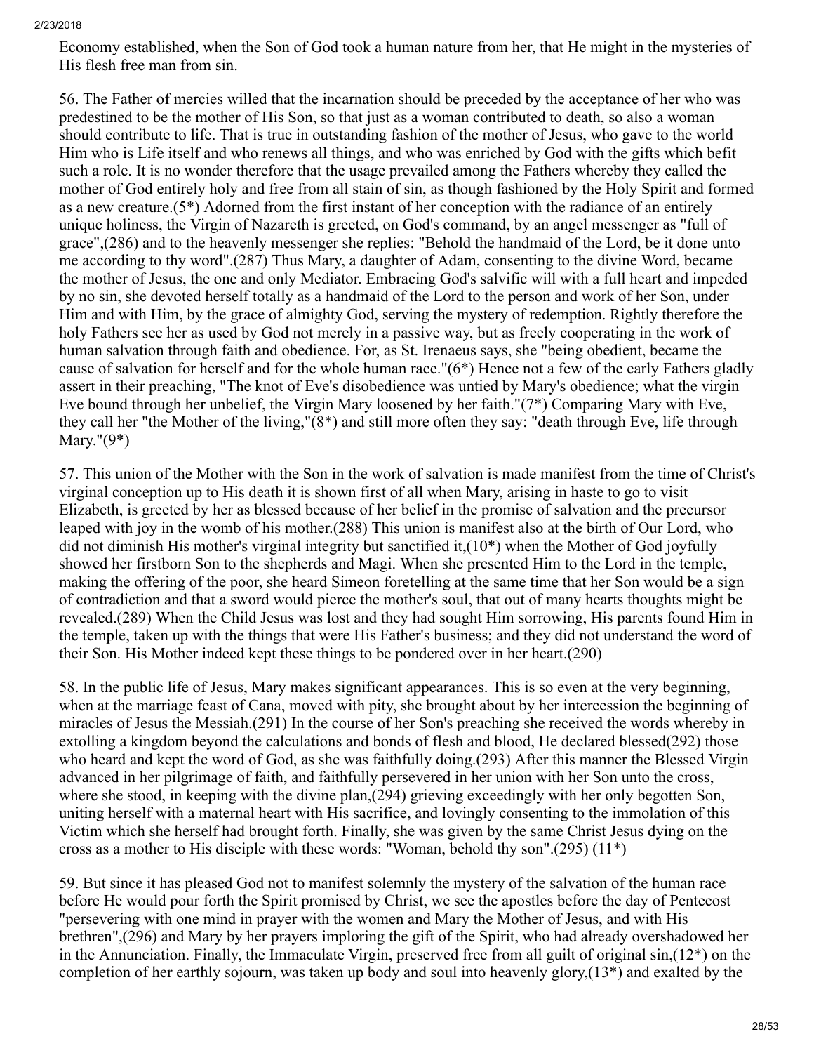Economy established, when the Son of God took a human nature from her, that He might in the mysteries of His flesh free man from sin.

56. The Father of mercies willed that the incarnation should be preceded by the acceptance of her who was predestined to be the mother of His Son, so that just as a woman contributed to death, so also a woman should contribute to life. That is true in outstanding fashion of the mother of Jesus, who gave to the world Him who is Life itself and who renews all things, and who was enriched by God with the gifts which befit such a role. It is no wonder therefore that the usage prevailed among the Fathers whereby they called the mother of God entirely holy and free from all stain of sin, as though fashioned by the Holy Spirit and formed as a new creature.(5*) Adorned from the first instant of her conception with the radiance of an entirely unique holiness, the Virgin of Nazareth is greeted, on God's command, by an angel messenger as "full of grace",(286) and to the heavenly messenger she replies: "Behold the handmaid of the Lord, be it done unto me according to thy word".(287) Thus Mary, a daughter of Adam, consenting to the divine Word, became the mother of Jesus, the one and only Mediator. Embracing God's salvific will with a full heart and impeded by no sin, she devoted herself totally as a handmaid of the Lord to the person and work of her Son, under Him and with Him, by the grace of almighty God, serving the mystery of redemption. Rightly therefore the holy Fathers see her as used by God not merely in a passive way, but as freely cooperating in the work of human salvation through faith and obedience. For, as St. Irenaeus says, she "being obedient, became the cause of salvation for herself and for the whole human race."(6*) Hence not a few of the early Fathers gladly assert in their preaching, "The knot of Eve's disobedience was untied by Mary's obedience; what the virgin Eve bound through her unbelief, the Virgin Mary loosened by her faith."(7*) Comparing Mary with Eve, they call her "the Mother of the living,"(8*) and still more often they say: "death through Eve, life through Mary."(9*)

57. This union of the Mother with the Son in the work of salvation is made manifest from the time of Christ's virginal conception up to His death it is shown first of all when Mary, arising in haste to go to visit Elizabeth, is greeted by her as blessed because of her belief in the promise of salvation and the precursor leaped with joy in the womb of his mother.(288) This union is manifest also at the birth of Our Lord, who did not diminish His mother's virginal integrity but sanctified it,(10*) when the Mother of God joyfully showed her firstborn Son to the shepherds and Magi. When she presented Him to the Lord in the temple, making the offering of the poor, she heard Simeon foretelling at the same time that her Son would be a sign of contradiction and that a sword would pierce the mother's soul, that out of many hearts thoughts might be revealed.(289) When the Child Jesus was lost and they had sought Him sorrowing, His parents found Him in the temple, taken up with the things that were His Father's business; and they did not understand the word of their Son. His Mother indeed kept these things to be pondered over in her heart.(290)

58. In the public life of Jesus, Mary makes significant appearances. This is so even at the very beginning, when at the marriage feast of Cana, moved with pity, she brought about by her intercession the beginning of miracles of Jesus the Messiah.(291) In the course of her Son's preaching she received the words whereby in extolling a kingdom beyond the calculations and bonds of flesh and blood, He declared blessed(292) those who heard and kept the word of God, as she was faithfully doing.(293) After this manner the Blessed Virgin advanced in her pilgrimage of faith, and faithfully persevered in her union with her Son unto the cross, where she stood, in keeping with the divine plan,(294) grieving exceedingly with her only begotten Son, uniting herself with a maternal heart with His sacrifice, and lovingly consenting to the immolation of this Victim which she herself had brought forth. Finally, she was given by the same Christ Jesus dying on the cross as a mother to His disciple with these words: "Woman, behold thy son".(295) (11*)

59. But since it has pleased God not to manifest solemnly the mystery of the salvation of the human race before He would pour forth the Spirit promised by Christ, we see the apostles before the day of Pentecost "persevering with one mind in prayer with the women and Mary the Mother of Jesus, and with His brethren",(296) and Mary by her prayers imploring the gift of the Spirit, who had already overshadowed her in the Annunciation. Finally, the Immaculate Virgin, preserved free from all guilt of original sin,(12*) on the completion of her earthly sojourn, was taken up body and soul into heavenly glory,(13*) and exalted by the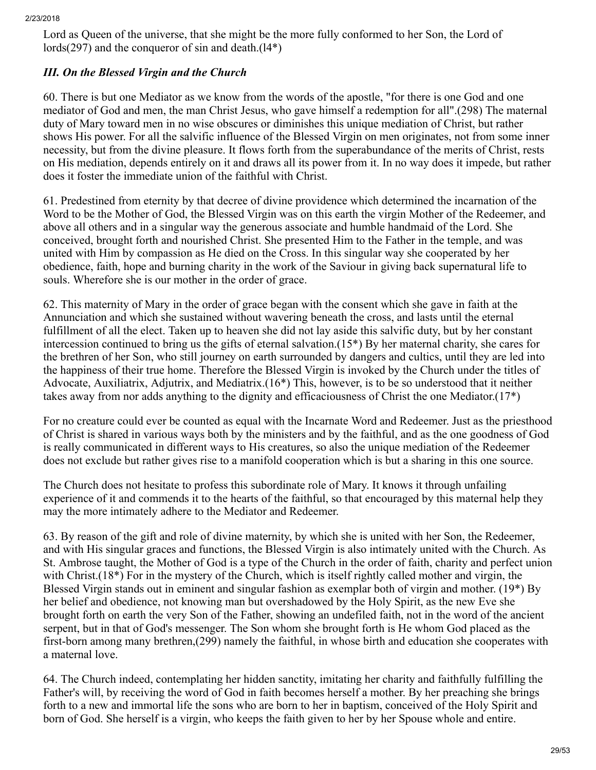Lord as Queen of the universe, that she might be the more fully conformed to her Son, the Lord of lords(297) and the conqueror of sin and death.(l4*)

### *III. On the Blessed Virgin and the Church*

60. There is but one Mediator as we know from the words of the apostle, "for there is one God and one mediator of God and men, the man Christ Jesus, who gave himself a redemption for all".(298) The maternal duty of Mary toward men in no wise obscures or diminishes this unique mediation of Christ, but rather shows His power. For all the salvific influence of the Blessed Virgin on men originates, not from some inner necessity, but from the divine pleasure. It flows forth from the superabundance of the merits of Christ, rests on His mediation, depends entirely on it and draws all its power from it. In no way does it impede, but rather does it foster the immediate union of the faithful with Christ.

61. Predestined from eternity by that decree of divine providence which determined the incarnation of the Word to be the Mother of God, the Blessed Virgin was on this earth the virgin Mother of the Redeemer, and above all others and in a singular way the generous associate and humble handmaid of the Lord. She conceived, brought forth and nourished Christ. She presented Him to the Father in the temple, and was united with Him by compassion as He died on the Cross. In this singular way she cooperated by her obedience, faith, hope and burning charity in the work of the Saviour in giving back supernatural life to souls. Wherefore she is our mother in the order of grace.

62. This maternity of Mary in the order of grace began with the consent which she gave in faith at the Annunciation and which she sustained without wavering beneath the cross, and lasts until the eternal fulfillment of all the elect. Taken up to heaven she did not lay aside this salvific duty, but by her constant intercession continued to bring us the gifts of eternal salvation.(15*) By her maternal charity, she cares for the brethren of her Son, who still journey on earth surrounded by dangers and cultics, until they are led into the happiness of their true home. Therefore the Blessed Virgin is invoked by the Church under the titles of Advocate, Auxiliatrix, Adjutrix, and Mediatrix.(16*) This, however, is to be so understood that it neither takes away from nor adds anything to the dignity and efficaciousness of Christ the one Mediator.(17*)

For no creature could ever be counted as equal with the Incarnate Word and Redeemer. Just as the priesthood of Christ is shared in various ways both by the ministers and by the faithful, and as the one goodness of God is really communicated in different ways to His creatures, so also the unique mediation of the Redeemer does not exclude but rather gives rise to a manifold cooperation which is but a sharing in this one source.

The Church does not hesitate to profess this subordinate role of Mary. It knows it through unfailing experience of it and commends it to the hearts of the faithful, so that encouraged by this maternal help they may the more intimately adhere to the Mediator and Redeemer.

63. By reason of the gift and role of divine maternity, by which she is united with her Son, the Redeemer, and with His singular graces and functions, the Blessed Virgin is also intimately united with the Church. As St. Ambrose taught, the Mother of God is a type of the Church in the order of faith, charity and perfect union with Christ.(18*) For in the mystery of the Church, which is itself rightly called mother and virgin, the Blessed Virgin stands out in eminent and singular fashion as exemplar both of virgin and mother. (19*) By her belief and obedience, not knowing man but overshadowed by the Holy Spirit, as the new Eve she brought forth on earth the very Son of the Father, showing an undefiled faith, not in the word of the ancient serpent, but in that of God's messenger. The Son whom she brought forth is He whom God placed as the first-born among many brethren,(299) namely the faithful, in whose birth and education she cooperates with a maternal love.

64. The Church indeed, contemplating her hidden sanctity, imitating her charity and faithfully fulfilling the Father's will, by receiving the word of God in faith becomes herself a mother. By her preaching she brings forth to a new and immortal life the sons who are born to her in baptism, conceived of the Holy Spirit and born of God. She herself is a virgin, who keeps the faith given to her by her Spouse whole and entire.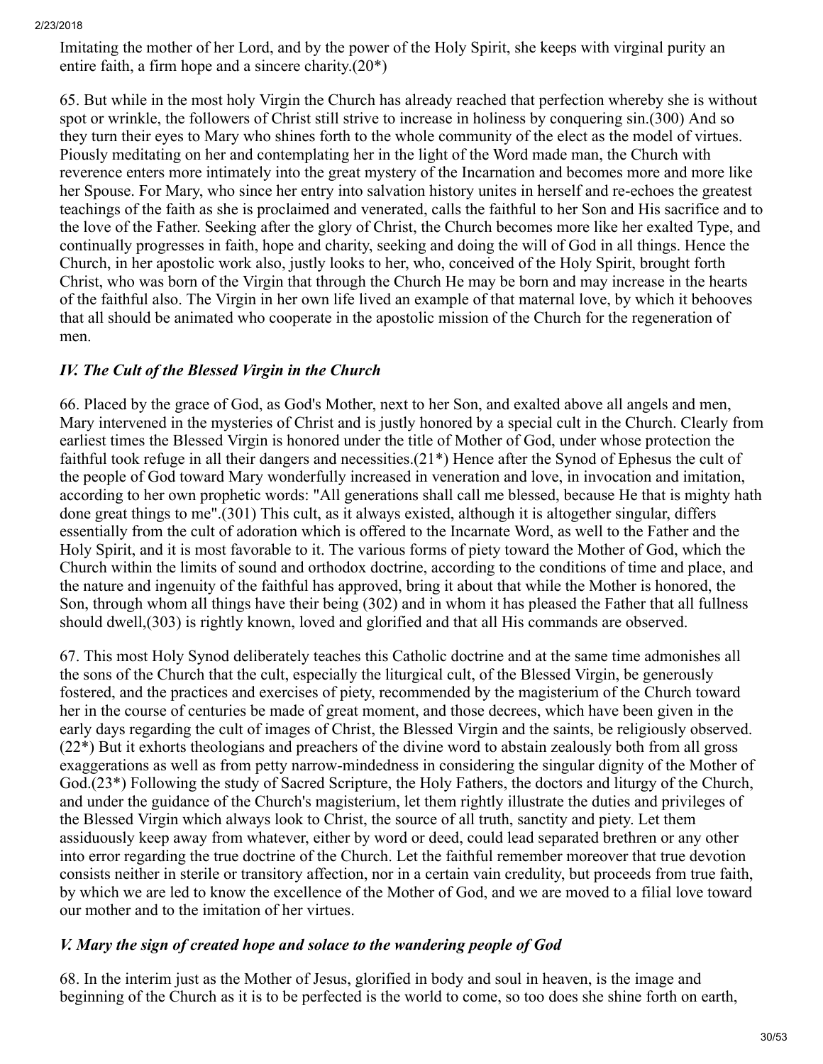Imitating the mother of her Lord, and by the power of the Holy Spirit, she keeps with virginal purity an entire faith, a firm hope and a sincere charity.(20*)

65. But while in the most holy Virgin the Church has already reached that perfection whereby she is without spot or wrinkle, the followers of Christ still strive to increase in holiness by conquering sin.(300) And so they turn their eyes to Mary who shines forth to the whole community of the elect as the model of virtues. Piously meditating on her and contemplating her in the light of the Word made man, the Church with reverence enters more intimately into the great mystery of the Incarnation and becomes more and more like her Spouse. For Mary, who since her entry into salvation history unites in herself and re-echoes the greatest teachings of the faith as she is proclaimed and venerated, calls the faithful to her Son and His sacrifice and to the love of the Father. Seeking after the glory of Christ, the Church becomes more like her exalted Type, and continually progresses in faith, hope and charity, seeking and doing the will of God in all things. Hence the Church, in her apostolic work also, justly looks to her, who, conceived of the Holy Spirit, brought forth Christ, who was born of the Virgin that through the Church He may be born and may increase in the hearts of the faithful also. The Virgin in her own life lived an example of that maternal love, by which it behooves that all should be animated who cooperate in the apostolic mission of the Church for the regeneration of men.

### *IV. The Cult of the Blessed Virgin in the Church*

66. Placed by the grace of God, as God's Mother, next to her Son, and exalted above all angels and men, Mary intervened in the mysteries of Christ and is justly honored by a special cult in the Church. Clearly from earliest times the Blessed Virgin is honored under the title of Mother of God, under whose protection the faithful took refuge in all their dangers and necessities.(21*) Hence after the Synod of Ephesus the cult of the people of God toward Mary wonderfully increased in veneration and love, in invocation and imitation, according to her own prophetic words: "All generations shall call me blessed, because He that is mighty hath done great things to me".(301) This cult, as it always existed, although it is altogether singular, differs essentially from the cult of adoration which is offered to the Incarnate Word, as well to the Father and the Holy Spirit, and it is most favorable to it. The various forms of piety toward the Mother of God, which the Church within the limits of sound and orthodox doctrine, according to the conditions of time and place, and the nature and ingenuity of the faithful has approved, bring it about that while the Mother is honored, the Son, through whom all things have their being (302) and in whom it has pleased the Father that all fullness should dwell,(303) is rightly known, loved and glorified and that all His commands are observed.

67. This most Holy Synod deliberately teaches this Catholic doctrine and at the same time admonishes all the sons of the Church that the cult, especially the liturgical cult, of the Blessed Virgin, be generously fostered, and the practices and exercises of piety, recommended by the magisterium of the Church toward her in the course of centuries be made of great moment, and those decrees, which have been given in the early days regarding the cult of images of Christ, the Blessed Virgin and the saints, be religiously observed.(22*) But it exhorts theologians and preachers of the divine word to abstain zealously both from all gross exaggerations as well as from petty narrow-mindedness in considering the singular dignity of the Mother of God.(23*) Following the study of Sacred Scripture, the Holy Fathers, the doctors and liturgy of the Church, and under the guidance of the Church's magisterium, let them rightly illustrate the duties and privileges of the Blessed Virgin which always look to Christ, the source of all truth, sanctity and piety. Let them assiduously keep away from whatever, either by word or deed, could lead separated brethren or any other into error regarding the true doctrine of the Church. Let the faithful remember moreover that true devotion consists neither in sterile or transitory affection, nor in a certain vain credulity, but proceeds from true faith, by which we are led to know the excellence of the Mother of God, and we are moved to a filial love toward our mother and to the imitation of her virtues.

### *V. Mary the sign of created hope and solace to the wandering people of God*

68. In the interim just as the Mother of Jesus, glorified in body and soul in heaven, is the image and beginning of the Church as it is to be perfected is the world to come, so too does she shine forth on earth,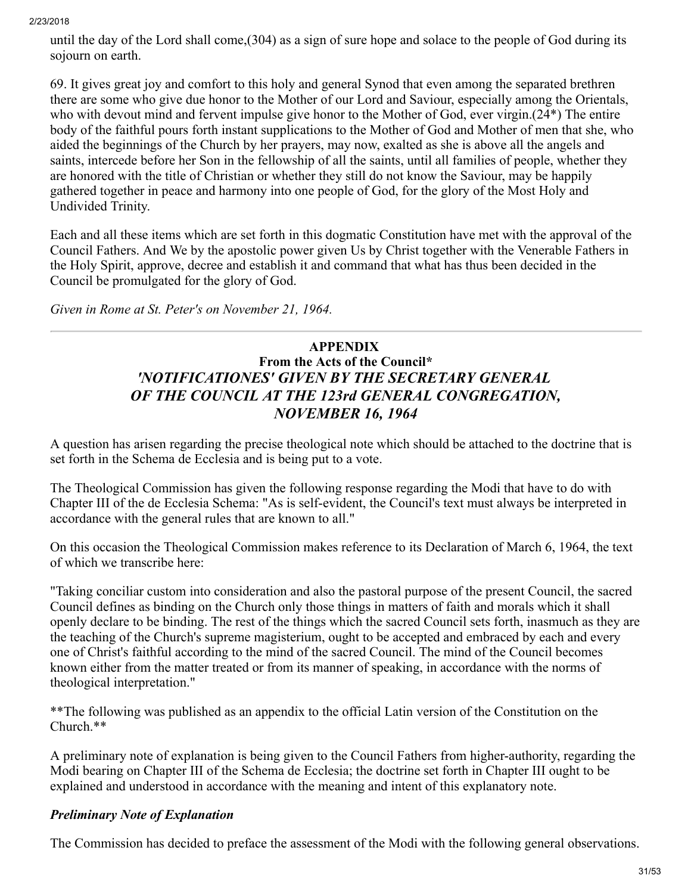until the day of the Lord shall come,(304) as a sign of sure hope and solace to the people of God during its sojourn on earth.

69. It gives great joy and comfort to this holy and general Synod that even among the separated brethren there are some who give due honor to the Mother of our Lord and Saviour, especially among the Orientals, who with devout mind and fervent impulse give honor to the Mother of God, ever virgin.(24*) The entire body of the faithful pours forth instant supplications to the Mother of God and Mother of men that she, who aided the beginnings of the Church by her prayers, may now, exalted as she is above all the angels and saints, intercede before her Son in the fellowship of all the saints, until all families of people, whether they are honored with the title of Christian or whether they still do not know the Saviour, may be happily gathered together in peace and harmony into one people of God, for the glory of the Most Holy and Undivided Trinity.

Each and all these items which are set forth in this dogmatic Constitution have met with the approval of the Council Fathers. And We by the apostolic power given Us by Christ together with the Venerable Fathers in the Holy Spirit, approve, decree and establish it and command that what has thus been decided in the Council be promulgated for the glory of God.

*Given in Rome at St. Peter's on November 21, 1964.*

---

## APPENDIX
### From the Acts of the Council*
### *'NOTIFICATIONES' GIVEN BY THE SECRETARY GENERAL OF THE COUNCIL AT THE 123rd GENERAL CONGREGATION, NOVEMBER 16, 1964*

A question has arisen regarding the precise theological note which should be attached to the doctrine that is set forth in the Schema de Ecclesia and is being put to a vote.

The Theological Commission has given the following response regarding the Modi that have to do with Chapter III of the de Ecclesia Schema: "As is self-evident, the Council's text must always be interpreted in accordance with the general rules that are known to all."

On this occasion the Theological Commission makes reference to its Declaration of March 6, 1964, the text of which we transcribe here:

"Taking conciliar custom into consideration and also the pastoral purpose of the present Council, the sacred Council defines as binding on the Church only those things in matters of faith and morals which it shall openly declare to be binding. The rest of the things which the sacred Council sets forth, inasmuch as they are the teaching of the Church's supreme magisterium, ought to be accepted and embraced by each and every one of Christ's faithful according to the mind of the sacred Council. The mind of the Council becomes known either from the matter treated or from its manner of speaking, in accordance with the norms of theological interpretation."

**The following was published as an appendix to the official Latin version of the Constitution on the Church.**

A preliminary note of explanation is being given to the Council Fathers from higher-authority, regarding the Modi bearing on Chapter III of the Schema de Ecclesia; the doctrine set forth in Chapter III ought to be explained and understood in accordance with the meaning and intent of this explanatory note.

### *Preliminary Note of Explanation*

The Commission has decided to preface the assessment of the Modi with the following general observations.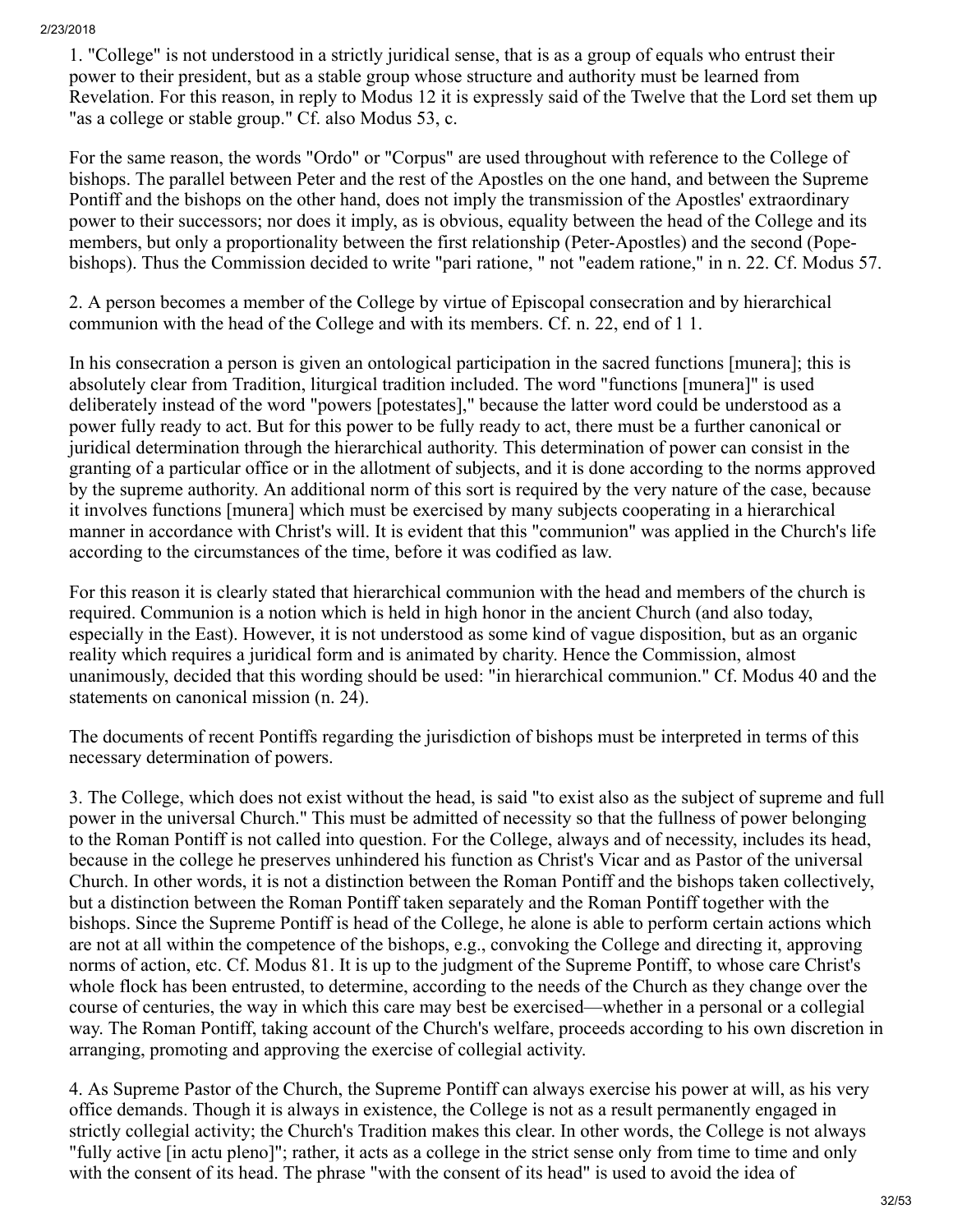1. "College" is not understood in a strictly juridical sense, that is as a group of equals who entrust their power to their president, but as a stable group whose structure and authority must be learned from Revelation. For this reason, in reply to Modus 12 it is expressly said of the Twelve that the Lord set them up "as a college or stable group." Cf. also Modus 53, c.

For the same reason, the words "Ordo" or "Corpus" are used throughout with reference to the College of bishops. The parallel between Peter and the rest of the Apostles on the one hand, and between the Supreme Pontiff and the bishops on the other hand, does not imply the transmission of the Apostles' extraordinary power to their successors; nor does it imply, as is obvious, equality between the head of the College and its members, but only a proportionality between the first relationship (Peter-Apostles) and the second (Pope-bishops). Thus the Commission decided to write "pari ratione, " not "eadem ratione," in n. 22. Cf. Modus 57.

2. A person becomes a member of the College by virtue of Episcopal consecration and by hierarchical communion with the head of the College and with its members. Cf. n. 22, end of 1 1.

In his consecration a person is given an ontological participation in the sacred functions [munera]; this is absolutely clear from Tradition, liturgical tradition included. The word "functions [munera]" is used deliberately instead of the word "powers [potestates]," because the latter word could be understood as a power fully ready to act. But for this power to be fully ready to act, there must be a further canonical or juridical determination through the hierarchical authority. This determination of power can consist in the granting of a particular office or in the allotment of subjects, and it is done according to the norms approved by the supreme authority. An additional norm of this sort is required by the very nature of the case, because it involves functions [munera] which must be exercised by many subjects cooperating in a hierarchical manner in accordance with Christ's will. It is evident that this "communion" was applied in the Church's life according to the circumstances of the time, before it was codified as law.

For this reason it is clearly stated that hierarchical communion with the head and members of the church is required. Communion is a notion which is held in high honor in the ancient Church (and also today, especially in the East). However, it is not understood as some kind of vague disposition, but as an organic reality which requires a juridical form and is animated by charity. Hence the Commission, almost unanimously, decided that this wording should be used: "in hierarchical communion." Cf. Modus 40 and the statements on canonical mission (n. 24).

The documents of recent Pontiffs regarding the jurisdiction of bishops must be interpreted in terms of this necessary determination of powers.

3. The College, which does not exist without the head, is said "to exist also as the subject of supreme and full power in the universal Church." This must be admitted of necessity so that the fullness of power belonging to the Roman Pontiff is not called into question. For the College, always and of necessity, includes its head, because in the college he preserves unhindered his function as Christ's Vicar and as Pastor of the universal Church. In other words, it is not a distinction between the Roman Pontiff and the bishops taken collectively, but a distinction between the Roman Pontiff taken separately and the Roman Pontiff together with the bishops. Since the Supreme Pontiff is head of the College, he alone is able to perform certain actions which are not at all within the competence of the bishops, e.g., convoking the College and directing it, approving norms of action, etc. Cf. Modus 81. It is up to the judgment of the Supreme Pontiff, to whose care Christ's whole flock has been entrusted, to determine, according to the needs of the Church as they change over the course of centuries, the way in which this care may best be exercised—whether in a personal or a collegial way. The Roman Pontiff, taking account of the Church's welfare, proceeds according to his own discretion in arranging, promoting and approving the exercise of collegial activity.

4. As Supreme Pastor of the Church, the Supreme Pontiff can always exercise his power at will, as his very office demands. Though it is always in existence, the College is not as a result permanently engaged in strictly collegial activity; the Church's Tradition makes this clear. In other words, the College is not always "fully active [in actu pleno]"; rather, it acts as a college in the strict sense only from time to time and only with the consent of its head. The phrase "with the consent of its head" is used to avoid the idea of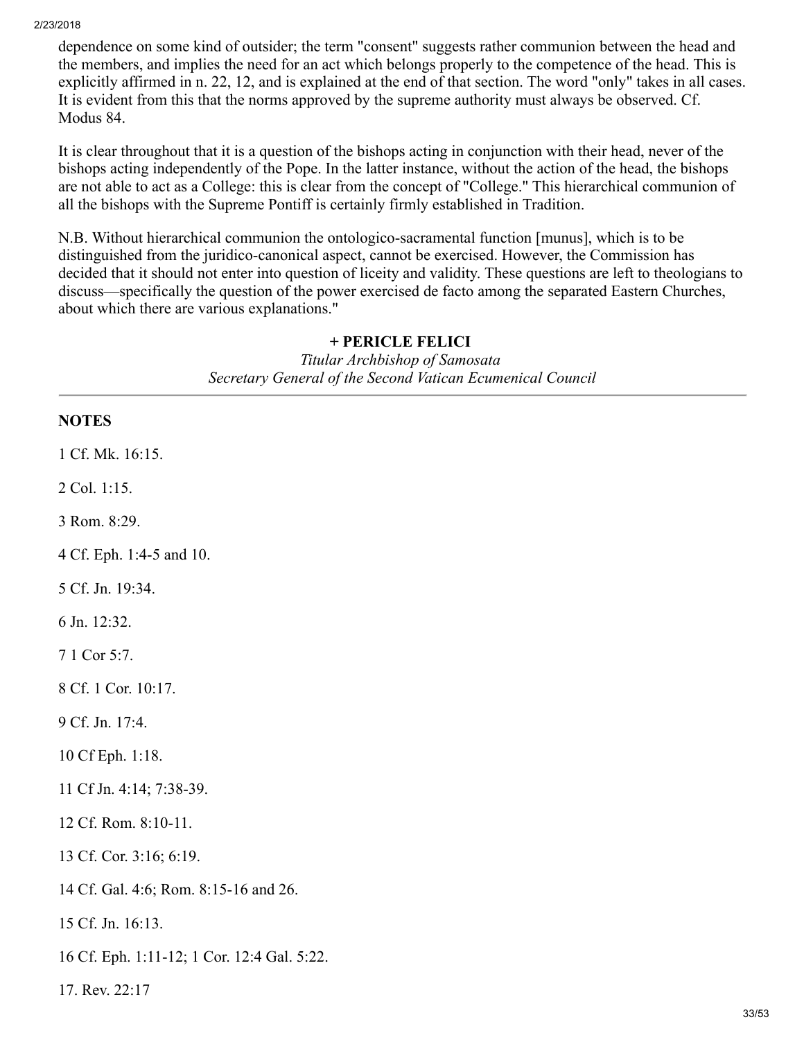dependence on some kind of outsider; the term "consent" suggests rather communion between the head and the members, and implies the need for an act which belongs properly to the competence of the head. This is explicitly affirmed in n. 22, 12, and is explained at the end of that section. The word "only" takes in all cases. It is evident from this that the norms approved by the supreme authority must always be observed. Cf. Modus 84.

It is clear throughout that it is a question of the bishops acting in conjunction with their head, never of the bishops acting independently of the Pope. In the latter instance, without the action of the head, the bishops are not able to act as a College: this is clear from the concept of "College." This hierarchical communion of all the bishops with the Supreme Pontiff is certainly firmly established in Tradition.

N.B. Without hierarchical communion the ontologico-sacramental function [munus], which is to be distinguished from the juridico-canonical aspect, cannot be exercised. However, the Commission has decided that it should not enter into question of liceity and validity. These questions are left to theologians to discuss—specifically the question of the power exercised de facto among the separated Eastern Churches, about which there are various explanations."

**+ PERICLE FELICI**
*Titular Archbishop of Samosata*
*Secretary General of the Second Vatican Ecumenical Council*

---

**NOTES**

1 Cf. Mk. 16:15.

2 Col. 1:15.

3 Rom. 8:29.

4 Cf. Eph. 1:4-5 and 10.

5 Cf. Jn. 19:34.

6 Jn. 12:32.

7 1 Cor 5:7.

8 Cf. 1 Cor. 10:17.

9 Cf. Jn. 17:4.

10 Cf Eph. 1:18.

11 Cf Jn. 4:14; 7:38-39.

12 Cf. Rom. 8:10-11.

13 Cf. Cor. 3:16; 6:19.

14 Cf. Gal. 4:6; Rom. 8:15-16 and 26.

15 Cf. Jn. 16:13.

16 Cf. Eph. 1:11-12; 1 Cor. 12:4 Gal. 5:22.

17. Rev. 22:17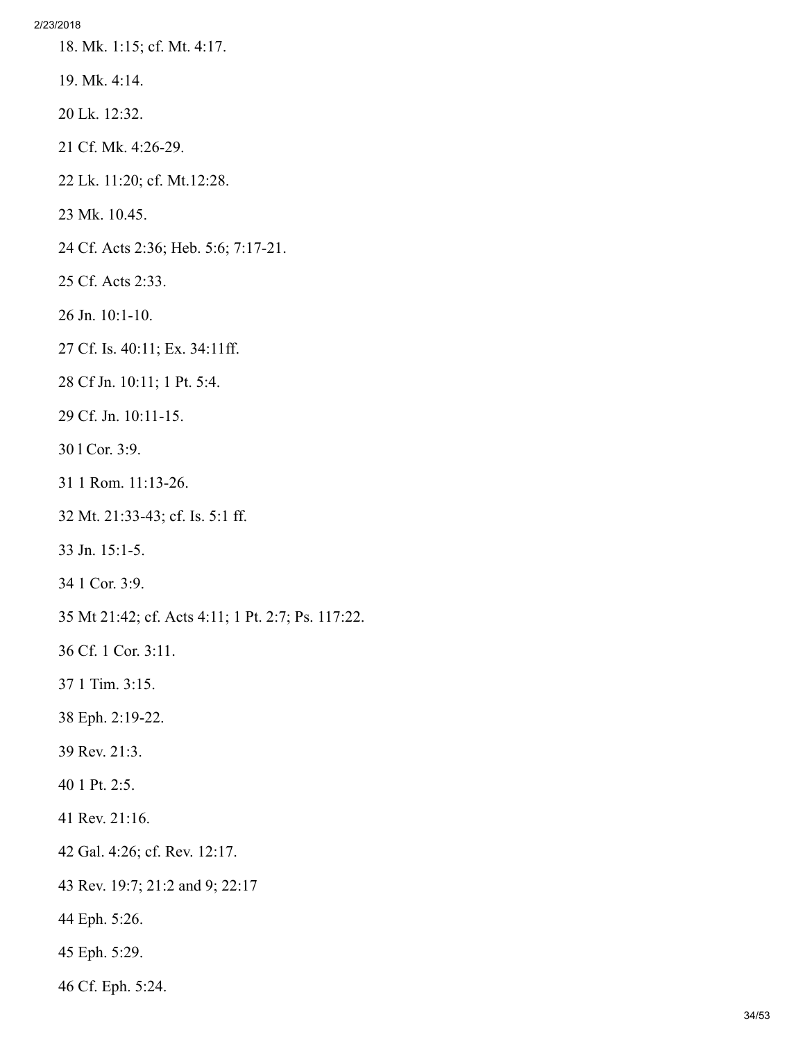18. Mk. 1:15; cf. Mt. 4:17.

19. Mk. 4:14.

20 Lk. 12:32.

21 Cf. Mk. 4:26-29.

22 Lk. 11:20; cf. Mt.12:28.

23 Mk. 10.45.

24 Cf. Acts 2:36; Heb. 5:6; 7:17-21.

25 Cf. Acts 2:33.

26 Jn. 10:1-10.

27 Cf. Is. 40:11; Ex. 34:11ff.

28 Cf Jn. 10:11; 1 Pt. 5:4.

29 Cf. Jn. 10:11-15.

30 l Cor. 3:9.

31 1 Rom. 11:13-26.

32 Mt. 21:33-43; cf. Is. 5:1 ff.

33 Jn. 15:1-5.

34 1 Cor. 3:9.

35 Mt 21:42; cf. Acts 4:11; 1 Pt. 2:7; Ps. 117:22.

36 Cf. 1 Cor. 3:11.

37 1 Tim. 3:15.

38 Eph. 2:19-22.

39 Rev. 21:3.

40 1 Pt. 2:5.

41 Rev. 21:16.

42 Gal. 4:26; cf. Rev. 12:17.

43 Rev. 19:7; 21:2 and 9; 22:17

44 Eph. 5:26.

45 Eph. 5:29.

46 Cf. Eph. 5:24.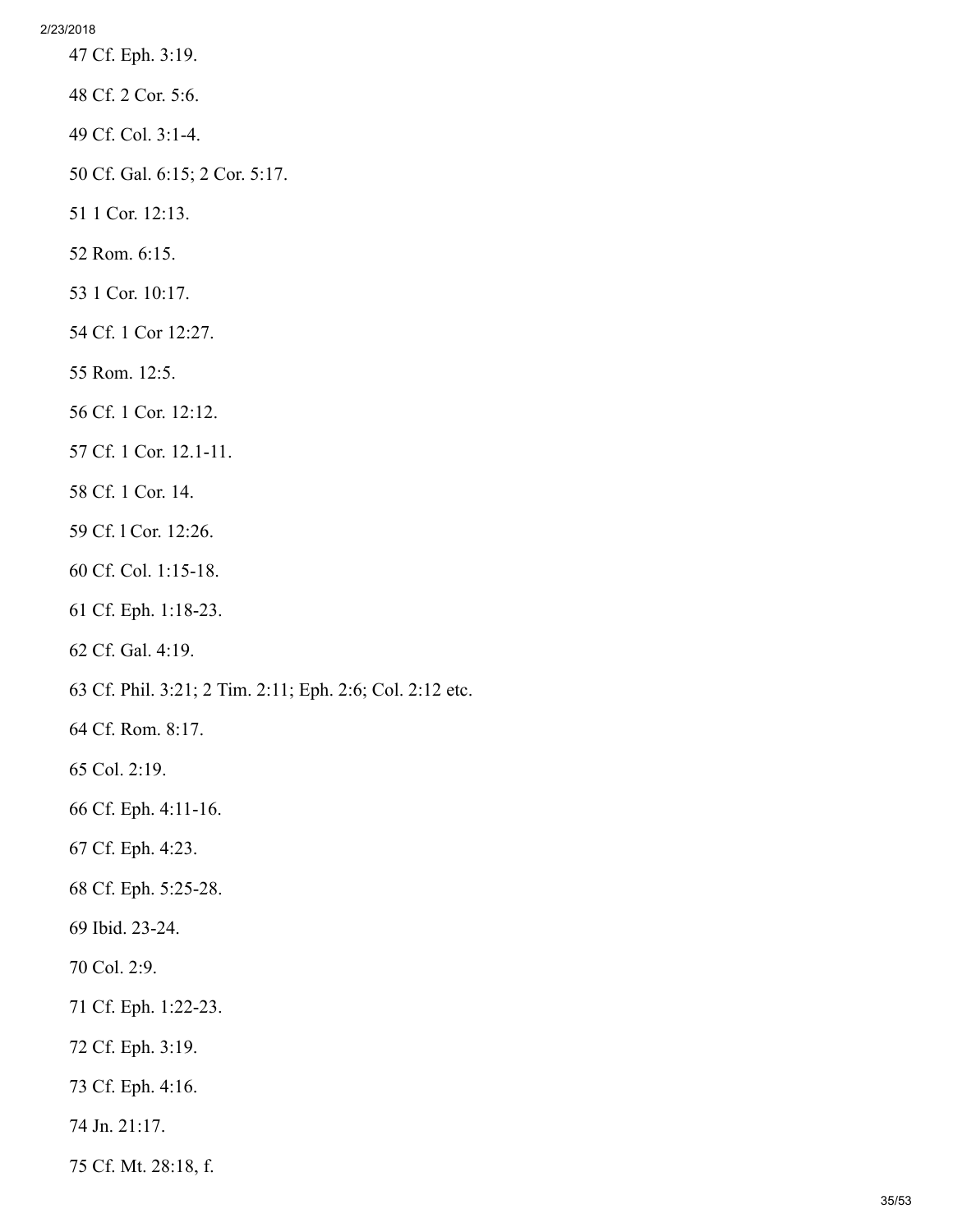47 Cf. Eph. 3:19.

48 Cf. 2 Cor. 5:6.

49 Cf. Col. 3:1-4.

50 Cf. Gal. 6:15; 2 Cor. 5:17.

51 1 Cor. 12:13.

52 Rom. 6:15.

53 1 Cor. 10:17.

54 Cf. 1 Cor 12:27.

55 Rom. 12:5.

56 Cf. 1 Cor. 12:12.

57 Cf. 1 Cor. 12.1-11.

58 Cf. 1 Cor. 14.

59 Cf. l Cor. 12:26.

60 Cf. Col. 1:15-18.

61 Cf. Eph. 1:18-23.

62 Cf. Gal. 4:19.

63 Cf. Phil. 3:21; 2 Tim. 2:11; Eph. 2:6; Col. 2:12 etc.

64 Cf. Rom. 8:17.

65 Col. 2:19.

66 Cf. Eph. 4:11-16.

67 Cf. Eph. 4:23.

68 Cf. Eph. 5:25-28.

69 Ibid. 23-24.

70 Col. 2:9.

71 Cf. Eph. 1:22-23.

72 Cf. Eph. 3:19.

73 Cf. Eph. 4:16.

74 Jn. 21:17.

75 Cf. Mt. 28:18, f.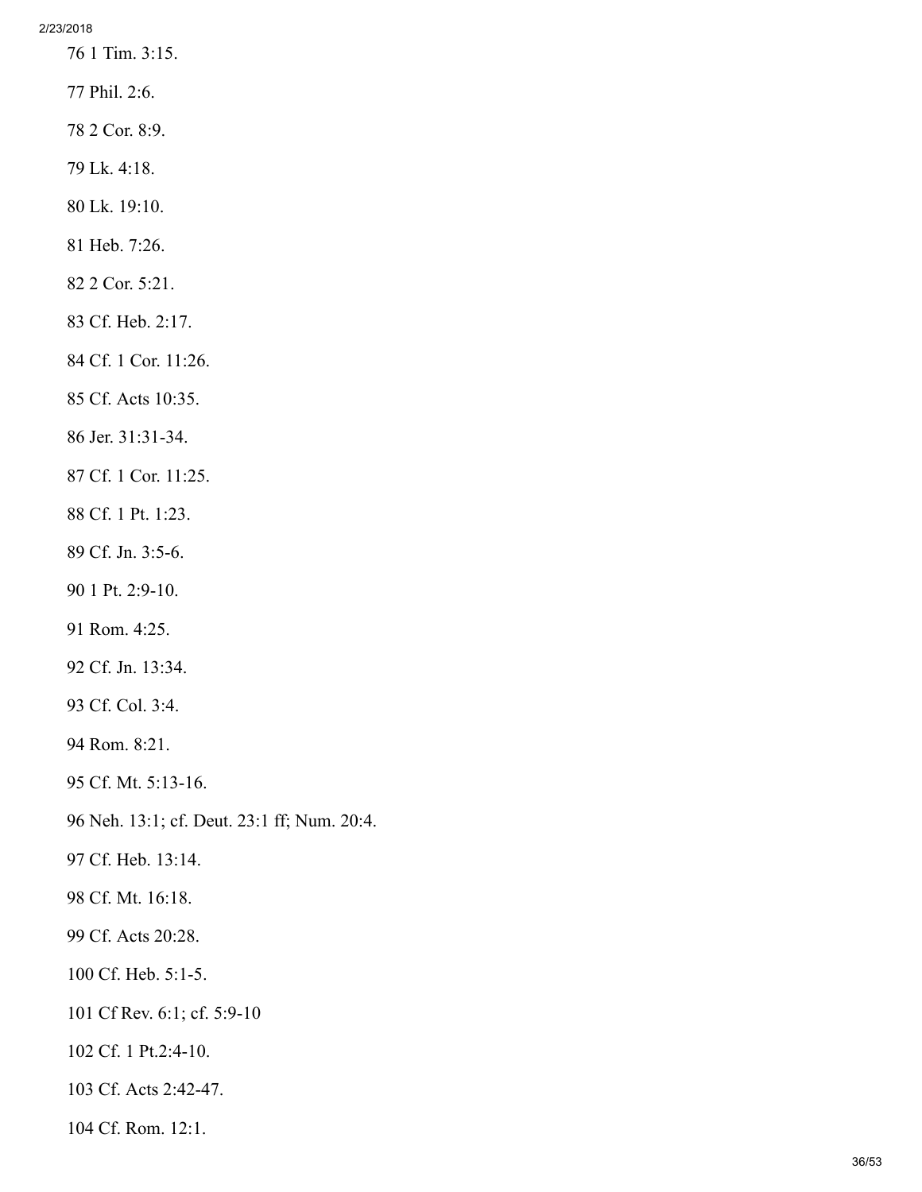76 1 Tim. 3:15.

77 Phil. 2:6.

78 2 Cor. 8:9.

79 Lk. 4:18.

80 Lk. 19:10.

81 Heb. 7:26.

82 2 Cor. 5:21.

83 Cf. Heb. 2:17.

84 Cf. 1 Cor. 11:26.

85 Cf. Acts 10:35.

86 Jer. 31:31-34.

87 Cf. 1 Cor. 11:25.

88 Cf. 1 Pt. 1:23.

89 Cf. Jn. 3:5-6.

90 1 Pt. 2:9-10.

91 Rom. 4:25.

92 Cf. Jn. 13:34.

93 Cf. Col. 3:4.

94 Rom. 8:21.

95 Cf. Mt. 5:13-16.

96 Neh. 13:1; cf. Deut. 23:1 ff; Num. 20:4.

97 Cf. Heb. 13:14.

98 Cf. Mt. 16:18.

99 Cf. Acts 20:28.

100 Cf. Heb. 5:1-5.

101 Cf Rev. 6:1; cf. 5:9-10

102 Cf. 1 Pt.2:4-10.

103 Cf. Acts 2:42-47.

104 Cf. Rom. 12:1.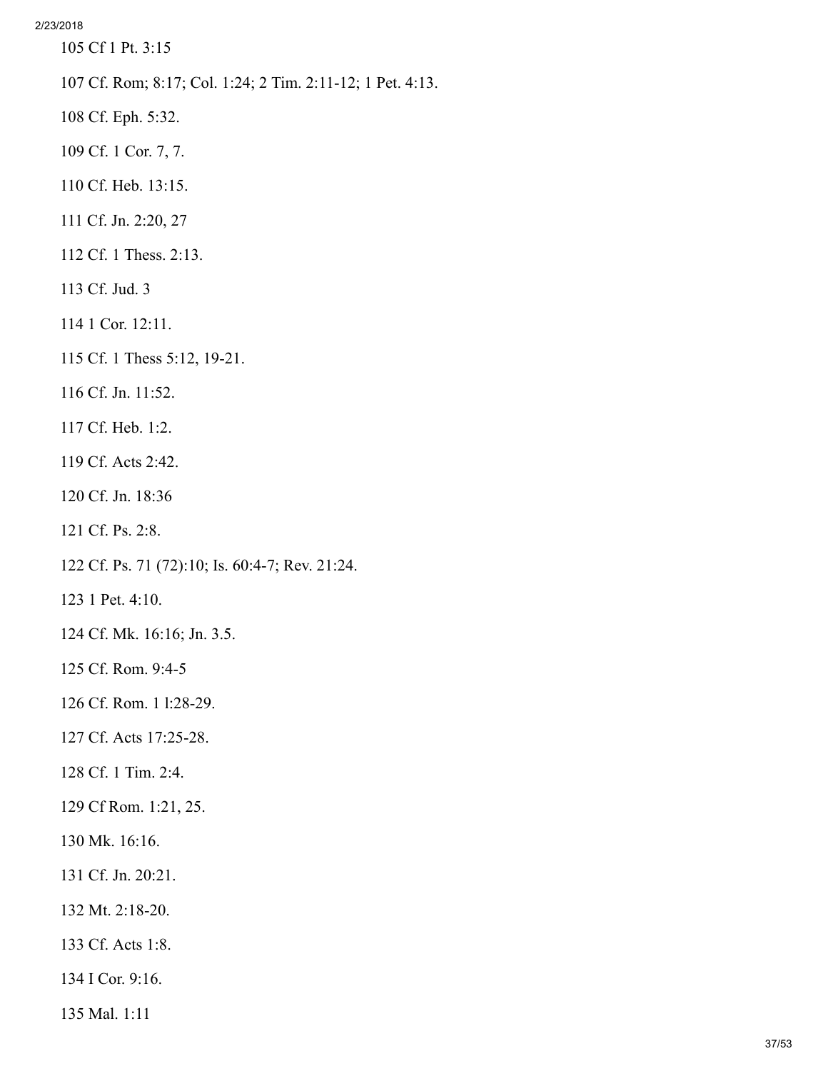105 Cf 1 Pt. 3:15

107 Cf. Rom; 8:17; Col. 1:24; 2 Tim. 2:11-12; 1 Pet. 4:13.

108 Cf. Eph. 5:32.

109 Cf. 1 Cor. 7, 7.

110 Cf. Heb. 13:15.

111 Cf. Jn. 2:20, 27

112 Cf. 1 Thess. 2:13.

113 Cf. Jud. 3

114 1 Cor. 12:11.

115 Cf. 1 Thess 5:12, 19-21.

116 Cf. Jn. 11:52.

117 Cf. Heb. 1:2.

119 Cf. Acts 2:42.

120 Cf. Jn. 18:36

121 Cf. Ps. 2:8.

122 Cf. Ps. 71 (72):10; Is. 60:4-7; Rev. 21:24.

123 1 Pet. 4:10.

124 Cf. Mk. 16:16; Jn. 3.5.

125 Cf. Rom. 9:4-5

126 Cf. Rom. 1 l:28-29.

127 Cf. Acts 17:25-28.

128 Cf. 1 Tim. 2:4.

129 Cf Rom. 1:21, 25.

130 Mk. 16:16.

131 Cf. Jn. 20:21.

132 Mt. 2:18-20.

133 Cf. Acts 1:8.

134 I Cor. 9:16.

135 Mal. 1:11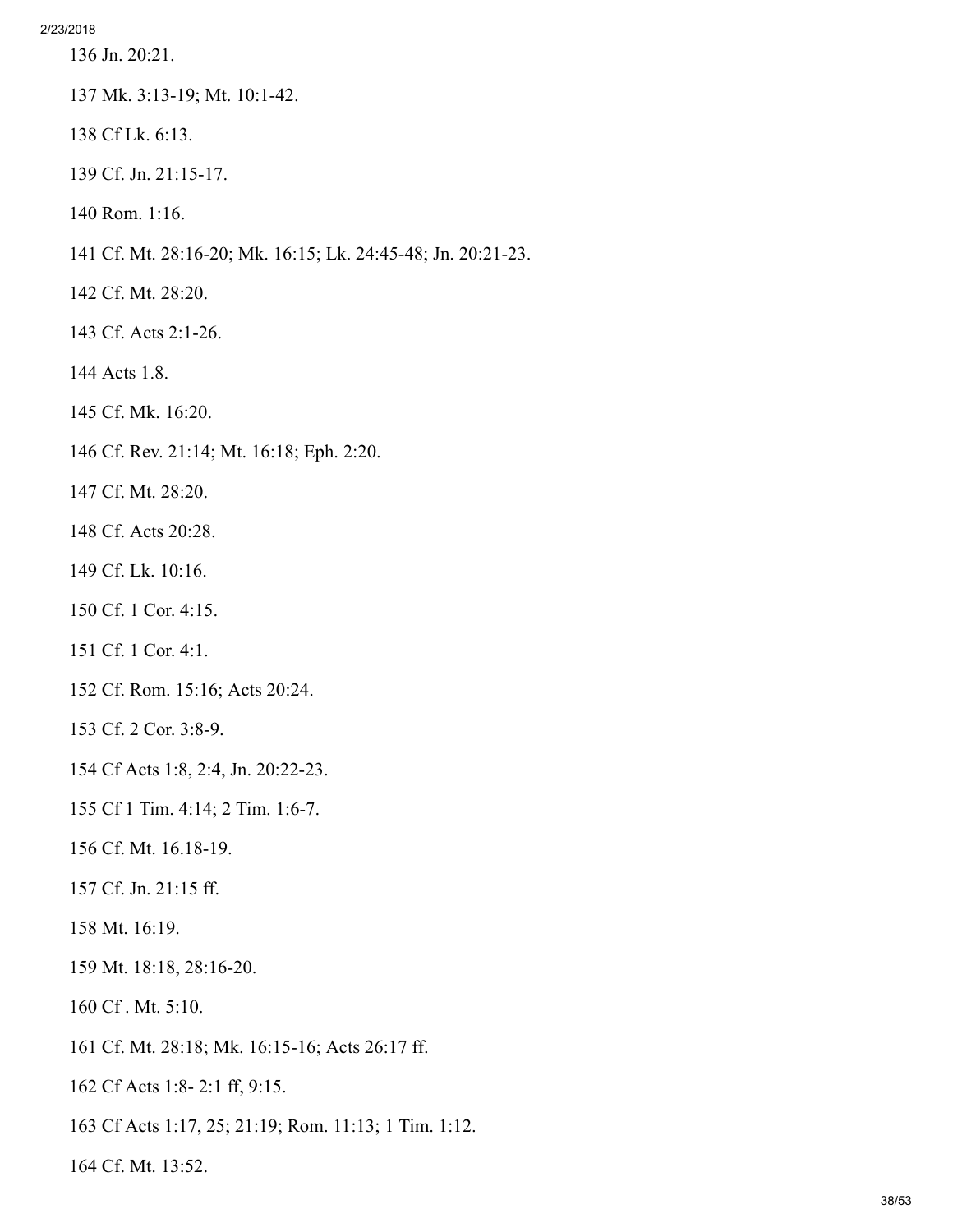136 Jn. 20:21.

137 Mk. 3:13-19; Mt. 10:1-42.

138 Cf Lk. 6:13.

139 Cf. Jn. 21:15-17.

140 Rom. 1:16.

141 Cf. Mt. 28:16-20; Mk. 16:15; Lk. 24:45-48; Jn. 20:21-23.

142 Cf. Mt. 28:20.

143 Cf. Acts 2:1-26.

144 Acts 1.8.

145 Cf. Mk. 16:20.

146 Cf. Rev. 21:14; Mt. 16:18; Eph. 2:20.

147 Cf. Mt. 28:20.

148 Cf. Acts 20:28.

149 Cf. Lk. 10:16.

150 Cf. 1 Cor. 4:15.

151 Cf. 1 Cor. 4:1.

152 Cf. Rom. 15:16; Acts 20:24.

153 Cf. 2 Cor. 3:8-9.

154 Cf Acts 1:8, 2:4, Jn. 20:22-23.

155 Cf 1 Tim. 4:14; 2 Tim. 1:6-7.

156 Cf. Mt. 16.18-19.

157 Cf. Jn. 21:15 ff.

158 Mt. 16:19.

159 Mt. 18:18, 28:16-20.

160 Cf . Mt. 5:10.

161 Cf. Mt. 28:18; Mk. 16:15-16; Acts 26:17 ff.

162 Cf Acts 1:8- 2:1 ff, 9:15.

163 Cf Acts 1:17, 25; 21:19; Rom. 11:13; 1 Tim. 1:12.

164 Cf. Mt. 13:52.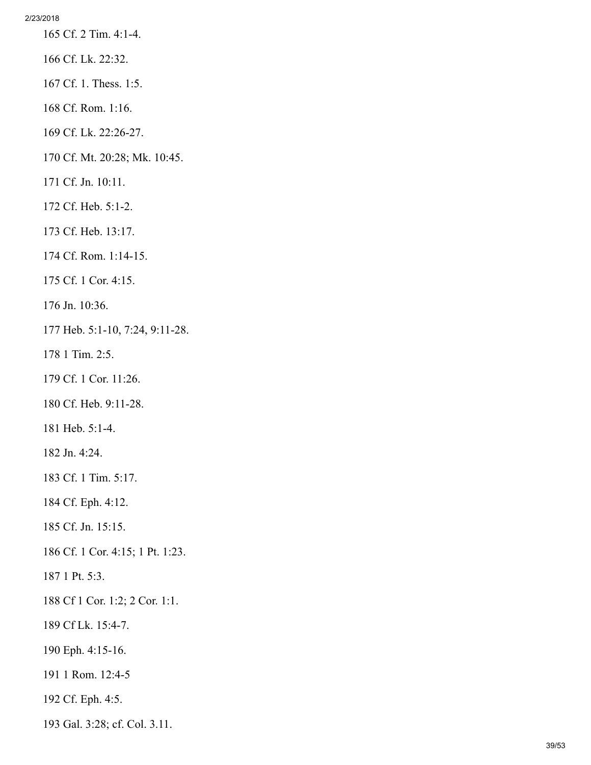165 Cf. 2 Tim. 4:1-4.

166 Cf. Lk. 22:32.

167 Cf. 1. Thess. 1:5.

168 Cf. Rom. 1:16.

169 Cf. Lk. 22:26-27.

170 Cf. Mt. 20:28; Mk. 10:45.

171 Cf. Jn. 10:11.

172 Cf. Heb. 5:1-2.

173 Cf. Heb. 13:17.

174 Cf. Rom. 1:14-15.

175 Cf. 1 Cor. 4:15.

176 Jn. 10:36.

177 Heb. 5:1-10, 7:24, 9:11-28.

178 1 Tim. 2:5.

179 Cf. 1 Cor. 11:26.

180 Cf. Heb. 9:11-28.

181 Heb. 5:1-4.

182 Jn. 4:24.

183 Cf. 1 Tim. 5:17.

184 Cf. Eph. 4:12.

185 Cf. Jn. 15:15.

186 Cf. 1 Cor. 4:15; 1 Pt. 1:23.

187 1 Pt. 5:3.

188 Cf 1 Cor. 1:2; 2 Cor. 1:1.

189 Cf Lk. 15:4-7.

190 Eph. 4:15-16.

191 1 Rom. 12:4-5

192 Cf. Eph. 4:5.

193 Gal. 3:28; cf. Col. 3.11.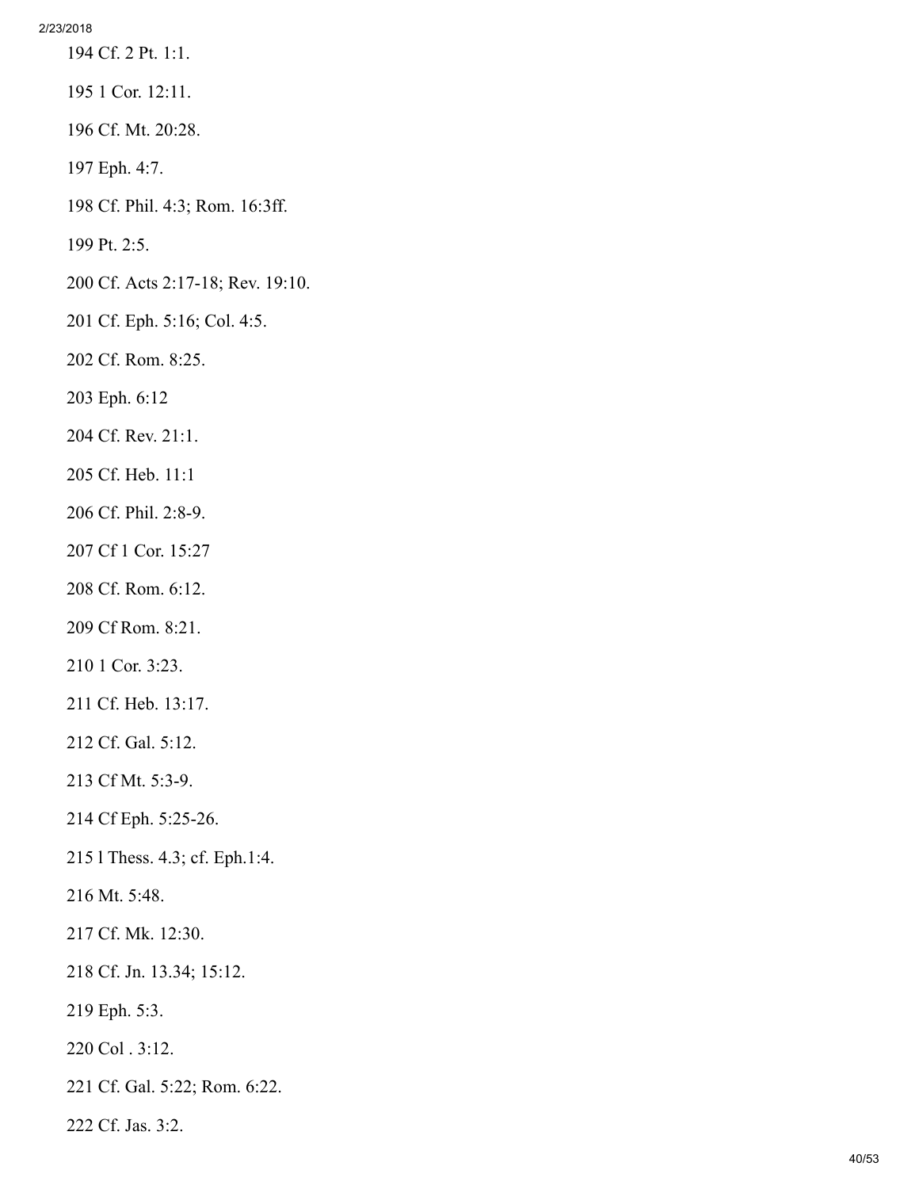194 Cf. 2 Pt. 1:1.

195 1 Cor. 12:11.

196 Cf. Mt. 20:28.

197 Eph. 4:7.

198 Cf. Phil. 4:3; Rom. 16:3ff.

199 Pt. 2:5.

200 Cf. Acts 2:17-18; Rev. 19:10.

201 Cf. Eph. 5:16; Col. 4:5.

202 Cf. Rom. 8:25.

203 Eph. 6:12

204 Cf. Rev. 21:1.

205 Cf. Heb. 11:1

206 Cf. Phil. 2:8-9.

207 Cf 1 Cor. 15:27

208 Cf. Rom. 6:12.

209 Cf Rom. 8:21.

210 1 Cor. 3:23.

211 Cf. Heb. 13:17.

212 Cf. Gal. 5:12.

213 Cf Mt. 5:3-9.

214 Cf Eph. 5:25-26.

215 l Thess. 4.3; cf. Eph.1:4.

216 Mt. 5:48.

217 Cf. Mk. 12:30.

218 Cf. Jn. 13.34; 15:12.

219 Eph. 5:3.

220 Col . 3:12.

221 Cf. Gal. 5:22; Rom. 6:22.

222 Cf. Jas. 3:2.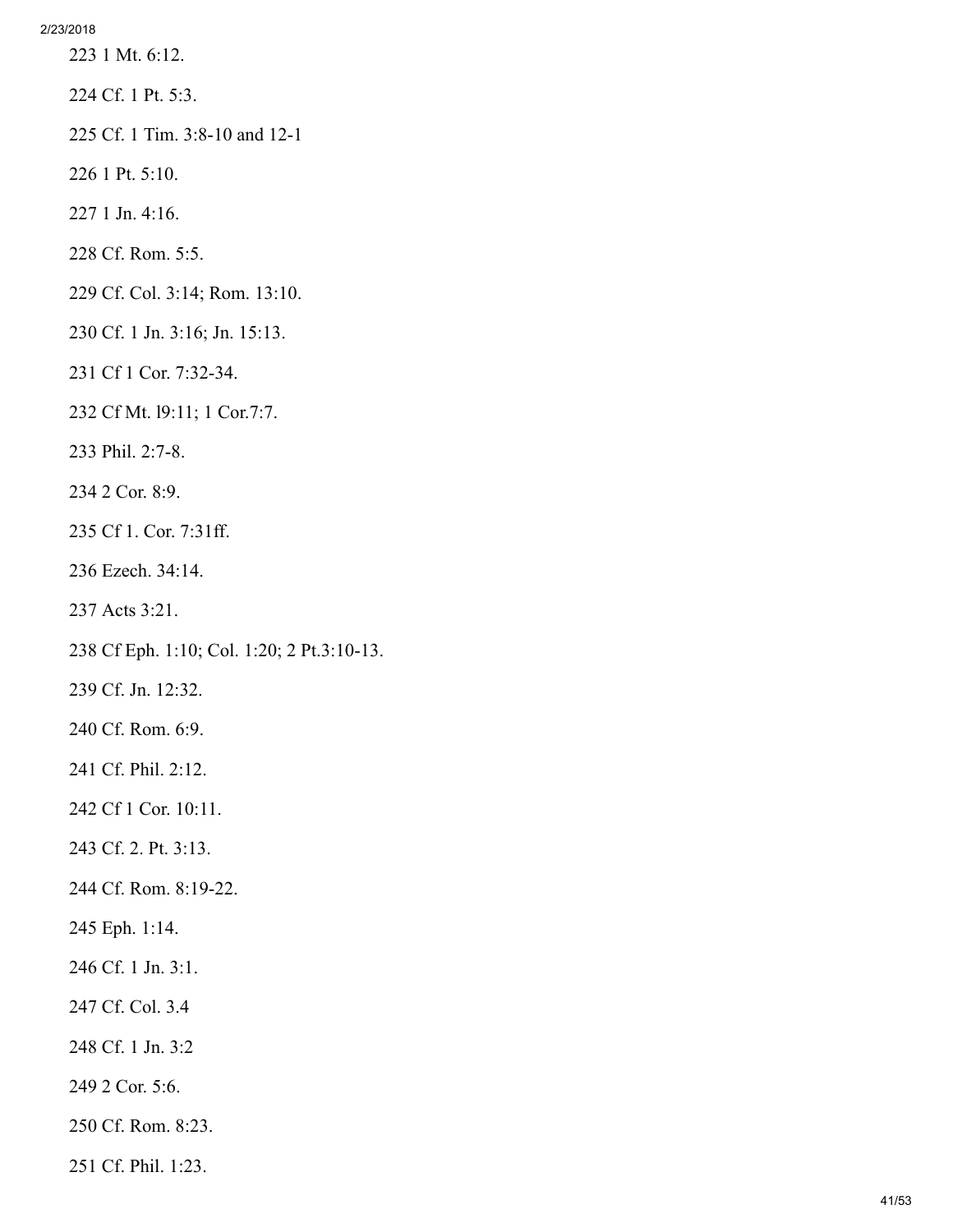223 1 Mt. 6:12.

224 Cf. 1 Pt. 5:3.

225 Cf. 1 Tim. 3:8-10 and 12-1

226 1 Pt. 5:10.

227 1 Jn. 4:16.

228 Cf. Rom. 5:5.

229 Cf. Col. 3:14; Rom. 13:10.

230 Cf. 1 Jn. 3:16; Jn. 15:13.

231 Cf 1 Cor. 7:32-34.

232 Cf Mt. l9:11; 1 Cor.7:7.

233 Phil. 2:7-8.

234 2 Cor. 8:9.

235 Cf 1. Cor. 7:31ff.

236 Ezech. 34:14.

237 Acts 3:21.

238 Cf Eph. 1:10; Col. 1:20; 2 Pt.3:10-13.

239 Cf. Jn. 12:32.

240 Cf. Rom. 6:9.

241 Cf. Phil. 2:12.

242 Cf 1 Cor. 10:11.

243 Cf. 2. Pt. 3:13.

244 Cf. Rom. 8:19-22.

245 Eph. 1:14.

246 Cf. 1 Jn. 3:1.

247 Cf. Col. 3.4

248 Cf. 1 Jn. 3:2

249 2 Cor. 5:6.

250 Cf. Rom. 8:23.

251 Cf. Phil. 1:23.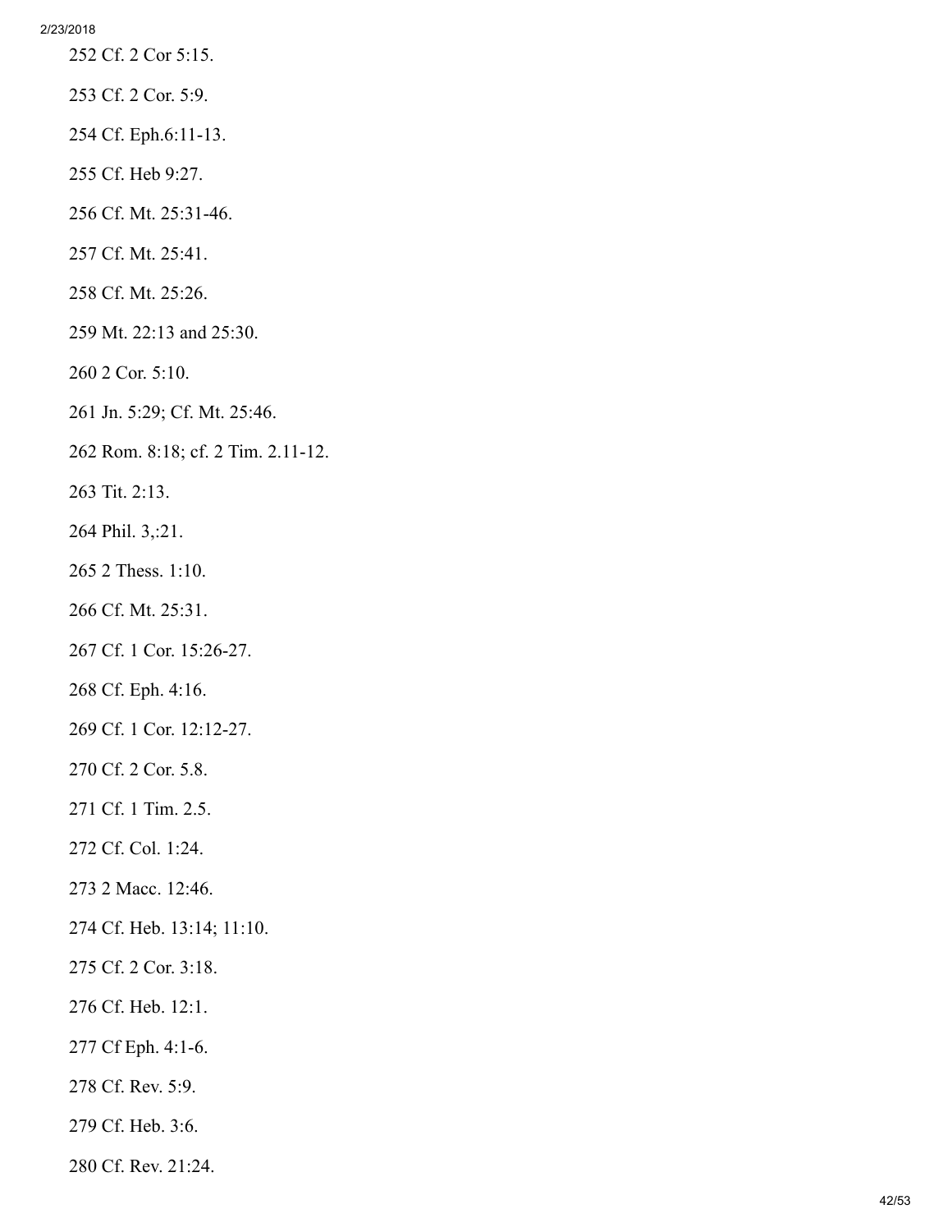252 Cf. 2 Cor 5:15.

253 Cf. 2 Cor. 5:9.

254 Cf. Eph.6:11-13.

255 Cf. Heb 9:27.

256 Cf. Mt. 25:31-46.

257 Cf. Mt. 25:41.

258 Cf. Mt. 25:26.

259 Mt. 22:13 and 25:30.

260 2 Cor. 5:10.

261 Jn. 5:29; Cf. Mt. 25:46.

262 Rom. 8:18; cf. 2 Tim. 2.11-12.

263 Tit. 2:13.

264 Phil. 3,:21.

265 2 Thess. 1:10.

266 Cf. Mt. 25:31.

267 Cf. 1 Cor. 15:26-27.

268 Cf. Eph. 4:16.

269 Cf. 1 Cor. 12:12-27.

270 Cf. 2 Cor. 5.8.

271 Cf. 1 Tim. 2.5.

272 Cf. Col. 1:24.

273 2 Macc. 12:46.

274 Cf. Heb. 13:14; 11:10.

275 Cf. 2 Cor. 3:18.

276 Cf. Heb. 12:1.

277 Cf Eph. 4:1-6.

278 Cf. Rev. 5:9.

279 Cf. Heb. 3:6.

280 Cf. Rev. 21:24.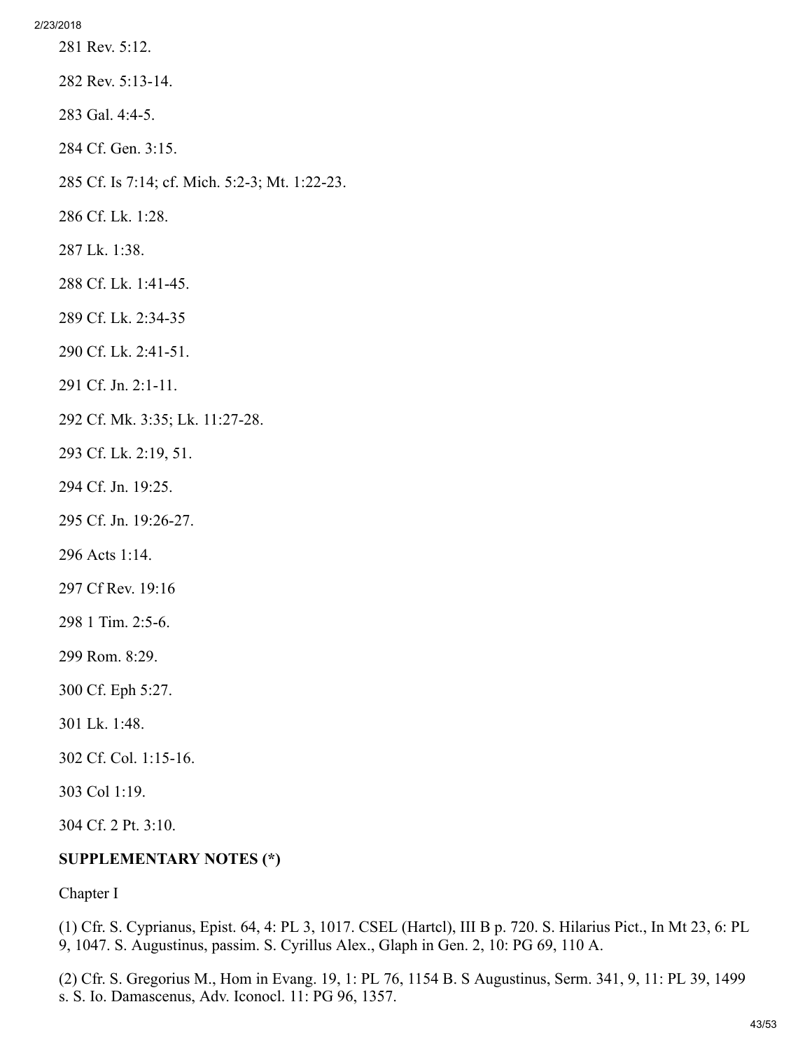281 Rev. 5:12.

282 Rev. 5:13-14.

283 Gal. 4:4-5.

284 Cf. Gen. 3:15.

285 Cf. Is 7:14; cf. Mich. 5:2-3; Mt. 1:22-23.

286 Cf. Lk. 1:28.

287 Lk. 1:38.

288 Cf. Lk. 1:41-45.

289 Cf. Lk. 2:34-35

290 Cf. Lk. 2:41-51.

291 Cf. Jn. 2:1-11.

292 Cf. Mk. 3:35; Lk. 11:27-28.

293 Cf. Lk. 2:19, 51.

294 Cf. Jn. 19:25.

295 Cf. Jn. 19:26-27.

296 Acts 1:14.

297 Cf Rev. 19:16

298 1 Tim. 2:5-6.

299 Rom. 8:29.

300 Cf. Eph 5:27.

301 Lk. 1:48.

302 Cf. Col. 1:15-16.

303 Col 1:19.

304 Cf. 2 Pt. 3:10.

**SUPPLEMENTARY NOTES (*)**

Chapter I

(1) Cfr. S. Cyprianus, Epist. 64, 4: PL 3, 1017. CSEL (Hartcl), III B p. 720. S. Hilarius Pict., In Mt 23, 6: PL 9, 1047. S. Augustinus, passim. S. Cyrillus Alex., Glaph in Gen. 2, 10: PG 69, 110 A.

(2) Cfr. S. Gregorius M., Hom in Evang. 19, 1: PL 76, 1154 B. S Augustinus, Serm. 341, 9, 11: PL 39, 1499 s. S. Io. Damascenus, Adv. Iconocl. 11: PG 96, 1357.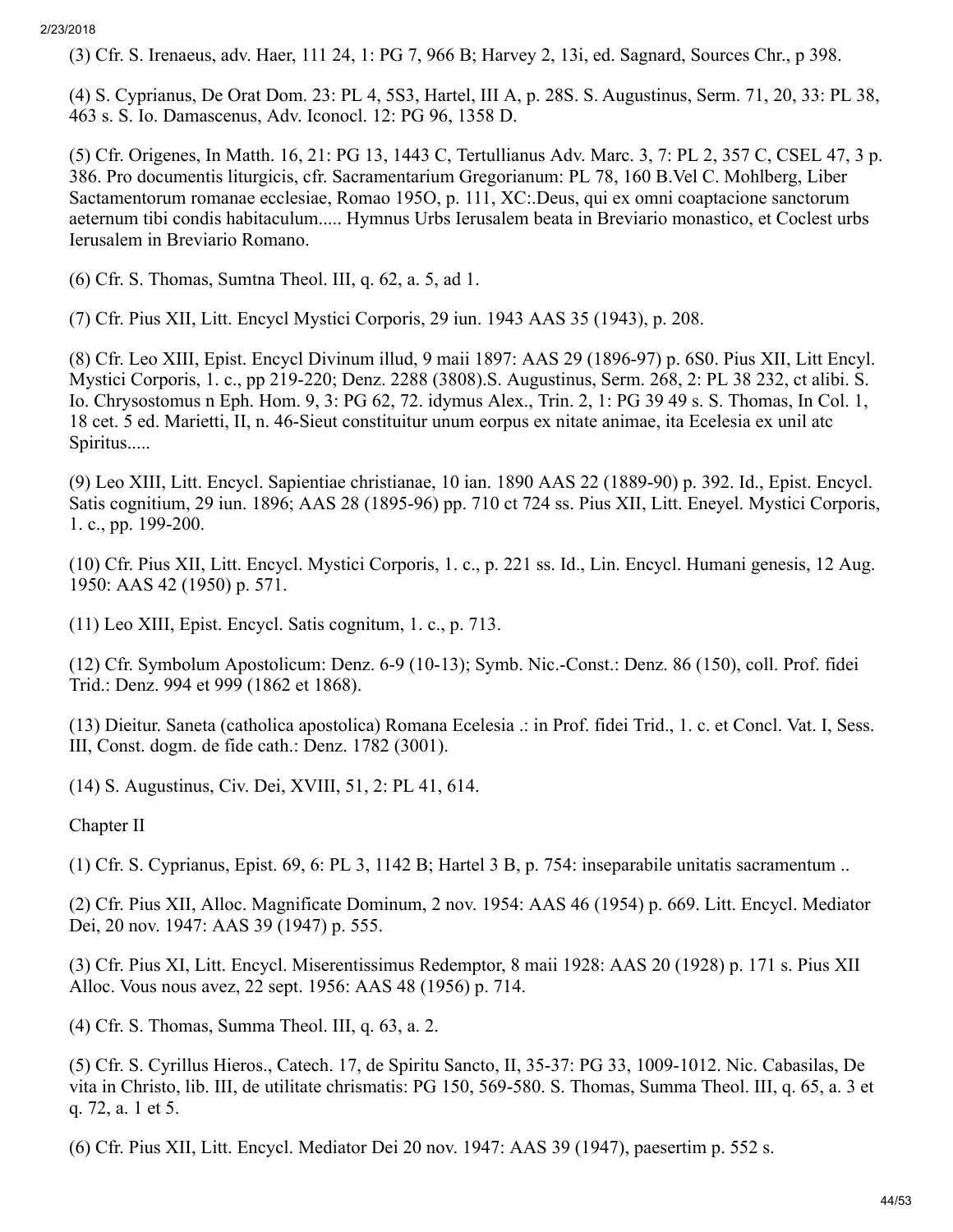(3) Cfr. S. Irenaeus, adv. Haer, 111 24, 1: PG 7, 966 B; Harvey 2, 13i, ed. Sagnard, Sources Chr., p 398.

(4) S. Cyprianus, De Orat Dom. 23: PL 4, 5S3, Hartel, III A, p. 28S. S. Augustinus, Serm. 71, 20, 33: PL 38, 463 s. S. Io. Damascenus, Adv. Iconocl. 12: PG 96, 1358 D.

(5) Cfr. Origenes, In Matth. 16, 21: PG 13, 1443 C, Tertullianus Adv. Marc. 3, 7: PL 2, 357 C, CSEL 47, 3 p. 386. Pro documentis liturgicis, cfr. Sacramentarium Gregorianum: PL 78, 160 B.Vel C. Mohlberg, Liber Sactamentorum romanae ecclesiae, Romao 195O, p. 111, XC:.Deus, qui ex omni coaptacione sanctorum aeternum tibi condis habitaculum..... Hymnus Urbs Ierusalem beata in Breviario monastico, et Coclest urbs Ierusalem in Breviario Romano.

(6) Cfr. S. Thomas, Sumtna Theol. III, q. 62, a. 5, ad 1.

(7) Cfr. Pius XII, Litt. Encycl Mystici Corporis, 29 iun. 1943 AAS 35 (1943), p. 208.

(8) Cfr. Leo XIII, Epist. Encycl Divinum illud, 9 maii 1897: AAS 29 (1896-97) p. 6S0. Pius XII, Litt Encyl. Mystici Corporis, 1. c., pp 219-220; Denz. 2288 (3808).S. Augustinus, Serm. 268, 2: PL 38 232, ct alibi. S. Io. Chrysostomus n Eph. Hom. 9, 3: PG 62, 72. idymus Alex., Trin. 2, 1: PG 39 49 s. S. Thomas, In Col. 1, 18 cet. 5 ed. Marietti, II, n. 46-Sieut constituitur unum eorpus ex nitate animae, ita Ecelesia ex unil atc Spiritus.....

(9) Leo XIII, Litt. Encycl. Sapientiae christianae, 10 ian. 1890 AAS 22 (1889-90) p. 392. Id., Epist. Encycl. Satis cognitium, 29 iun. 1896; AAS 28 (1895-96) pp. 710 ct 724 ss. Pius XII, Litt. Eneyel. Mystici Corporis, 1. c., pp. 199-200.

(10) Cfr. Pius XII, Litt. Encycl. Mystici Corporis, 1. c., p. 221 ss. Id., Lin. Encycl. Humani genesis, 12 Aug. 1950: AAS 42 (1950) p. 571.

(11) Leo XIII, Epist. Encycl. Satis cognitum, 1. c., p. 713.

(12) Cfr. Symbolum Apostolicum: Denz. 6-9 (10-13); Symb. Nic.-Const.: Denz. 86 (150), coll. Prof. fidei Trid.: Denz. 994 et 999 (1862 et 1868).

(13) Dieitur. Saneta (catholica apostolica) Romana Ecelesia .: in Prof. fidei Trid., 1. c. et Concl. Vat. I, Sess. III, Const. dogm. de fide cath.: Denz. 1782 (3001).

(14) S. Augustinus, Civ. Dei, XVIII, 51, 2: PL 41, 614.

Chapter II

(1) Cfr. S. Cyprianus, Epist. 69, 6: PL 3, 1142 B; Hartel 3 B, p. 754: inseparabile unitatis sacramentum ..

(2) Cfr. Pius XII, Alloc. Magnificate Dominum, 2 nov. 1954: AAS 46 (1954) p. 669. Litt. Encycl. Mediator Dei, 20 nov. 1947: AAS 39 (1947) p. 555.

(3) Cfr. Pius XI, Litt. Encycl. Miserentissimus Redemptor, 8 maii 1928: AAS 20 (1928) p. 171 s. Pius XII Alloc. Vous nous avez, 22 sept. 1956: AAS 48 (1956) p. 714.

(4) Cfr. S. Thomas, Summa Theol. III, q. 63, a. 2.

(5) Cfr. S. Cyrillus Hieros., Catech. 17, de Spiritu Sancto, II, 35-37: PG 33, 1009-1012. Nic. Cabasilas, De vita in Christo, lib. III, de utilitate chrismatis: PG 150, 569-580. S. Thomas, Summa Theol. III, q. 65, a. 3 et q. 72, a. 1 et 5.

(6) Cfr. Pius XII, Litt. Encycl. Mediator Dei 20 nov. 1947: AAS 39 (1947), paesertim p. 552 s.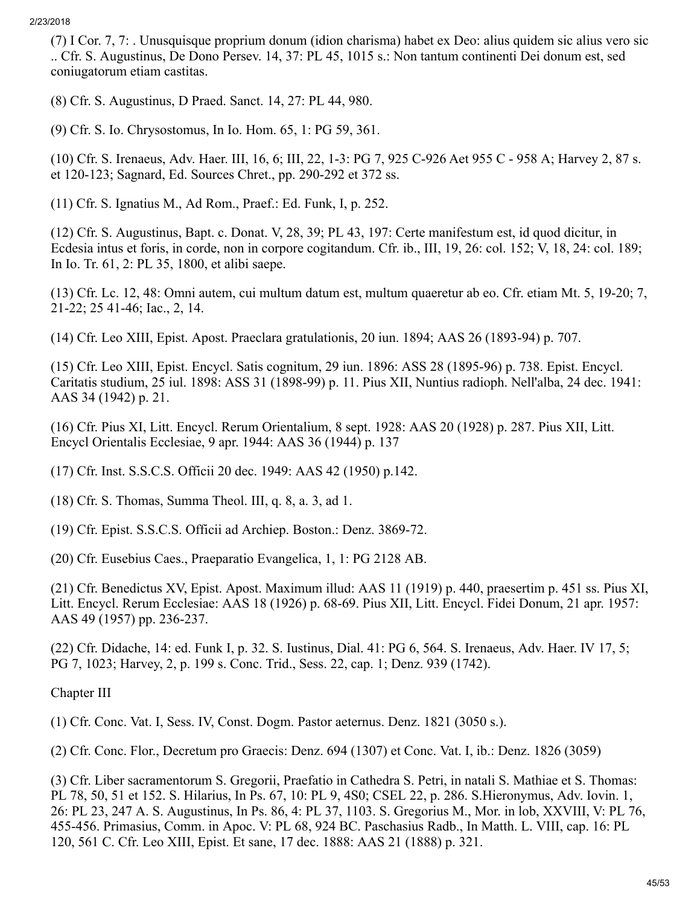(7) I Cor. 7, 7: . Unusquisque proprium donum (idion charisma) habet ex Deo: alius quidem sic alius vero sic .. Cfr. S. Augustinus, De Dono Persev. 14, 37: PL 45, 1015 s.: Non tantum continenti Dei donum est, sed coniugatorum etiam castitas.

(8) Cfr. S. Augustinus, D Praed. Sanct. 14, 27: PL 44, 980.

(9) Cfr. S. Io. Chrysostomus, In Io. Hom. 65, 1: PG 59, 361.

(10) Cfr. S. Irenaeus, Adv. Haer. III, 16, 6; III, 22, 1-3: PG 7, 925 C-926 Aet 955 C - 958 A; Harvey 2, 87 s. et 120-123; Sagnard, Ed. Sources Chret., pp. 290-292 et 372 ss.

(11) Cfr. S. Ignatius M., Ad Rom., Praef.: Ed. Funk, I, p. 252.

(12) Cfr. S. Augustinus, Bapt. c. Donat. V, 28, 39; PL 43, 197: Certe manifestum est, id quod dicitur, in Ecdesia intus et foris, in corde, non in corpore cogitandum. Cfr. ib., III, 19, 26: col. 152; V, 18, 24: col. 189; In Io. Tr. 61, 2: PL 35, 1800, et alibi saepe.

(13) Cfr. Lc. 12, 48: Omni autem, cui multum datum est, multum quaeretur ab eo. Cfr. etiam Mt. 5, 19-20; 7, 21-22; 25 41-46; Iac., 2, 14.

(14) Cfr. Leo XIII, Epist. Apost. Praeclara gratulationis, 20 iun. 1894; AAS 26 (1893-94) p. 707.

(15) Cfr. Leo XIII, Epist. Encycl. Satis cognitum, 29 iun. 1896: ASS 28 (1895-96) p. 738. Epist. Encycl. Caritatis studium, 25 iul. 1898: ASS 31 (1898-99) p. 11. Pius XII, Nuntius radioph. Nell'alba, 24 dec. 1941: AAS 34 (1942) p. 21.

(16) Cfr. Pius XI, Litt. Encycl. Rerum Orientalium, 8 sept. 1928: AAS 20 (1928) p. 287. Pius XII, Litt. Encycl Orientalis Ecclesiae, 9 apr. 1944: AAS 36 (1944) p. 137

(17) Cfr. Inst. S.S.C.S. Officii 20 dec. 1949: AAS 42 (1950) p.142.

(18) Cfr. S. Thomas, Summa Theol. III, q. 8, a. 3, ad 1.

(19) Cfr. Epist. S.S.C.S. Officii ad Archiep. Boston.: Denz. 3869-72.

(20) Cfr. Eusebius Caes., Praeparatio Evangelica, 1, 1: PG 2128 AB.

(21) Cfr. Benedictus XV, Epist. Apost. Maximum illud: AAS 11 (1919) p. 440, praesertim p. 451 ss. Pius XI, Litt. Encycl. Rerum Ecclesiae: AAS 18 (1926) p. 68-69. Pius XII, Litt. Encycl. Fidei Donum, 21 apr. 1957: AAS 49 (1957) pp. 236-237.

(22) Cfr. Didache, 14: ed. Funk I, p. 32. S. Iustinus, Dial. 41: PG 6, 564. S. Irenaeus, Adv. Haer. IV 17, 5; PG 7, 1023; Harvey, 2, p. 199 s. Conc. Trid., Sess. 22, cap. 1; Denz. 939 (1742).

Chapter III

(1) Cfr. Conc. Vat. I, Sess. IV, Const. Dogm. Pastor aeternus. Denz. 1821 (3050 s.).

(2) Cfr. Conc. Flor., Decretum pro Graecis: Denz. 694 (1307) et Conc. Vat. I, ib.: Denz. 1826 (3059)

(3) Cfr. Liber sacramentorum S. Gregorii, Praefatio in Cathedra S. Petri, in natali S. Mathiae et S. Thomas: PL 78, 50, 51 et 152. S. Hilarius, In Ps. 67, 10: PL 9, 4S0; CSEL 22, p. 286. S.Hieronymus, Adv. Iovin. 1, 26: PL 23, 247 A. S. Augustinus, In Ps. 86, 4: PL 37, 1103. S. Gregorius M., Mor. in lob, XXVIII, V: PL 76, 455-456. Primasius, Comm. in Apoc. V: PL 68, 924 BC. Paschasius Radb., In Matth. L. VIII, cap. 16: PL 120, 561 C. Cfr. Leo XIII, Epist. Et sane, 17 dec. 1888: AAS 21 (1888) p. 321.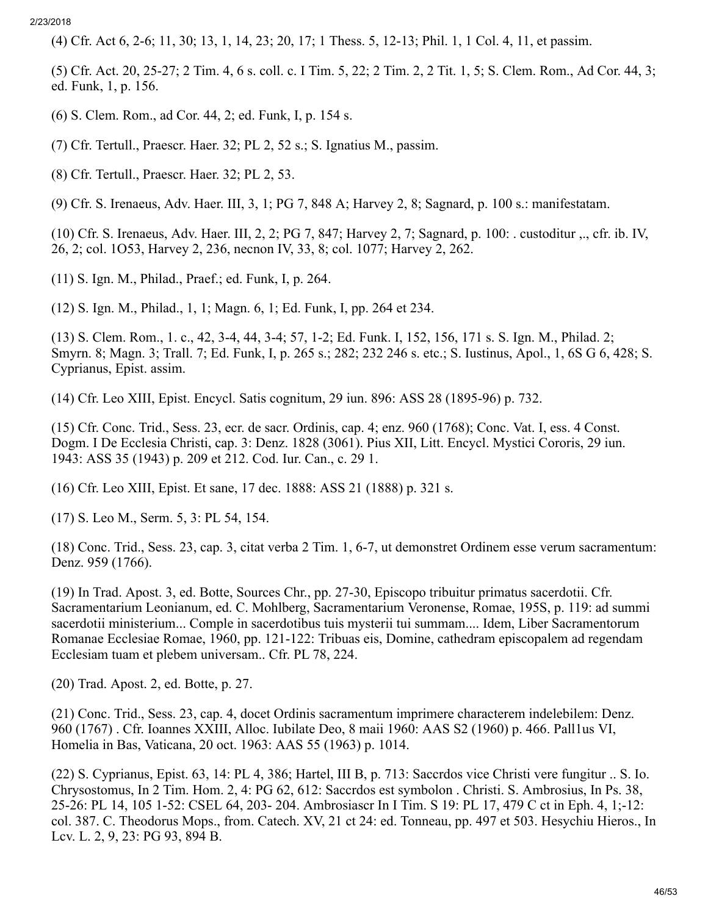(4) Cfr. Act 6, 2-6; 11, 30; 13, 1, 14, 23; 20, 17; 1 Thess. 5, 12-13; Phil. 1, 1 Col. 4, 11, et passim.

(5) Cfr. Act. 20, 25-27; 2 Tim. 4, 6 s. coll. c. I Tim. 5, 22; 2 Tim. 2, 2 Tit. 1, 5; S. Clem. Rom., Ad Cor. 44, 3; ed. Funk, 1, p. 156.

(6) S. Clem. Rom., ad Cor. 44, 2; ed. Funk, I, p. 154 s.

(7) Cfr. Tertull., Praescr. Haer. 32; PL 2, 52 s.; S. Ignatius M., passim.

(8) Cfr. Tertull., Praescr. Haer. 32; PL 2, 53.

(9) Cfr. S. Irenaeus, Adv. Haer. III, 3, 1; PG 7, 848 A; Harvey 2, 8; Sagnard, p. 100 s.: manifestatam.

(10) Cfr. S. Irenaeus, Adv. Haer. III, 2, 2; PG 7, 847; Harvey 2, 7; Sagnard, p. 100: . custoditur ,., cfr. ib. IV, 26, 2; col. 1O53, Harvey 2, 236, necnon IV, 33, 8; col. 1077; Harvey 2, 262.

(11) S. Ign. M., Philad., Praef.; ed. Funk, I, p. 264.

(12) S. Ign. M., Philad., 1, 1; Magn. 6, 1; Ed. Funk, I, pp. 264 et 234.

(13) S. Clem. Rom., 1. c., 42, 3-4, 44, 3-4; 57, 1-2; Ed. Funk. I, 152, 156, 171 s. S. Ign. M., Philad. 2; Smyrn. 8; Magn. 3; Trall. 7; Ed. Funk, I, p. 265 s.; 282; 232 246 s. etc.; S. Iustinus, Apol., 1, 6S G 6, 428; S. Cyprianus, Epist. assim.

(14) Cfr. Leo XIII, Epist. Encycl. Satis cognitum, 29 iun. 896: ASS 28 (1895-96) p. 732.

(15) Cfr. Conc. Trid., Sess. 23, ecr. de sacr. Ordinis, cap. 4; enz. 960 (1768); Conc. Vat. I, ess. 4 Const. Dogm. I De Ecclesia Christi, cap. 3: Denz. 1828 (3061). Pius XII, Litt. Encycl. Mystici Cororis, 29 iun. 1943: ASS 35 (1943) p. 209 et 212. Cod. Iur. Can., c. 29 1.

(16) Cfr. Leo XIII, Epist. Et sane, 17 dec. 1888: ASS 21 (1888) p. 321 s.

(17) S. Leo M., Serm. 5, 3: PL 54, 154.

(18) Conc. Trid., Sess. 23, cap. 3, citat verba 2 Tim. 1, 6-7, ut demonstret Ordinem esse verum sacramentum: Denz. 959 (1766).

(19) In Trad. Apost. 3, ed. Botte, Sources Chr., pp. 27-30, Episcopo tribuitur primatus sacerdotii. Cfr. Sacramentarium Leonianum, ed. C. Mohlberg, Sacramentarium Veronense, Romae, 195S, p. 119: ad summi sacerdotii ministerium... Comple in sacerdotibus tuis mysterii tui summam.... Idem, Liber Sacramentorum Romanae Ecclesiae Romae, 1960, pp. 121-122: Tribuas eis, Domine, cathedram episcopalem ad regendam Ecclesiam tuam et plebem universam.. Cfr. PL 78, 224.

(20) Trad. Apost. 2, ed. Botte, p. 27.

(21) Conc. Trid., Sess. 23, cap. 4, docet Ordinis sacramentum imprimere characterem indelebilem: Denz. 960 (1767) . Cfr. Ioannes XXIII, Alloc. Iubilate Deo, 8 maii 1960: AAS S2 (1960) p. 466. Pall1us VI, Homelia in Bas, Vaticana, 20 oct. 1963: AAS 55 (1963) p. 1014.

(22) S. Cyprianus, Epist. 63, 14: PL 4, 386; Hartel, III B, p. 713: Saccrdos vice Christi vere fungitur .. S. Io. Chrysostomus, In 2 Tim. Hom. 2, 4: PG 62, 612: Saccrdos est symbolon . Christi. S. Ambrosius, In Ps. 38, 25-26: PL 14, 105 1-52: CSEL 64, 203- 204. Ambrosiascr In I Tim. S 19: PL 17, 479 C ct in Eph. 4, 1;-12: col. 387. C. Theodorus Mops., from. Catech. XV, 21 ct 24: ed. Tonneau, pp. 497 et 503. Hesychiu Hieros., In Lcv. L. 2, 9, 23: PG 93, 894 B.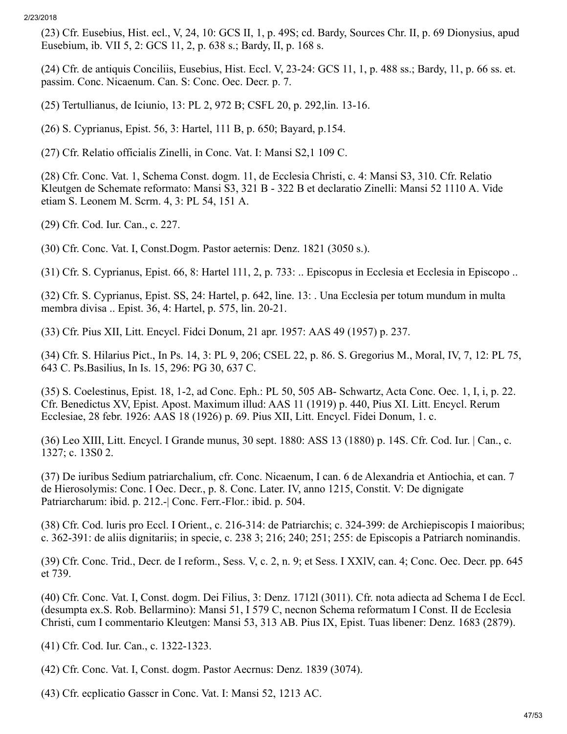(23) Cfr. Eusebius, Hist. ecl., V, 24, 10: GCS II, 1, p. 49S; cd. Bardy, Sources Chr. II, p. 69 Dionysius, apud Eusebium, ib. VII 5, 2: GCS 11, 2, p. 638 s.; Bardy, II, p. 168 s.

(24) Cfr. de antiquis Conciliis, Eusebius, Hist. Eccl. V, 23-24: GCS 11, 1, p. 488 ss.; Bardy, 11, p. 66 ss. et. passim. Conc. Nicaenum. Can. S: Conc. Oec. Decr. p. 7.

(25) Tertullianus, de Iciunio, 13: PL 2, 972 B; CSFL 20, p. 292,lin. 13-16.

(26) S. Cyprianus, Epist. 56, 3: Hartel, 111 B, p. 650; Bayard, p.154.

(27) Cfr. Relatio officialis Zinelli, in Conc. Vat. I: Mansi S2,1 109 C.

(28) Cfr. Conc. Vat. 1, Schema Const. dogm. 11, de Ecclesia Christi, c. 4: Mansi S3, 310. Cfr. Relatio Kleutgen de Schemate reformato: Mansi S3, 321 B - 322 B et declaratio Zinelli: Mansi 52 1110 A. Vide etiam S. Leonem M. Scrm. 4, 3: PL 54, 151 A.

(29) Cfr. Cod. Iur. Can., c. 227.

(30) Cfr. Conc. Vat. I, Const.Dogm. Pastor aeternis: Denz. 1821 (3050 s.).

(31) Cfr. S. Cyprianus, Epist. 66, 8: Hartel 111, 2, p. 733: .. Episcopus in Ecclesia et Ecclesia in Episcopo ..

(32) Cfr. S. Cyprianus, Epist. SS, 24: Hartel, p. 642, line. 13: . Una Ecclesia per totum mundum in multa membra divisa .. Epist. 36, 4: Hartel, p. 575, lin. 20-21.

(33) Cfr. Pius XII, Litt. Encycl. Fidci Donum, 21 apr. 1957: AAS 49 (1957) p. 237.

(34) Cfr. S. Hilarius Pict., In Ps. 14, 3: PL 9, 206; CSEL 22, p. 86. S. Gregorius M., Moral, IV, 7, 12: PL 75, 643 C. Ps.Basilius, In Is. 15, 296: PG 30, 637 C.

(35) S. Coelestinus, Epist. 18, 1-2, ad Conc. Eph.: PL 50, 505 AB- Schwartz, Acta Conc. Oec. 1, I, i, p. 22. Cfr. Benedictus XV, Epist. Apost. Maximum illud: AAS 11 (1919) p. 440, Pius XI. Litt. Encycl. Rerum Ecclesiae, 28 febr. 1926: AAS 18 (1926) p. 69. Pius XII, Litt. Encycl. Fidei Donum, 1. c.

(36) Leo XIII, Litt. Encycl. I Grande munus, 30 sept. 1880: ASS 13 (1880) p. 14S. Cfr. Cod. Iur. | Can., c. 1327; c. 13S0 2.

(37) De iuribus Sedium patriarchalium, cfr. Conc. Nicaenum, I can. 6 de Alexandria et Antiochia, et can. 7 de Hierosolymis: Conc. I Oec. Decr., p. 8. Conc. Later. IV, anno 1215, Constit. V: De dignigate Patriarcharum: ibid. p. 212.-| Conc. Ferr.-Flor.: ibid. p. 504.

(38) Cfr. Cod. luris pro Eccl. I Orient., c. 216-314: de Patriarchis; c. 324-399: de Archiepiscopis I maioribus; c. 362-391: de aliis dignitariis; in specie, c. 238 3; 216; 240; 251; 255: de Episcopis a Patriarch nominandis.

(39) Cfr. Conc. Trid., Decr. de I reform., Sess. V, c. 2, n. 9; et Sess. I XXlV, can. 4; Conc. Oec. Decr. pp. 645 et 739.

(40) Cfr. Conc. Vat. I, Const. dogm. Dei Filius, 3: Denz. 1712l (3011). Cfr. nota adiecta ad Schema I de Eccl. (desumpta ex.S. Rob. Bellarmino): Mansi 51, I 579 C, necnon Schema reformatum I Const. II de Ecclesia Christi, cum I commentario Kleutgen: Mansi 53, 313 AB. Pius IX, Epist. Tuas libener: Denz. 1683 (2879).

(41) Cfr. Cod. Iur. Can., c. 1322-1323.

(42) Cfr. Conc. Vat. I, Const. dogm. Pastor Aecrnus: Denz. 1839 (3074).

(43) Cfr. ecplicatio Gasscr in Conc. Vat. I: Mansi 52, 1213 AC.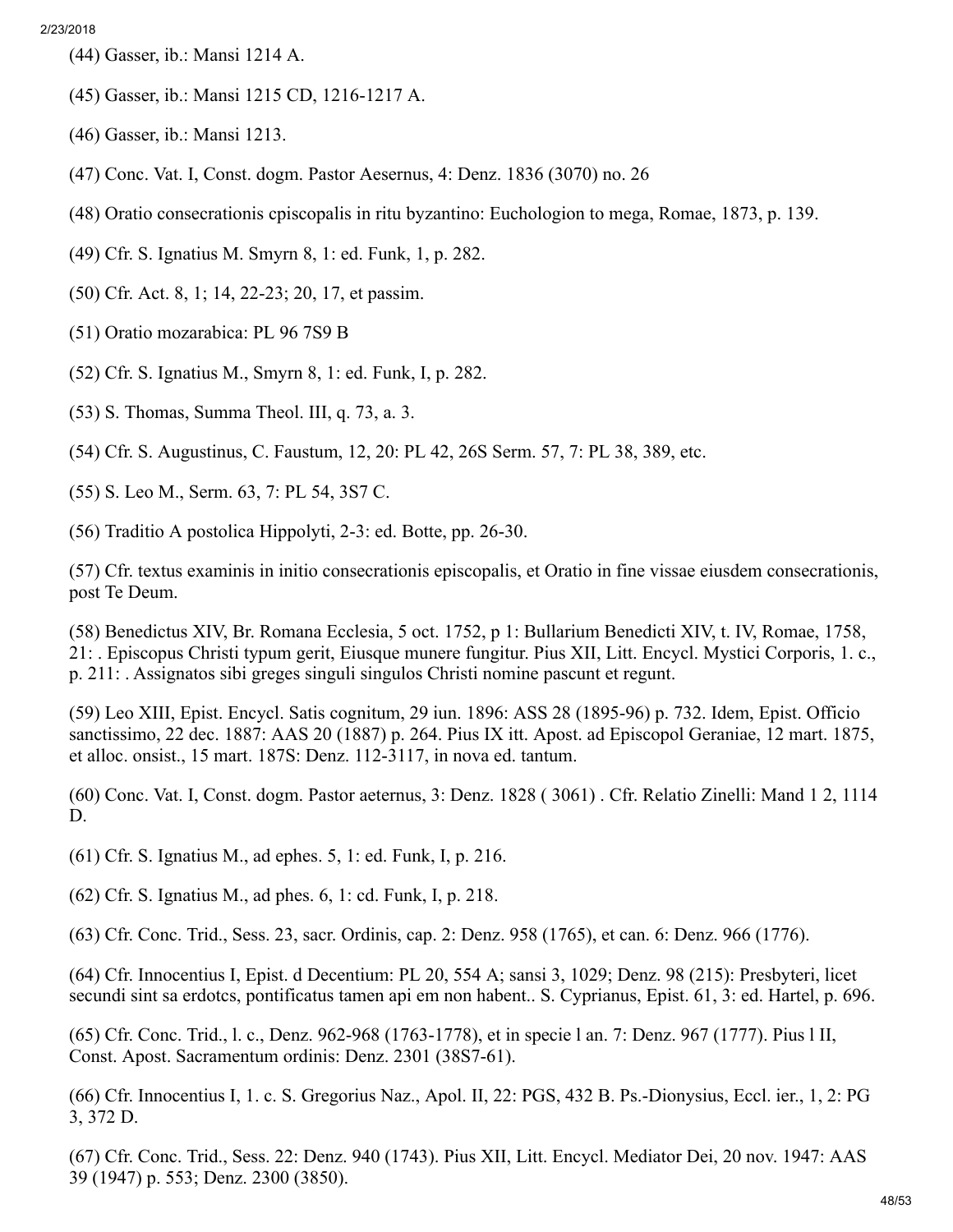(44) Gasser, ib.: Mansi 1214 A.

(45) Gasser, ib.: Mansi 1215 CD, 1216-1217 A.

(46) Gasser, ib.: Mansi 1213.

(47) Conc. Vat. I, Const. dogm. Pastor Aesernus, 4: Denz. 1836 (3070) no. 26

(48) Oratio consecrationis cpiscopalis in ritu byzantino: Euchologion to mega, Romae, 1873, p. 139.

(49) Cfr. S. Ignatius M. Smyrn 8, 1: ed. Funk, 1, p. 282.

(50) Cfr. Act. 8, 1; 14, 22-23; 20, 17, et passim.

(51) Oratio mozarabica: PL 96 7S9 B

(52) Cfr. S. Ignatius M., Smyrn 8, 1: ed. Funk, I, p. 282.

(53) S. Thomas, Summa Theol. III, q. 73, a. 3.

(54) Cfr. S. Augustinus, C. Faustum, 12, 20: PL 42, 26S Serm. 57, 7: PL 38, 389, etc.

(55) S. Leo M., Serm. 63, 7: PL 54, 3S7 C.

(56) Traditio A postolica Hippolyti, 2-3: ed. Botte, pp. 26-30.

(57) Cfr. textus examinis in initio consecrationis episcopalis, et Oratio in fine vissae eiusdem consecrationis, post Te Deum.

(58) Benedictus XIV, Br. Romana Ecclesia, 5 oct. 1752, p 1: Bullarium Benedicti XIV, t. IV, Romae, 1758, 21: . Episcopus Christi typum gerit, Eiusque munere fungitur. Pius XII, Litt. Encycl. Mystici Corporis, 1. c., p. 211: . Assignatos sibi greges singuli singulos Christi nomine pascunt et regunt.

(59) Leo XIII, Epist. Encycl. Satis cognitum, 29 iun. 1896: ASS 28 (1895-96) p. 732. Idem, Epist. Officio sanctissimo, 22 dec. 1887: AAS 20 (1887) p. 264. Pius IX itt. Apost. ad Episcopol Geraniae, 12 mart. 1875, et alloc. onsist., 15 mart. 187S: Denz. 112-3117, in nova ed. tantum.

(60) Conc. Vat. I, Const. dogm. Pastor aeternus, 3: Denz. 1828 ( 3061) . Cfr. Relatio Zinelli: Mand 1 2, 1114 D.

(61) Cfr. S. Ignatius M., ad ephes. 5, 1: ed. Funk, I, p. 216.

(62) Cfr. S. Ignatius M., ad phes. 6, 1: cd. Funk, I, p. 218.

(63) Cfr. Conc. Trid., Sess. 23, sacr. Ordinis, cap. 2: Denz. 958 (1765), et can. 6: Denz. 966 (1776).

(64) Cfr. Innocentius I, Epist. d Decentium: PL 20, 554 A; sansi 3, 1029; Denz. 98 (215): Presbyteri, licet secundi sint sa erdotcs, pontificatus tamen api em non habent.. S. Cyprianus, Epist. 61, 3: ed. Hartel, p. 696.

(65) Cfr. Conc. Trid., l. c., Denz. 962-968 (1763-1778), et in specie l an. 7: Denz. 967 (1777). Pius l II, Const. Apost. Sacramentum ordinis: Denz. 2301 (38S7-61).

(66) Cfr. Innocentius I, 1. c. S. Gregorius Naz., Apol. II, 22: PGS, 432 B. Ps.-Dionysius, Eccl. ier., 1, 2: PG 3, 372 D.

(67) Cfr. Conc. Trid., Sess. 22: Denz. 940 (1743). Pius XII, Litt. Encycl. Mediator Dei, 20 nov. 1947: AAS 39 (1947) p. 553; Denz. 2300 (3850).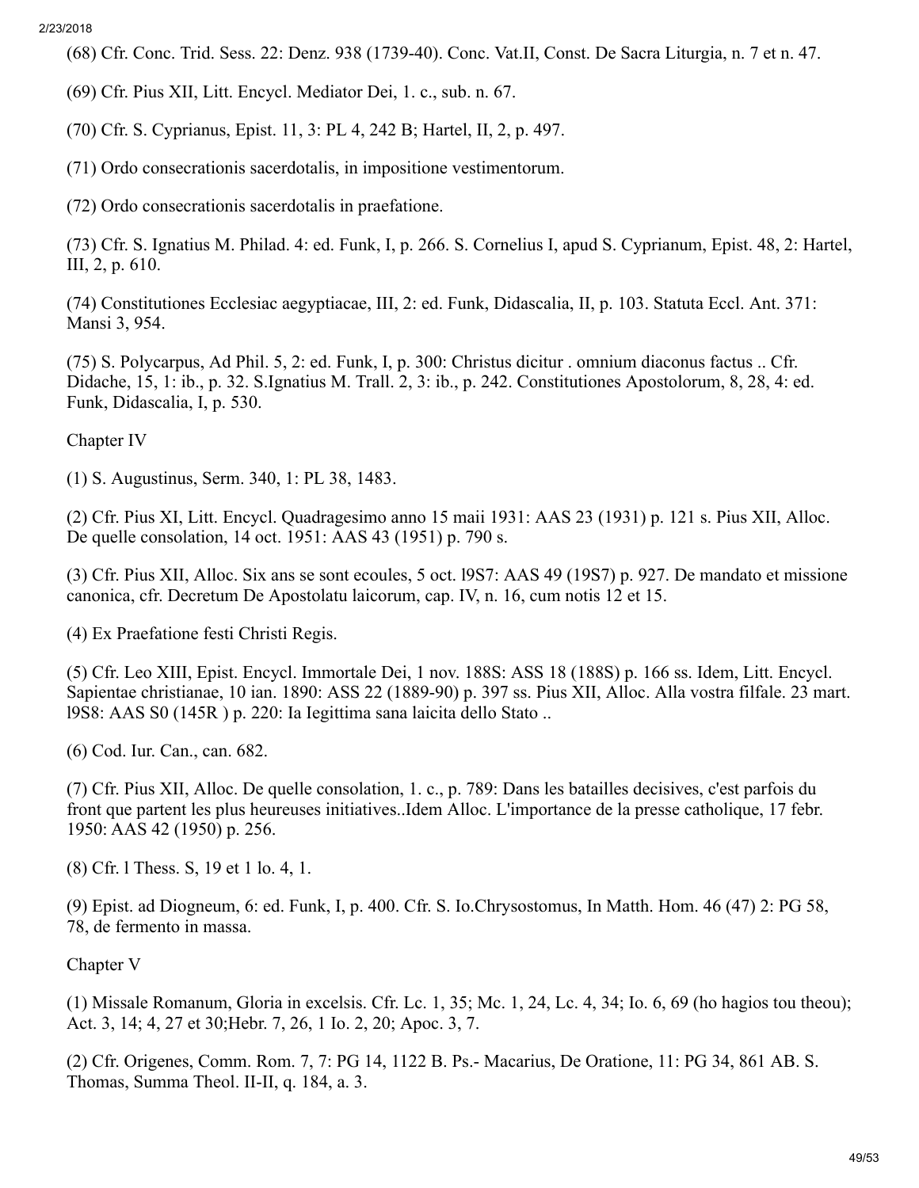(68) Cfr. Conc. Trid. Sess. 22: Denz. 938 (1739-40). Conc. Vat.II, Const. De Sacra Liturgia, n. 7 et n. 47.

(69) Cfr. Pius XII, Litt. Encycl. Mediator Dei, 1. c., sub. n. 67.

(70) Cfr. S. Cyprianus, Epist. 11, 3: PL 4, 242 B; Hartel, II, 2, p. 497.

(71) Ordo consecrationis sacerdotalis, in impositione vestimentorum.

(72) Ordo consecrationis sacerdotalis in praefatione.

(73) Cfr. S. Ignatius M. Philad. 4: ed. Funk, I, p. 266. S. Cornelius I, apud S. Cyprianum, Epist. 48, 2: Hartel, III, 2, p. 610.

(74) Constitutiones Ecclesiac aegyptiacae, III, 2: ed. Funk, Didascalia, II, p. 103. Statuta Eccl. Ant. 371: Mansi 3, 954.

(75) S. Polycarpus, Ad Phil. 5, 2: ed. Funk, I, p. 300: Christus dicitur . omnium diaconus factus .. Cfr. Didache, 15, 1: ib., p. 32. S.Ignatius M. Trall. 2, 3: ib., p. 242. Constitutiones Apostolorum, 8, 28, 4: ed. Funk, Didascalia, I, p. 530.

Chapter IV

(1) S. Augustinus, Serm. 340, 1: PL 38, 1483.

(2) Cfr. Pius XI, Litt. Encycl. Quadragesimo anno 15 maii 1931: AAS 23 (1931) p. 121 s. Pius XII, Alloc. De quelle consolation, 14 oct. 1951: AAS 43 (1951) p. 790 s.

(3) Cfr. Pius XII, Alloc. Six ans se sont ecoules, 5 oct. l9S7: AAS 49 (19S7) p. 927. De mandato et missione canonica, cfr. Decretum De Apostolatu laicorum, cap. IV, n. 16, cum notis 12 et 15.

(4) Ex Praefatione festi Christi Regis.

(5) Cfr. Leo XIII, Epist. Encycl. Immortale Dei, 1 nov. 188S: ASS 18 (188S) p. 166 ss. Idem, Litt. Encycl. Sapientae christianae, 10 ian. 1890: ASS 22 (1889-90) p. 397 ss. Pius XII, Alloc. Alla vostra filfale. 23 mart. l9S8: AAS S0 (145R ) p. 220: Ia Iegittima sana laicita dello Stato ..

(6) Cod. Iur. Can., can. 682.

(7) Cfr. Pius XII, Alloc. De quelle consolation, 1. c., p. 789: Dans les batailles decisives, c'est parfois du front que partent les plus heureuses initiatives..Idem Alloc. L'importance de la presse catholique, 17 febr. 1950: AAS 42 (1950) p. 256.

(8) Cfr. l Thess. S, 19 et 1 lo. 4, 1.

(9) Epist. ad Diogneum, 6: ed. Funk, I, p. 400. Cfr. S. Io.Chrysostomus, In Matth. Hom. 46 (47) 2: PG 58, 78, de fermento in massa.

Chapter V

(1) Missale Romanum, Gloria in excelsis. Cfr. Lc. 1, 35; Mc. 1, 24, Lc. 4, 34; Io. 6, 69 (ho hagios tou theou); Act. 3, 14; 4, 27 et 30;Hebr. 7, 26, 1 Io. 2, 20; Apoc. 3, 7.

(2) Cfr. Origenes, Comm. Rom. 7, 7: PG 14, 1122 B. Ps.- Macarius, De Oratione, 11: PG 34, 861 AB. S. Thomas, Summa Theol. II-II, q. 184, a. 3.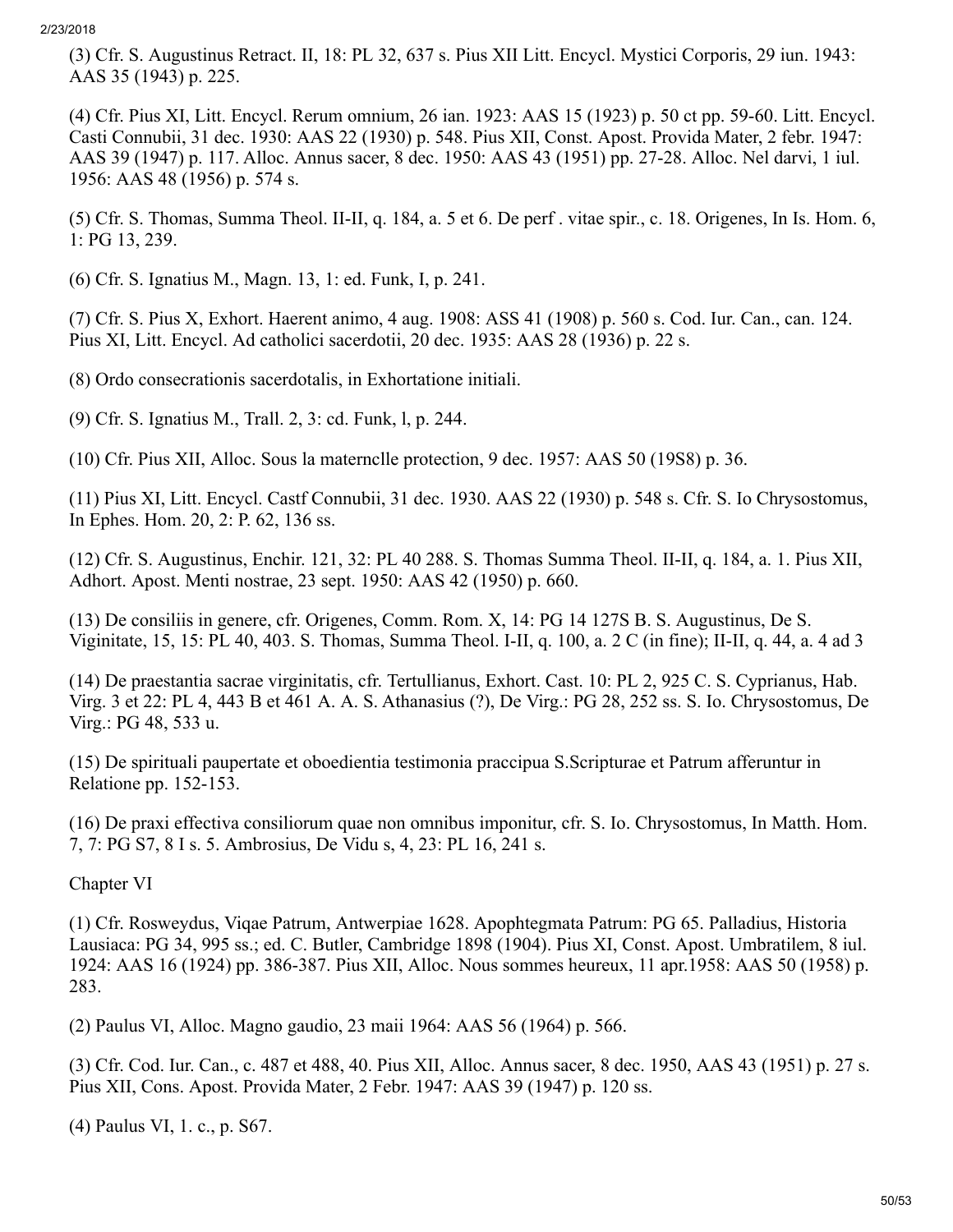(3) Cfr. S. Augustinus Retract. II, 18: PL 32, 637 s. Pius XII Litt. Encycl. Mystici Corporis, 29 iun. 1943: AAS 35 (1943) p. 225.

(4) Cfr. Pius XI, Litt. Encycl. Rerum omnium, 26 ian. 1923: AAS 15 (1923) p. 50 ct pp. 59-60. Litt. Encycl. Casti Connubii, 31 dec. 1930: AAS 22 (1930) p. 548. Pius XII, Const. Apost. Provida Mater, 2 febr. 1947: AAS 39 (1947) p. 117. Alloc. Annus sacer, 8 dec. 1950: AAS 43 (1951) pp. 27-28. Alloc. Nel darvi, 1 iul. 1956: AAS 48 (1956) p. 574 s.

(5) Cfr. S. Thomas, Summa Theol. II-II, q. 184, a. 5 et 6. De perf . vitae spir., c. 18. Origenes, In Is. Hom. 6, 1: PG 13, 239.

(6) Cfr. S. Ignatius M., Magn. 13, 1: ed. Funk, I, p. 241.

(7) Cfr. S. Pius X, Exhort. Haerent animo, 4 aug. 1908: ASS 41 (1908) p. 560 s. Cod. Iur. Can., can. 124. Pius XI, Litt. Encycl. Ad catholici sacerdotii, 20 dec. 1935: AAS 28 (1936) p. 22 s.

(8) Ordo consecrationis sacerdotalis, in Exhortatione initiali.

(9) Cfr. S. Ignatius M., Trall. 2, 3: cd. Funk, l, p. 244.

(10) Cfr. Pius XII, Alloc. Sous la maternclle protection, 9 dec. 1957: AAS 50 (19S8) p. 36.

(11) Pius XI, Litt. Encycl. Castf Connubii, 31 dec. 1930. AAS 22 (1930) p. 548 s. Cfr. S. Io Chrysostomus, In Ephes. Hom. 20, 2: P. 62, 136 ss.

(12) Cfr. S. Augustinus, Enchir. 121, 32: PL 40 288. S. Thomas Summa Theol. II-II, q. 184, a. 1. Pius XII, Adhort. Apost. Menti nostrae, 23 sept. 1950: AAS 42 (1950) p. 660.

(13) De consiliis in genere, cfr. Origenes, Comm. Rom. X, 14: PG 14 127S B. S. Augustinus, De S. Viginitate, 15, 15: PL 40, 403. S. Thomas, Summa Theol. I-II, q. 100, a. 2 C (in fine); II-II, q. 44, a. 4 ad 3

(14) De praestantia sacrae virginitatis, cfr. Tertullianus, Exhort. Cast. 10: PL 2, 925 C. S. Cyprianus, Hab. Virg. 3 et 22: PL 4, 443 B et 461 A. A. S. Athanasius (?), De Virg.: PG 28, 252 ss. S. Io. Chrysostomus, De Virg.: PG 48, 533 u.

(15) De spirituali paupertate et oboedientia testimonia praccipua S.Scripturae et Patrum afferuntur in Relatione pp. 152-153.

(16) De praxi effectiva consiliorum quae non omnibus imponitur, cfr. S. Io. Chrysostomus, In Matth. Hom. 7, 7: PG S7, 8 I s. 5. Ambrosius, De Vidu s, 4, 23: PL 16, 241 s.

Chapter VI

(1) Cfr. Rosweydus, Viqae Patrum, Antwerpiae 1628. Apophtegmata Patrum: PG 65. Palladius, Historia Lausiaca: PG 34, 995 ss.; ed. C. Butler, Cambridge 1898 (1904). Pius XI, Const. Apost. Umbratilem, 8 iul. 1924: AAS 16 (1924) pp. 386-387. Pius XII, Alloc. Nous sommes heureux, 11 apr.1958: AAS 50 (1958) p. 283.

(2) Paulus VI, Alloc. Magno gaudio, 23 maii 1964: AAS 56 (1964) p. 566.

(3) Cfr. Cod. Iur. Can., c. 487 et 488, 40. Pius XII, Alloc. Annus sacer, 8 dec. 1950, AAS 43 (1951) p. 27 s. Pius XII, Cons. Apost. Provida Mater, 2 Febr. 1947: AAS 39 (1947) p. 120 ss.

(4) Paulus VI, 1. c., p. S67.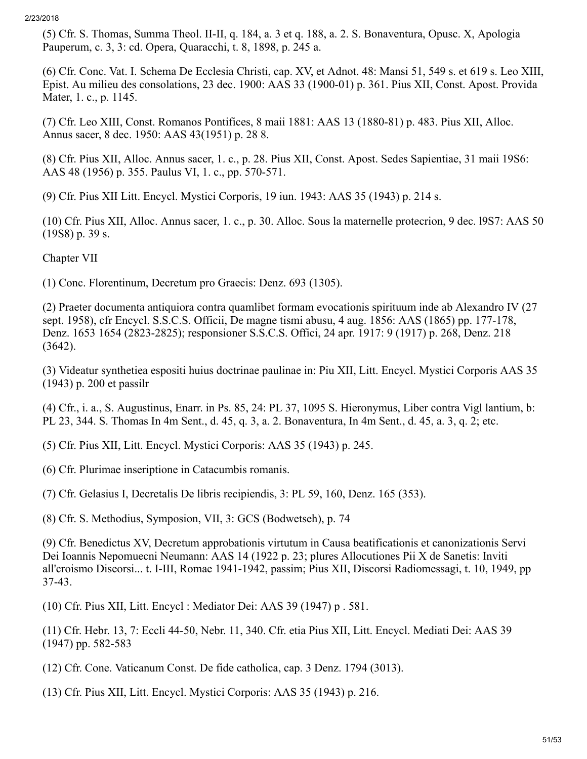(5) Cfr. S. Thomas, Summa Theol. II-II, q. 184, a. 3 et q. 188, a. 2. S. Bonaventura, Opusc. X, Apologia Pauperum, c. 3, 3: cd. Opera, Quaracchi, t. 8, 1898, p. 245 a.

(6) Cfr. Conc. Vat. I. Schema De Ecclesia Christi, cap. XV, et Adnot. 48: Mansi 51, 549 s. et 619 s. Leo XIII, Epist. Au milieu des consolations, 23 dec. 1900: AAS 33 (1900-01) p. 361. Pius XII, Const. Apost. Provida Mater, 1. c., p. 1145.

(7) Cfr. Leo XIII, Const. Romanos Pontifices, 8 maii 1881: AAS 13 (1880-81) p. 483. Pius XII, Alloc. Annus sacer, 8 dec. 1950: AAS 43(1951) p. 28 8.

(8) Cfr. Pius XII, Alloc. Annus sacer, 1. c., p. 28. Pius XII, Const. Apost. Sedes Sapientiae, 31 maii 19S6: AAS 48 (1956) p. 355. Paulus VI, 1. c., pp. 570-571.

(9) Cfr. Pius XII Litt. Encycl. Mystici Corporis, 19 iun. 1943: AAS 35 (1943) p. 214 s.

(10) Cfr. Pius XII, Alloc. Annus sacer, 1. c., p. 30. Alloc. Sous la maternelle protecrion, 9 dec. l9S7: AAS 50 (19S8) p. 39 s.

Chapter VII

(1) Conc. Florentinum, Decretum pro Graecis: Denz. 693 (1305).

(2) Praeter documenta antiquiora contra quamlibet formam evocationis spirituum inde ab Alexandro IV (27 sept. 1958), cfr Encycl. S.S.C.S. Officii, De magne tismi abusu, 4 aug. 1856: AAS (1865) pp. 177-178, Denz. 1653 1654 (2823-2825); responsioner S.S.C.S. Offici, 24 apr. 1917: 9 (1917) p. 268, Denz. 218 (3642).

(3) Videatur synthetiea espositi huius doctrinae paulinae in: Piu XII, Litt. Encycl. Mystici Corporis AAS 35 (1943) p. 200 et passilr

(4) Cfr., i. a., S. Augustinus, Enarr. in Ps. 85, 24: PL 37, 1095 S. Hieronymus, Liber contra Vigl lantium, b: PL 23, 344. S. Thomas In 4m Sent., d. 45, q. 3, a. 2. Bonaventura, In 4m Sent., d. 45, a. 3, q. 2; etc.

(5) Cfr. Pius XII, Litt. Encycl. Mystici Corporis: AAS 35 (1943) p. 245.

(6) Cfr. Plurimae inseriptione in Catacumbis romanis.

(7) Cfr. Gelasius I, Decretalis De libris recipiendis, 3: PL 59, 160, Denz. 165 (353).

(8) Cfr. S. Methodius, Symposion, VII, 3: GCS (Bodwetseh), p. 74

(9) Cfr. Benedictus XV, Decretum approbationis virtutum in Causa beatificationis et canonizationis Servi Dei Ioannis Nepomuecni Neumann: AAS 14 (1922 p. 23; plures Allocutiones Pii X de Sanetis: Inviti all'croismo Diseorsi... t. I-III, Romae 1941-1942, passim; Pius XII, Discorsi Radiomessagi, t. 10, 1949, pp 37-43.

(10) Cfr. Pius XII, Litt. Encycl : Mediator Dei: AAS 39 (1947) p . 581.

(11) Cfr. Hebr. 13, 7: Eccli 44-50, Nebr. 11, 340. Cfr. etia Pius XII, Litt. Encycl. Mediati Dei: AAS 39 (1947) pp. 582-583

(12) Cfr. Cone. Vaticanum Const. De fide catholica, cap. 3 Denz. 1794 (3013).

(13) Cfr. Pius XII, Litt. Encycl. Mystici Corporis: AAS 35 (1943) p. 216.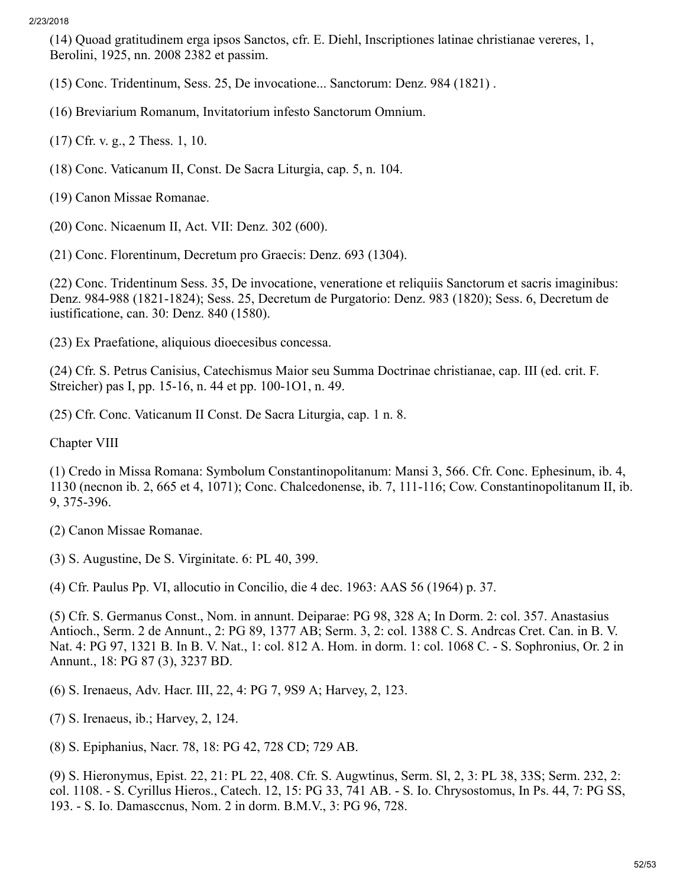(14) Quoad gratitudinem erga ipsos Sanctos, cfr. E. Diehl, Inscriptiones latinae christianae vereres, 1, Berolini, 1925, nn. 2008 2382 et passim.

(15) Conc. Tridentinum, Sess. 25, De invocatione... Sanctorum: Denz. 984 (1821) .

(16) Breviarium Romanum, Invitatorium infesto Sanctorum Omnium.

(17) Cfr. v. g., 2 Thess. 1, 10.

(18) Conc. Vaticanum II, Const. De Sacra Liturgia, cap. 5, n. 104.

(19) Canon Missae Romanae.

(20) Conc. Nicaenum II, Act. VII: Denz. 302 (600).

(21) Conc. Florentinum, Decretum pro Graecis: Denz. 693 (1304).

(22) Conc. Tridentinum Sess. 35, De invocatione, veneratione et reliquiis Sanctorum et sacris imaginibus: Denz. 984-988 (1821-1824); Sess. 25, Decretum de Purgatorio: Denz. 983 (1820); Sess. 6, Decretum de iustificatione, can. 30: Denz. 840 (1580).

(23) Ex Praefatione, aliquious dioecesibus concessa.

(24) Cfr. S. Petrus Canisius, Catechismus Maior seu Summa Doctrinae christianae, cap. III (ed. crit. F. Streicher) pas I, pp. 15-16, n. 44 et pp. 100-1O1, n. 49.

(25) Cfr. Conc. Vaticanum II Const. De Sacra Liturgia, cap. 1 n. 8.

Chapter VIII

(1) Credo in Missa Romana: Symbolum Constantinopolitanum: Mansi 3, 566. Cfr. Conc. Ephesinum, ib. 4, 1130 (necnon ib. 2, 665 et 4, 1071); Conc. Chalcedonense, ib. 7, 111-116; Cow. Constantinopolitanum II, ib. 9, 375-396.

(2) Canon Missae Romanae.

(3) S. Augustine, De S. Virginitate. 6: PL 40, 399.

(4) Cfr. Paulus Pp. VI, allocutio in Concilio, die 4 dec. 1963: AAS 56 (1964) p. 37.

(5) Cfr. S. Germanus Const., Nom. in annunt. Deiparae: PG 98, 328 A; In Dorm. 2: col. 357. Anastasius Antioch., Serm. 2 de Annunt., 2: PG 89, 1377 AB; Serm. 3, 2: col. 1388 C. S. Andrcas Cret. Can. in B. V. Nat. 4: PG 97, 1321 B. In B. V. Nat., 1: col. 812 A. Hom. in dorm. 1: col. 1068 C. - S. Sophronius, Or. 2 in Annunt., 18: PG 87 (3), 3237 BD.

(6) S. Irenaeus, Adv. Hacr. III, 22, 4: PG 7, 9S9 A; Harvey, 2, 123.

(7) S. Irenaeus, ib.; Harvey, 2, 124.

(8) S. Epiphanius, Nacr. 78, 18: PG 42, 728 CD; 729 AB.

(9) S. Hieronymus, Epist. 22, 21: PL 22, 408. Cfr. S. Augwtinus, Serm. Sl, 2, 3: PL 38, 33S; Serm. 232, 2: col. 1108. - S. Cyrillus Hieros., Catech. 12, 15: PG 33, 741 AB. - S. Io. Chrysostomus, In Ps. 44, 7: PG SS, 193. - S. Io. Damasccnus, Nom. 2 in dorm. B.M.V., 3: PG 96, 728.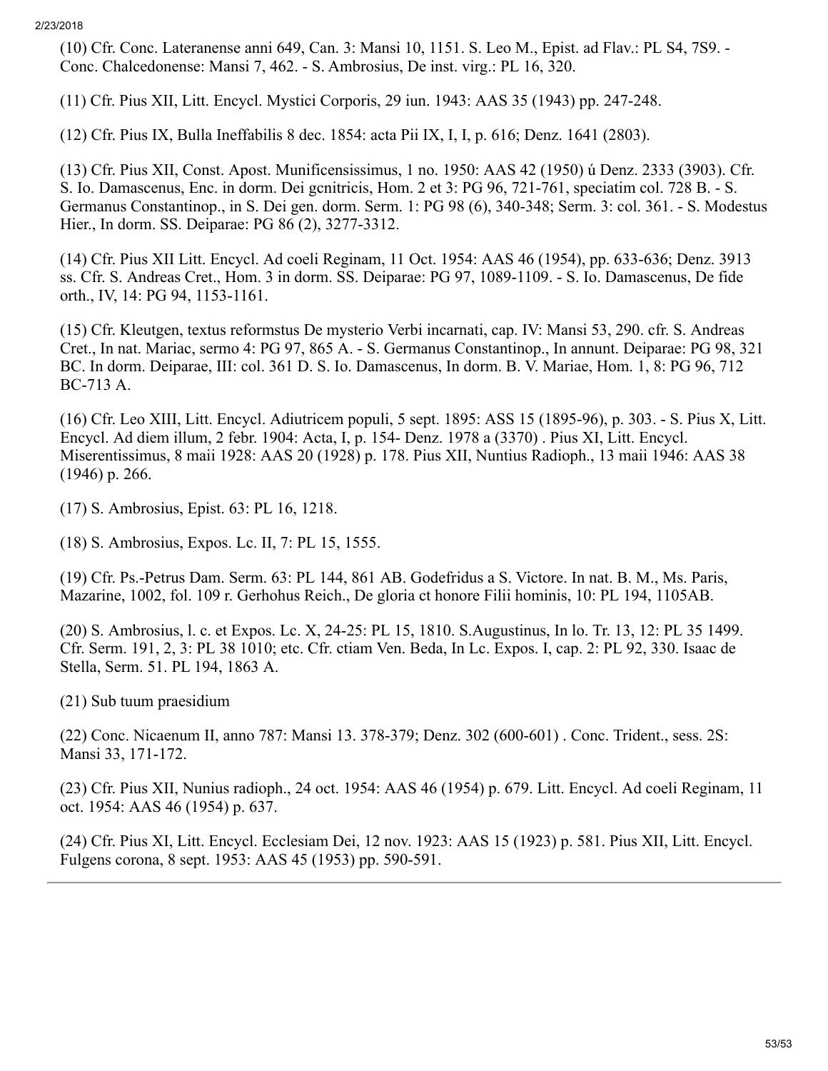(10) Cfr. Conc. Lateranense anni 649, Can. 3: Mansi 10, 1151. S. Leo M., Epist. ad Flav.: PL S4, 7S9. - Conc. Chalcedonense: Mansi 7, 462. - S. Ambrosius, De inst. virg.: PL 16, 320.

(11) Cfr. Pius XII, Litt. Encycl. Mystici Corporis, 29 iun. 1943: AAS 35 (1943) pp. 247-248.

(12) Cfr. Pius IX, Bulla Ineffabilis 8 dec. 1854: acta Pii IX, I, I, p. 616; Denz. 1641 (2803).

(13) Cfr. Pius XII, Const. Apost. Munificensissimus, 1 no. 1950: AAS 42 (1950) ú Denz. 2333 (3903). Cfr. S. Io. Damascenus, Enc. in dorm. Dei gcnitricis, Hom. 2 et 3: PG 96, 721-761, speciatim col. 728 B. - S. Germanus Constantinop., in S. Dei gen. dorm. Serm. 1: PG 98 (6), 340-348; Serm. 3: col. 361. - S. Modestus Hier., In dorm. SS. Deiparae: PG 86 (2), 3277-3312.

(14) Cfr. Pius XII Litt. Encycl. Ad coeli Reginam, 11 Oct. 1954: AAS 46 (1954), pp. 633-636; Denz. 3913 ss. Cfr. S. Andreas Cret., Hom. 3 in dorm. SS. Deiparae: PG 97, 1089-1109. - S. Io. Damascenus, De fide orth., IV, 14: PG 94, 1153-1161.

(15) Cfr. Kleutgen, textus reformstus De mysterio Verbi incarnati, cap. IV: Mansi 53, 290. cfr. S. Andreas Cret., In nat. Mariac, sermo 4: PG 97, 865 A. - S. Germanus Constantinop., In annunt. Deiparae: PG 98, 321 BC. In dorm. Deiparae, III: col. 361 D. S. Io. Damascenus, In dorm. B. V. Mariae, Hom. 1, 8: PG 96, 712 BC-713 A.

(16) Cfr. Leo XIII, Litt. Encycl. Adiutricem populi, 5 sept. 1895: ASS 15 (1895-96), p. 303. - S. Pius X, Litt. Encycl. Ad diem illum, 2 febr. 1904: Acta, I, p. 154- Denz. 1978 a (3370) . Pius XI, Litt. Encycl. Miserentissimus, 8 maii 1928: AAS 20 (1928) p. 178. Pius XII, Nuntius Radioph., 13 maii 1946: AAS 38 (1946) p. 266.

(17) S. Ambrosius, Epist. 63: PL 16, 1218.

(18) S. Ambrosius, Expos. Lc. II, 7: PL 15, 1555.

(19) Cfr. Ps.-Petrus Dam. Serm. 63: PL 144, 861 AB. Godefridus a S. Victore. In nat. B. M., Ms. Paris, Mazarine, 1002, fol. 109 r. Gerhohus Reich., De gloria ct honore Filii hominis, 10: PL 194, 1105AB.

(20) S. Ambrosius, l. c. et Expos. Lc. X, 24-25: PL 15, 1810. S.Augustinus, In lo. Tr. 13, 12: PL 35 1499. Cfr. Serm. 191, 2, 3: PL 38 1010; etc. Cfr. ctiam Ven. Beda, In Lc. Expos. I, cap. 2: PL 92, 330. Isaac de Stella, Serm. 51. PL 194, 1863 A.

(21) Sub tuum praesidium

(22) Conc. Nicaenum II, anno 787: Mansi 13. 378-379; Denz. 302 (600-601) . Conc. Trident., sess. 2S: Mansi 33, 171-172.

(23) Cfr. Pius XII, Nunius radioph., 24 oct. 1954: AAS 46 (1954) p. 679. Litt. Encycl. Ad coeli Reginam, 11 oct. 1954: AAS 46 (1954) p. 637.

(24) Cfr. Pius XI, Litt. Encycl. Ecclesiam Dei, 12 nov. 1923: AAS 15 (1923) p. 581. Pius XII, Litt. Encycl. Fulgens corona, 8 sept. 1953: AAS 45 (1953) pp. 590-591.